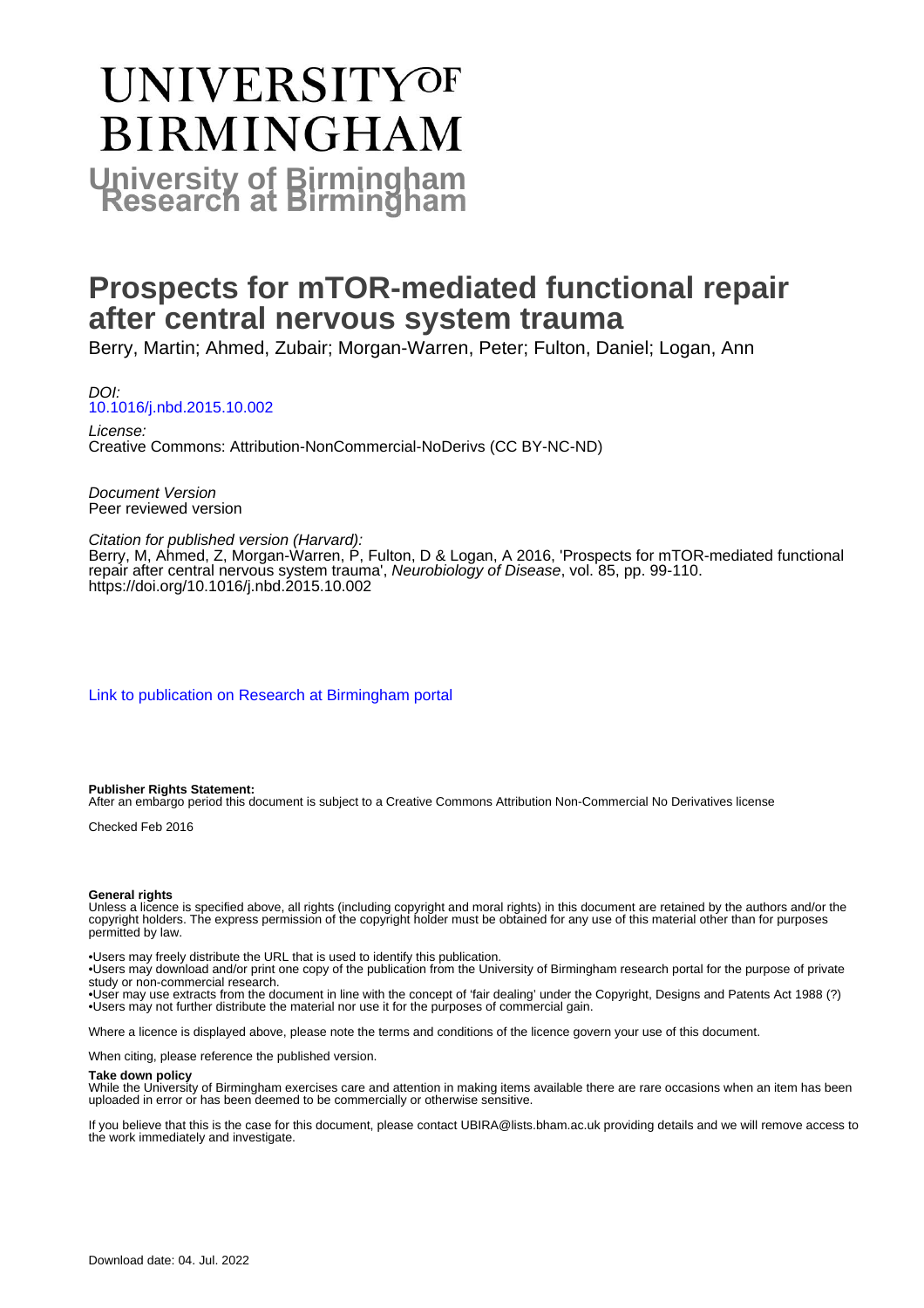# UNIVERSITY OF BIRMINGHAM

**University of Birmingham Research at Birmingham**

# Prospects for mTOR-mediated functional repair after central nervous system trauma

Berry, Martin; Ahmed, Zubair; Morgan-Warren, Peter; Fulton, Daniel; Logan, Ann

*DOI:*
[10.1016/j.nbd.2015.10.002](https://doi.org/10.1016/j.nbd.2015.10.002)

*License:*
Creative Commons: Attribution-NonCommercial-NoDerivs (CC BY-NC-ND)

*Document Version*
Peer reviewed version

*Citation for published version (Harvard):*
Berry, M, Ahmed, Z, Morgan-Warren, P, Fulton, D & Logan, A 2016, 'Prospects for mTOR-mediated functional repair after central nervous system trauma', *Neurobiology of Disease*, vol. 85, pp. 99-110. https://doi.org/10.1016/j.nbd.2015.10.002

[Link to publication on Research at Birmingham portal](#)

**Publisher Rights Statement:**
After an embargo period this document is subject to a Creative Commons Attribution Non-Commercial No Derivatives license

Checked Feb 2016

**General rights**
Unless a licence is specified above, all rights (including copyright and moral rights) in this document are retained by the authors and/or the copyright holders. The express permission of the copyright holder must be obtained for any use of this material other than for purposes permitted by law.

•Users may freely distribute the URL that is used to identify this publication.
•Users may download and/or print one copy of the publication from the University of Birmingham research portal for the purpose of private study or non-commercial research.
•User may use extracts from the document in line with the concept of 'fair dealing' under the Copyright, Designs and Patents Act 1988 (?)
•Users may not further distribute the material nor use it for the purposes of commercial gain.

Where a licence is displayed above, please note the terms and conditions of the licence govern your use of this document.

When citing, please reference the published version.

**Take down policy**
While the University of Birmingham exercises care and attention in making items available there are rare occasions when an item has been uploaded in error or has been deemed to be commercially or otherwise sensitive.

If you believe that this is the case for this document, please contact UBIRA@lists.bham.ac.uk providing details and we will remove access to the work immediately and investigate.

Download date: 04. Jul. 2022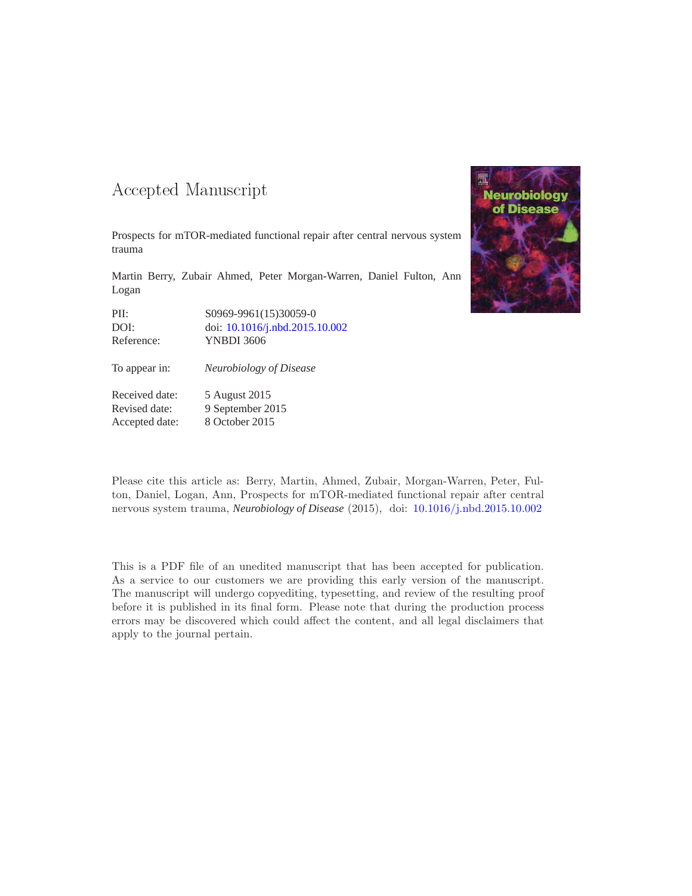# Accepted Manuscript

Prospects for mTOR-mediated functional repair after central nervous system trauma

Martin Berry, Zubair Ahmed, Peter Morgan-Warren, Daniel Fulton, Ann Logan

| | |
|---|---|
| PII: | S0969-9961(15)30059-0 |
| DOI: | doi: 10.1016/j.nbd.2015.10.002 |
| Reference: | YNBDI 3606 |

To appear in: *Neurobiology of Disease*

| | |
|---|---|
| Received date: | 5 August 2015 |
| Revised date: | 9 September 2015 |
| Accepted date: | 8 October 2015 |

Please cite this article as: Berry, Martin, Ahmed, Zubair, Morgan-Warren, Peter, Fulton, Daniel, Logan, Ann, Prospects for mTOR-mediated functional repair after central nervous system trauma, *Neurobiology of Disease* (2015), doi: 10.1016/j.nbd.2015.10.002

This is a PDF file of an unedited manuscript that has been accepted for publication. As a service to our customers we are providing this early version of the manuscript. The manuscript will undergo copyediting, typesetting, and review of the resulting proof before it is published in its final form. Please note that during the production process errors may be discovered which could affect the content, and all legal disclaimers that apply to the journal pertain.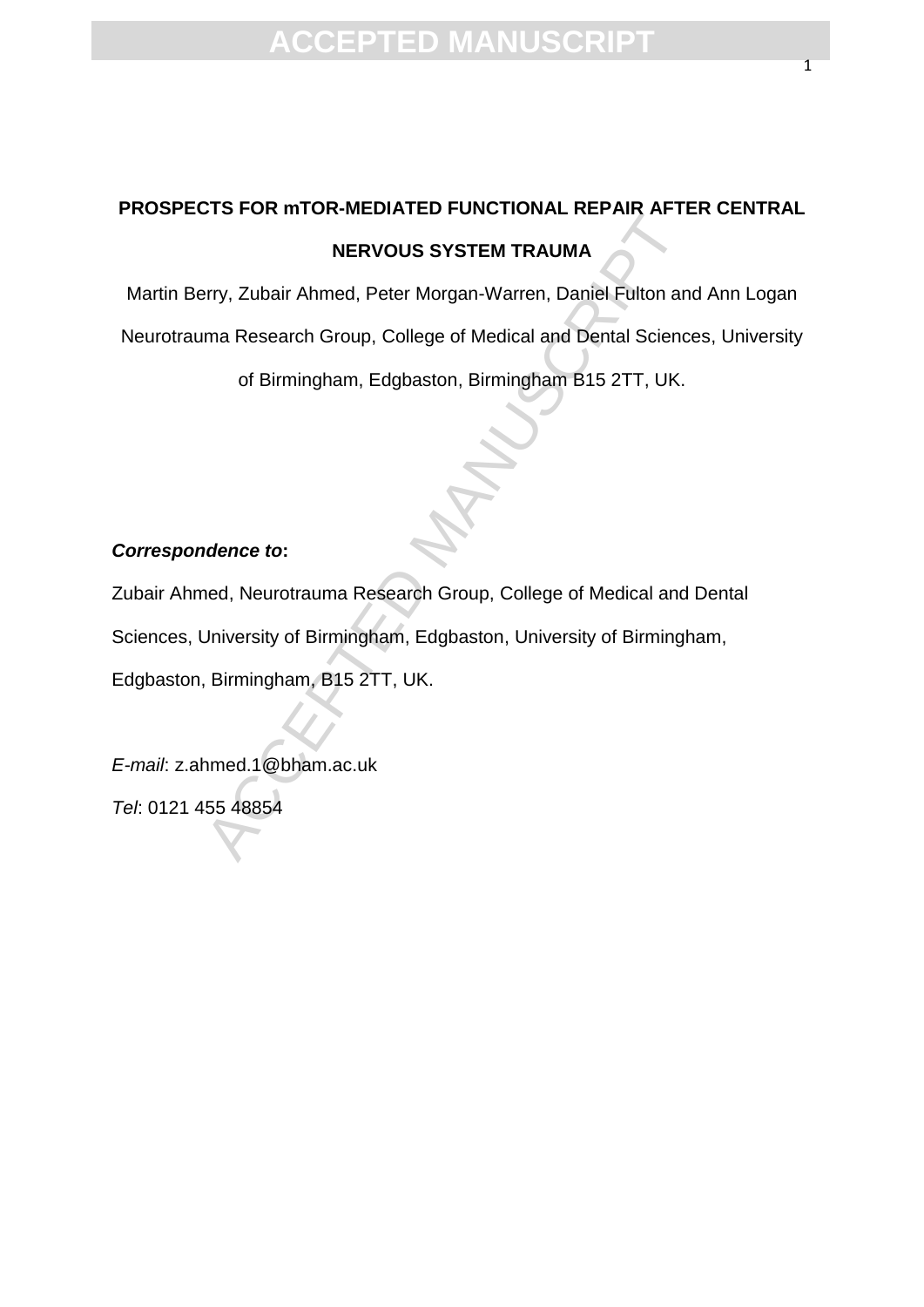# PROSPECTS FOR mTOR-MEDIATED FUNCTIONAL REPAIR AFTER CENTRAL NERVOUS SYSTEM TRAUMA

Martin Berry, Zubair Ahmed, Peter Morgan-Warren, Daniel Fulton and Ann Logan

Neurotrauma Research Group, College of Medical and Dental Sciences, University of Birmingham, Edgbaston, Birmingham B15 2TT, UK.

***Correspondence to*:**

Zubair Ahmed, Neurotrauma Research Group, College of Medical and Dental Sciences, University of Birmingham, Edgbaston, University of Birmingham, Edgbaston, Birmingham, B15 2TT, UK.

*E-mail*: z.ahmed.1@bham.ac.uk

*Tel*: 0121 455 48854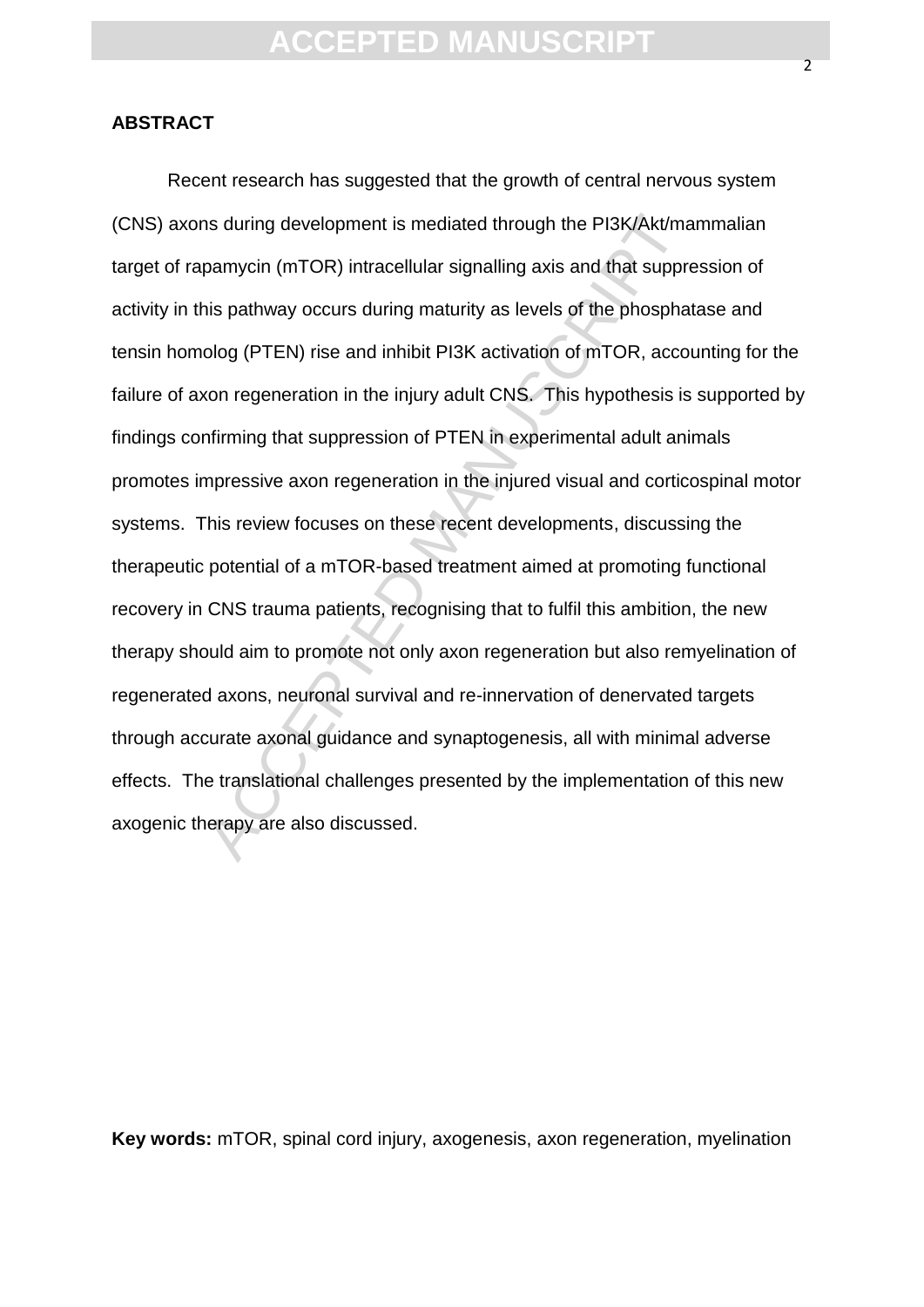**ABSTRACT**

Recent research has suggested that the growth of central nervous system (CNS) axons during development is mediated through the PI3K/Akt/mammalian target of rapamycin (mTOR) intracellular signalling axis and that suppression of activity in this pathway occurs during maturity as levels of the phosphatase and tensin homolog (PTEN) rise and inhibit PI3K activation of mTOR, accounting for the failure of axon regeneration in the injury adult CNS. This hypothesis is supported by findings confirming that suppression of PTEN in experimental adult animals promotes impressive axon regeneration in the injured visual and corticospinal motor systems. This review focuses on these recent developments, discussing the therapeutic potential of a mTOR-based treatment aimed at promoting functional recovery in CNS trauma patients, recognising that to fulfil this ambition, the new therapy should aim to promote not only axon regeneration but also remyelination of regenerated axons, neuronal survival and re-innervation of denervated targets through accurate axonal guidance and synaptogenesis, all with minimal adverse effects. The translational challenges presented by the implementation of this new axogenic therapy are also discussed.

**Key words:** mTOR, spinal cord injury, axogenesis, axon regeneration, myelination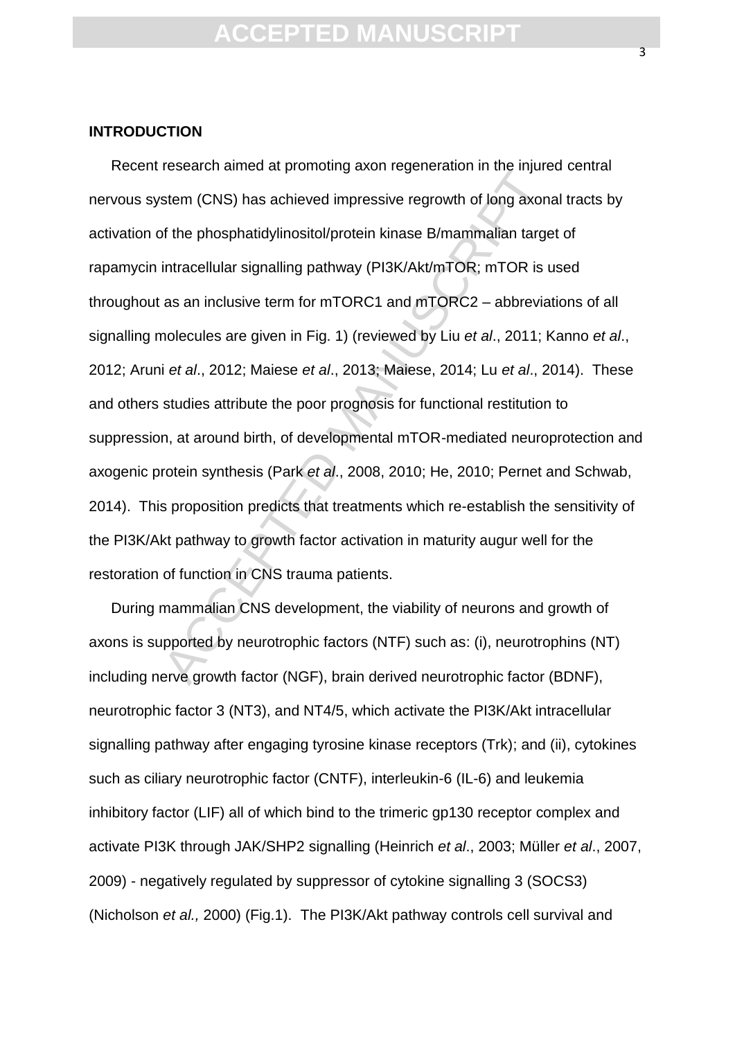## INTRODUCTION

Recent research aimed at promoting axon regeneration in the injured central nervous system (CNS) has achieved impressive regrowth of long axonal tracts by activation of the phosphatidylinositol/protein kinase B/mammalian target of rapamycin intracellular signalling pathway (PI3K/Akt/mTOR; mTOR is used throughout as an inclusive term for mTORC1 and mTORC2 – abbreviations of all signalling molecules are given in Fig. 1) (reviewed by Liu *et al*., 2011; Kanno *et al*., 2012; Aruni *et al*., 2012; Maiese *et al*., 2013; Maiese, 2014; Lu *et al*., 2014). These and others studies attribute the poor prognosis for functional restitution to suppression, at around birth, of developmental mTOR-mediated neuroprotection and axogenic protein synthesis (Park *et al*., 2008, 2010; He, 2010; Pernet and Schwab, 2014). This proposition predicts that treatments which re-establish the sensitivity of the PI3K/Akt pathway to growth factor activation in maturity augur well for the restoration of function in CNS trauma patients.

During mammalian CNS development, the viability of neurons and growth of axons is supported by neurotrophic factors (NTF) such as: (i), neurotrophins (NT) including nerve growth factor (NGF), brain derived neurotrophic factor (BDNF), neurotrophic factor 3 (NT3), and NT4/5, which activate the PI3K/Akt intracellular signalling pathway after engaging tyrosine kinase receptors (Trk); and (ii), cytokines such as ciliary neurotrophic factor (CNTF), interleukin-6 (IL-6) and leukemia inhibitory factor (LIF) all of which bind to the trimeric gp130 receptor complex and activate PI3K through JAK/SHP2 signalling (Heinrich *et al*., 2003; Müller *et al*., 2007, 2009) - negatively regulated by suppressor of cytokine signalling 3 (SOCS3) (Nicholson *et al.,* 2000) (Fig.1). The PI3K/Akt pathway controls cell survival and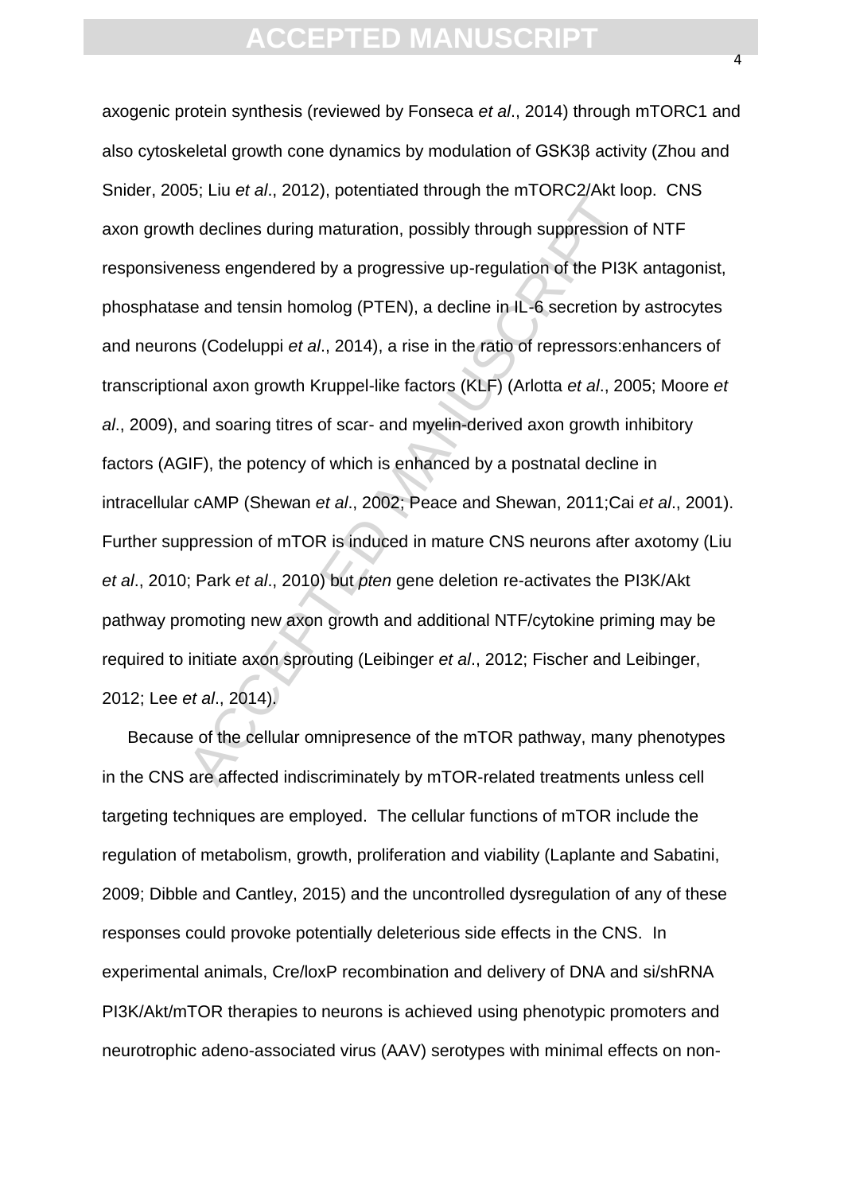axogenic protein synthesis (reviewed by Fonseca *et al*., 2014) through mTORC1 and also cytoskeletal growth cone dynamics by modulation of GSK3β activity (Zhou and Snider, 2005; Liu *et al*., 2012), potentiated through the mTORC2/Akt loop. CNS axon growth declines during maturation, possibly through suppression of NTF responsiveness engendered by a progressive up-regulation of the PI3K antagonist, phosphatase and tensin homolog (PTEN), a decline in IL-6 secretion by astrocytes and neurons (Codeluppi *et al*., 2014), a rise in the ratio of repressors:enhancers of transcriptional axon growth Kruppel-like factors (KLF) (Arlotta *et al*., 2005; Moore *et al*., 2009), and soaring titres of scar- and myelin-derived axon growth inhibitory factors (AGIF), the potency of which is enhanced by a postnatal decline in intracellular cAMP (Shewan *et al*., 2002; Peace and Shewan, 2011;Cai *et al*., 2001). Further suppression of mTOR is induced in mature CNS neurons after axotomy (Liu *et al*., 2010; Park *et al*., 2010) but *pten* gene deletion re-activates the PI3K/Akt pathway promoting new axon growth and additional NTF/cytokine priming may be required to initiate axon sprouting (Leibinger *et al*., 2012; Fischer and Leibinger, 2012; Lee *et al*., 2014).

Because of the cellular omnipresence of the mTOR pathway, many phenotypes in the CNS are affected indiscriminately by mTOR-related treatments unless cell targeting techniques are employed. The cellular functions of mTOR include the regulation of metabolism, growth, proliferation and viability (Laplante and Sabatini, 2009; Dibble and Cantley, 2015) and the uncontrolled dysregulation of any of these responses could provoke potentially deleterious side effects in the CNS. In experimental animals, Cre/loxP recombination and delivery of DNA and si/shRNA PI3K/Akt/mTOR therapies to neurons is achieved using phenotypic promoters and neurotrophic adeno-associated virus (AAV) serotypes with minimal effects on non-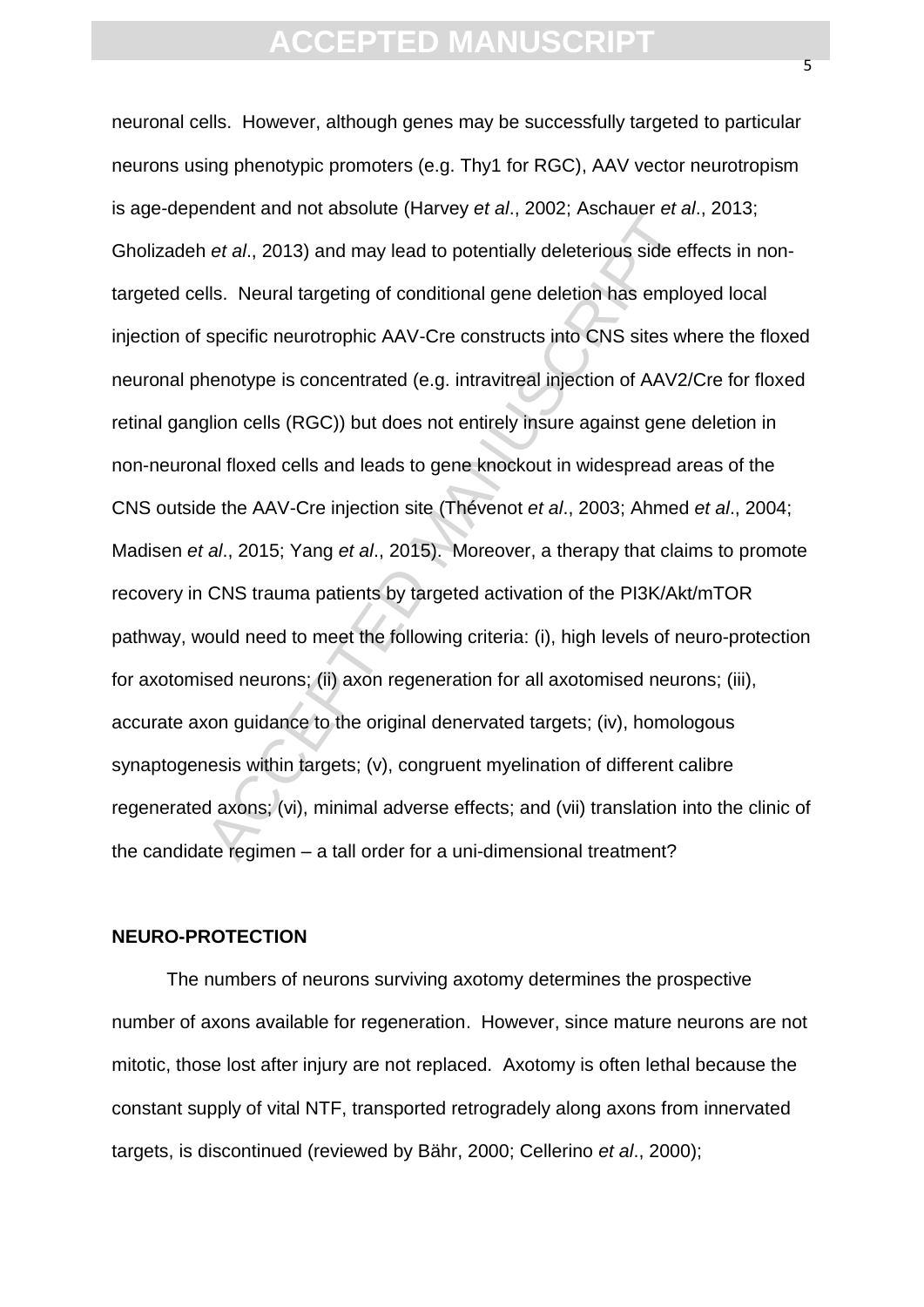neuronal cells. However, although genes may be successfully targeted to particular neurons using phenotypic promoters (e.g. Thy1 for RGC), AAV vector neurotropism is age-dependent and not absolute (Harvey *et al*., 2002; Aschauer *et al*., 2013; Gholizadeh *et al*., 2013) and may lead to potentially deleterious side effects in non-targeted cells. Neural targeting of conditional gene deletion has employed local injection of specific neurotrophic AAV-Cre constructs into CNS sites where the floxed neuronal phenotype is concentrated (e.g. intravitreal injection of AAV2/Cre for floxed retinal ganglion cells (RGC)) but does not entirely insure against gene deletion in non-neuronal floxed cells and leads to gene knockout in widespread areas of the CNS outside the AAV-Cre injection site (Thévenot *et al*., 2003; Ahmed *et al*., 2004; Madisen *et al*., 2015; Yang *et al*., 2015). Moreover, a therapy that claims to promote recovery in CNS trauma patients by targeted activation of the PI3K/Akt/mTOR pathway, would need to meet the following criteria: (i), high levels of neuro-protection for axotomised neurons; (ii) axon regeneration for all axotomised neurons; (iii), accurate axon guidance to the original denervated targets; (iv), homologous synaptogenesis within targets; (v), congruent myelination of different calibre regenerated axons; (vi), minimal adverse effects; and (vii) translation into the clinic of the candidate regimen – a tall order for a uni-dimensional treatment?

**NEURO-PROTECTION**

The numbers of neurons surviving axotomy determines the prospective number of axons available for regeneration. However, since mature neurons are not mitotic, those lost after injury are not replaced. Axotomy is often lethal because the constant supply of vital NTF, transported retrogradely along axons from innervated targets, is discontinued (reviewed by Bähr, 2000; Cellerino *et al*., 2000);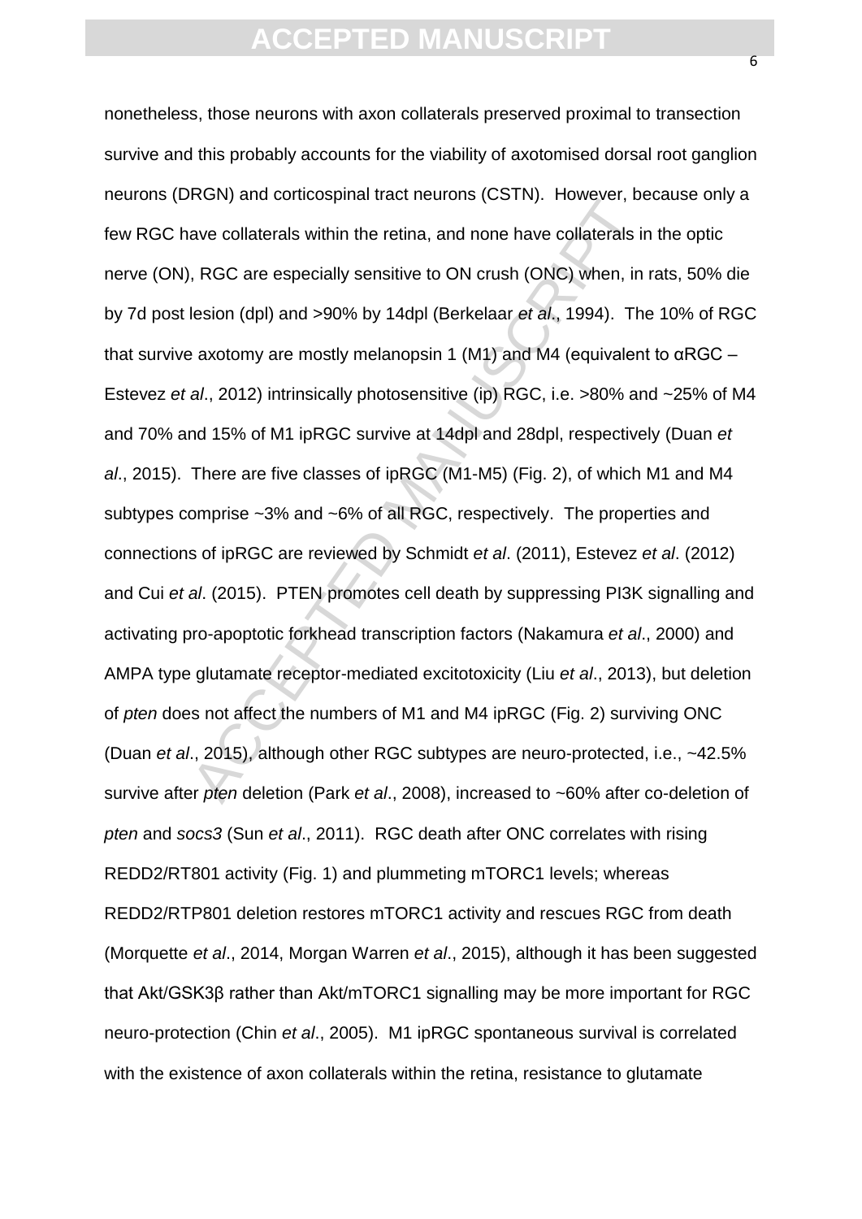nonetheless, those neurons with axon collaterals preserved proximal to transection survive and this probably accounts for the viability of axotomised dorsal root ganglion neurons (DRGN) and corticospinal tract neurons (CSTN). However, because only a few RGC have collaterals within the retina, and none have collaterals in the optic nerve (ON), RGC are especially sensitive to ON crush (ONC) when, in rats, 50% die by 7d post lesion (dpl) and >90% by 14dpl (Berkelaar *et al*., 1994). The 10% of RGC that survive axotomy are mostly melanopsin 1 (M1) and M4 (equivalent to αRGC – Estevez *et al*., 2012) intrinsically photosensitive (ip) RGC, i.e. >80% and ~25% of M4 and 70% and 15% of M1 ipRGC survive at 14dpl and 28dpl, respectively (Duan *et al*., 2015). There are five classes of ipRGC (M1-M5) (Fig. 2), of which M1 and M4 subtypes comprise ~3% and ~6% of all RGC, respectively. The properties and connections of ipRGC are reviewed by Schmidt *et al*. (2011), Estevez *et al*. (2012) and Cui *et al*. (2015). PTEN promotes cell death by suppressing PI3K signalling and activating pro-apoptotic forkhead transcription factors (Nakamura *et al*., 2000) and AMPA type glutamate receptor-mediated excitotoxicity (Liu *et al*., 2013), but deletion of *pten* does not affect the numbers of M1 and M4 ipRGC (Fig. 2) surviving ONC (Duan *et al*., 2015), although other RGC subtypes are neuro-protected, i.e., ~42.5% survive after *pten* deletion (Park *et al*., 2008), increased to ~60% after co-deletion of *pten* and *socs3* (Sun *et al*., 2011). RGC death after ONC correlates with rising REDD2/RT801 activity (Fig. 1) and plummeting mTORC1 levels; whereas REDD2/RTP801 deletion restores mTORC1 activity and rescues RGC from death (Morquette *et al*., 2014, Morgan Warren *et al*., 2015), although it has been suggested that Akt/GSK3β rather than Akt/mTORC1 signalling may be more important for RGC neuro-protection (Chin *et al*., 2005). M1 ipRGC spontaneous survival is correlated with the existence of axon collaterals within the retina, resistance to glutamate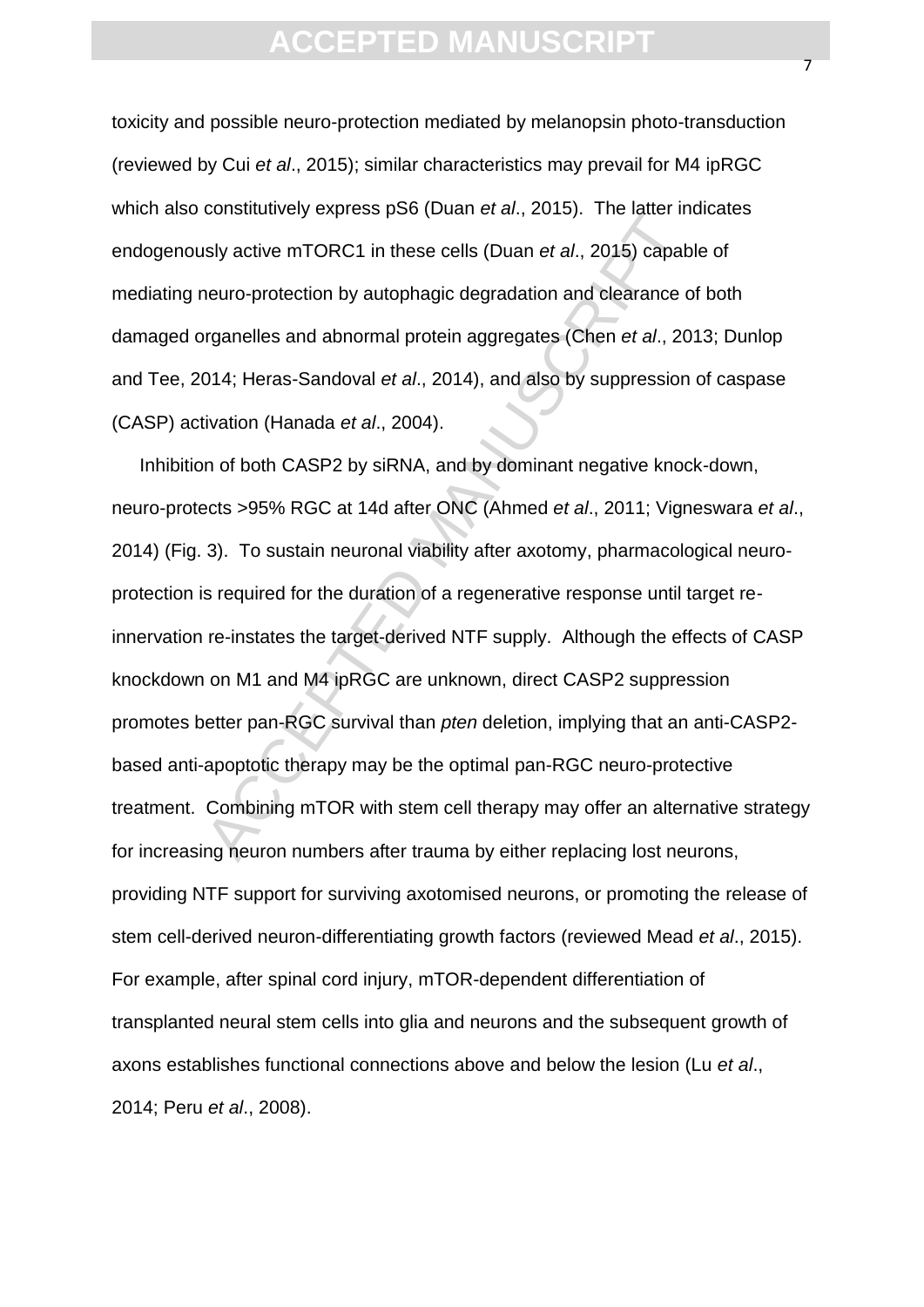toxicity and possible neuro-protection mediated by melanopsin photo-transduction (reviewed by Cui *et al*., 2015); similar characteristics may prevail for M4 ipRGC which also constitutively express pS6 (Duan *et al*., 2015). The latter indicates endogenously active mTORC1 in these cells (Duan *et al*., 2015) capable of mediating neuro-protection by autophagic degradation and clearance of both damaged organelles and abnormal protein aggregates (Chen *et al*., 2013; Dunlop and Tee, 2014; Heras-Sandoval *et al*., 2014), and also by suppression of caspase (CASP) activation (Hanada *et al*., 2004).

Inhibition of both CASP2 by siRNA, and by dominant negative knock-down, neuro-protects >95% RGC at 14d after ONC (Ahmed *et al*., 2011; Vigneswara *et al*., 2014) (Fig. 3). To sustain neuronal viability after axotomy, pharmacological neuro-protection is required for the duration of a regenerative response until target re-innervation re-instates the target-derived NTF supply. Although the effects of CASP knockdown on M1 and M4 ipRGC are unknown, direct CASP2 suppression promotes better pan-RGC survival than *pten* deletion, implying that an anti-CASP2-based anti-apoptotic therapy may be the optimal pan-RGC neuro-protective treatment. Combining mTOR with stem cell therapy may offer an alternative strategy for increasing neuron numbers after trauma by either replacing lost neurons, providing NTF support for surviving axotomised neurons, or promoting the release of stem cell-derived neuron-differentiating growth factors (reviewed Mead *et al*., 2015). For example, after spinal cord injury, mTOR-dependent differentiation of transplanted neural stem cells into glia and neurons and the subsequent growth of axons establishes functional connections above and below the lesion (Lu *et al*., 2014; Peru *et al*., 2008).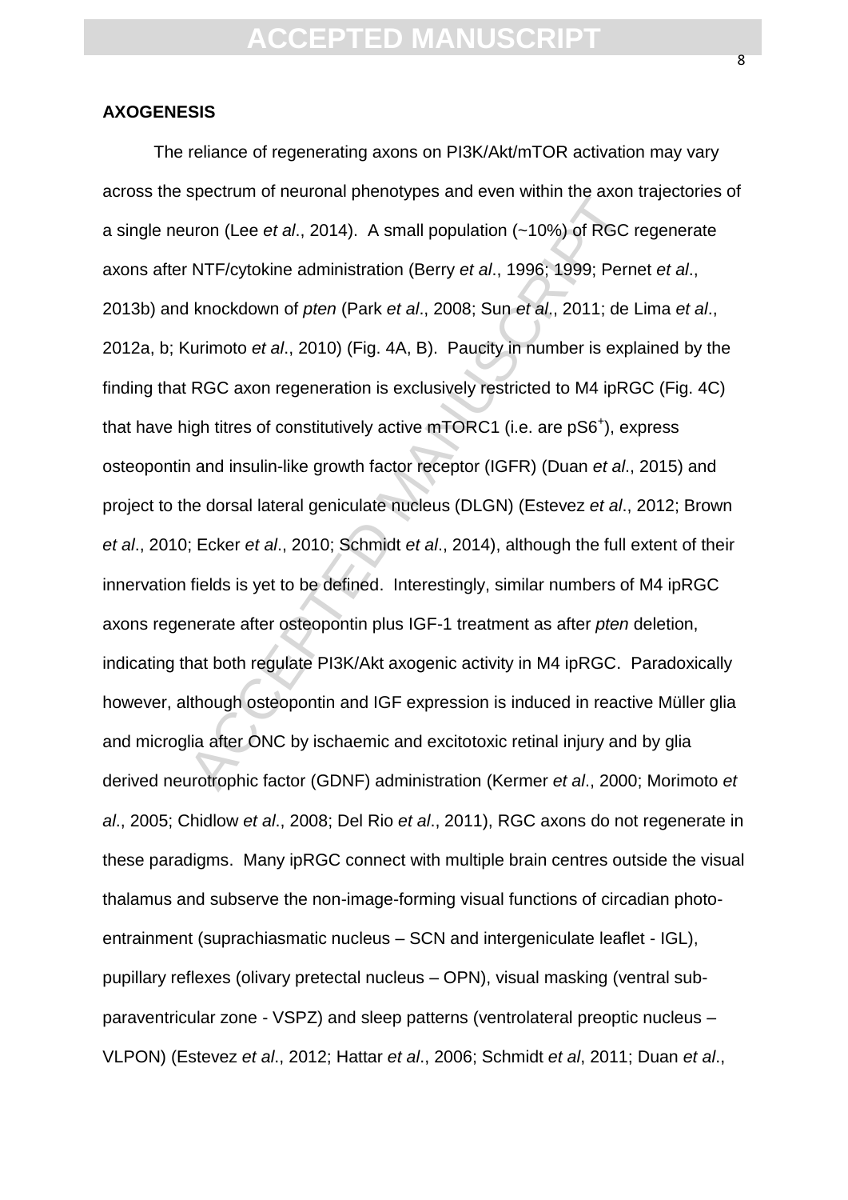**AXOGENESIS**

The reliance of regenerating axons on PI3K/Akt/mTOR activation may vary across the spectrum of neuronal phenotypes and even within the axon trajectories of a single neuron (Lee *et al*., 2014). A small population (~10%) of RGC regenerate axons after NTF/cytokine administration (Berry *et al*., 1996; 1999; Pernet *et al*., 2013b) and knockdown of *pten* (Park *et al*., 2008; Sun *et al*., 2011; de Lima *et al*., 2012a, b; Kurimoto *et al*., 2010) (Fig. 4A, B). Paucity in number is explained by the finding that RGC axon regeneration is exclusively restricted to M4 ipRGC (Fig. 4C) that have high titres of constitutively active mTORC1 (i.e. are pS6$^+$), express osteopontin and insulin-like growth factor receptor (IGFR) (Duan *et al*., 2015) and project to the dorsal lateral geniculate nucleus (DLGN) (Estevez *et al*., 2012; Brown *et al*., 2010; Ecker *et al*., 2010; Schmidt *et al*., 2014), although the full extent of their innervation fields is yet to be defined. Interestingly, similar numbers of M4 ipRGC axons regenerate after osteopontin plus IGF-1 treatment as after *pten* deletion, indicating that both regulate PI3K/Akt axogenic activity in M4 ipRGC. Paradoxically however, although osteopontin and IGF expression is induced in reactive Müller glia and microglia after ONC by ischaemic and excitotoxic retinal injury and by glia derived neurotrophic factor (GDNF) administration (Kermer *et al*., 2000; Morimoto *et al*., 2005; Chidlow *et al*., 2008; Del Rio *et al*., 2011), RGC axons do not regenerate in these paradigms. Many ipRGC connect with multiple brain centres outside the visual thalamus and subserve the non-image-forming visual functions of circadian photo-entrainment (suprachiasmatic nucleus – SCN and intergeniculate leaflet - IGL), pupillary reflexes (olivary pretectal nucleus – OPN), visual masking (ventral sub-paraventricular zone - VSPZ) and sleep patterns (ventrolateral preoptic nucleus – VLPON) (Estevez *et al*., 2012; Hattar *et al*., 2006; Schmidt *et al*, 2011; Duan *et al*.,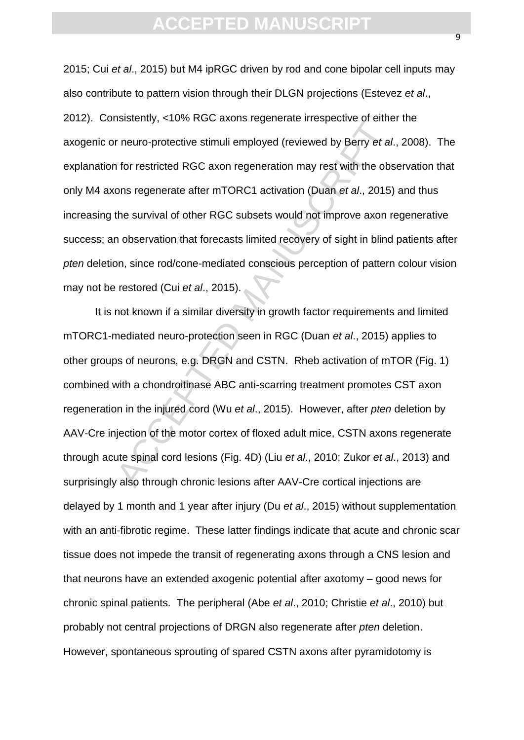2015; Cui *et al*., 2015) but M4 ipRGC driven by rod and cone bipolar cell inputs may also contribute to pattern vision through their DLGN projections (Estevez *et al*., 2012). Consistently, <10% RGC axons regenerate irrespective of either the axogenic or neuro-protective stimuli employed (reviewed by Berry *et al*., 2008). The explanation for restricted RGC axon regeneration may rest with the observation that only M4 axons regenerate after mTORC1 activation (Duan *et al*., 2015) and thus increasing the survival of other RGC subsets would not improve axon regenerative success; an observation that forecasts limited recovery of sight in blind patients after *pten* deletion, since rod/cone-mediated conscious perception of pattern colour vision may not be restored (Cui *et al*., 2015).

It is not known if a similar diversity in growth factor requirements and limited mTORC1-mediated neuro-protection seen in RGC (Duan *et al*., 2015) applies to other groups of neurons, e.g. DRGN and CSTN. Rheb activation of mTOR (Fig. 1) combined with a chondroitinase ABC anti-scarring treatment promotes CST axon regeneration in the injured cord (Wu *et al*., 2015). However, after *pten* deletion by AAV-Cre injection of the motor cortex of floxed adult mice, CSTN axons regenerate through acute spinal cord lesions (Fig. 4D) (Liu *et al*., 2010; Zukor *et al*., 2013) and surprisingly also through chronic lesions after AAV-Cre cortical injections are delayed by 1 month and 1 year after injury (Du *et al*., 2015) without supplementation with an anti-fibrotic regime. These latter findings indicate that acute and chronic scar tissue does not impede the transit of regenerating axons through a CNS lesion and that neurons have an extended axogenic potential after axotomy – good news for chronic spinal patients. The peripheral (Abe *et al*., 2010; Christie *et al*., 2010) but probably not central projections of DRGN also regenerate after *pten* deletion. However, spontaneous sprouting of spared CSTN axons after pyramidotomy is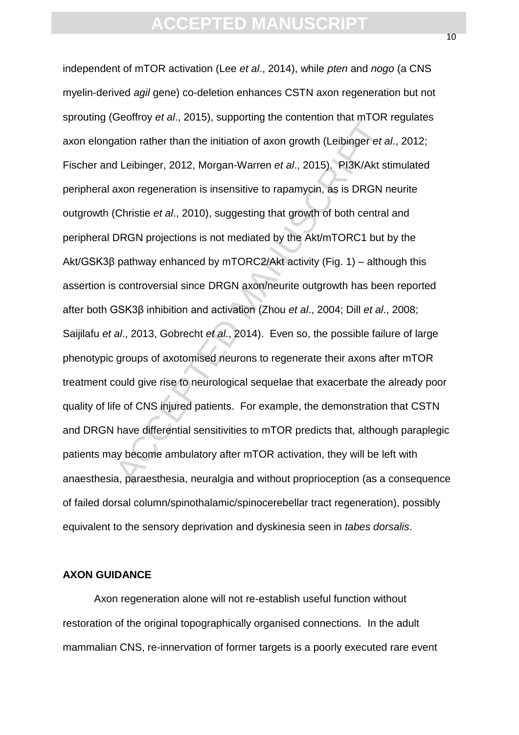independent of mTOR activation (Lee *et al*., 2014), while *pten* and *nogo* (a CNS myelin-derived *agil* gene) co-deletion enhances CSTN axon regeneration but not sprouting (Geoffroy *et al*., 2015), supporting the contention that mTOR regulates axon elongation rather than the initiation of axon growth (Leibinger *et al*., 2012; Fischer and Leibinger, 2012, Morgan-Warren *et al*., 2015). PI3K/Akt stimulated peripheral axon regeneration is insensitive to rapamycin, as is DRGN neurite outgrowth (Christie *et al*., 2010), suggesting that growth of both central and peripheral DRGN projections is not mediated by the Akt/mTORC1 but by the Akt/GSK3β pathway enhanced by mTORC2/Akt activity (Fig. 1) – although this assertion is controversial since DRGN axon/neurite outgrowth has been reported after both GSK3β inhibition and activation (Zhou *et al*., 2004; Dill *et al*., 2008; Saijilafu *et al*., 2013, Gobrecht *et al*., 2014). Even so, the possible failure of large phenotypic groups of axotomised neurons to regenerate their axons after mTOR treatment could give rise to neurological sequelae that exacerbate the already poor quality of life of CNS injured patients. For example, the demonstration that CSTN and DRGN have differential sensitivities to mTOR predicts that, although paraplegic patients may become ambulatory after mTOR activation, they will be left with anaesthesia, paraesthesia, neuralgia and without proprioception (as a consequence of failed dorsal column/spinothalamic/spinocerebellar tract regeneration), possibly equivalent to the sensory deprivation and dyskinesia seen in *tabes dorsalis*.

## AXON GUIDANCE

Axon regeneration alone will not re-establish useful function without restoration of the original topographically organised connections. In the adult mammalian CNS, re-innervation of former targets is a poorly executed rare event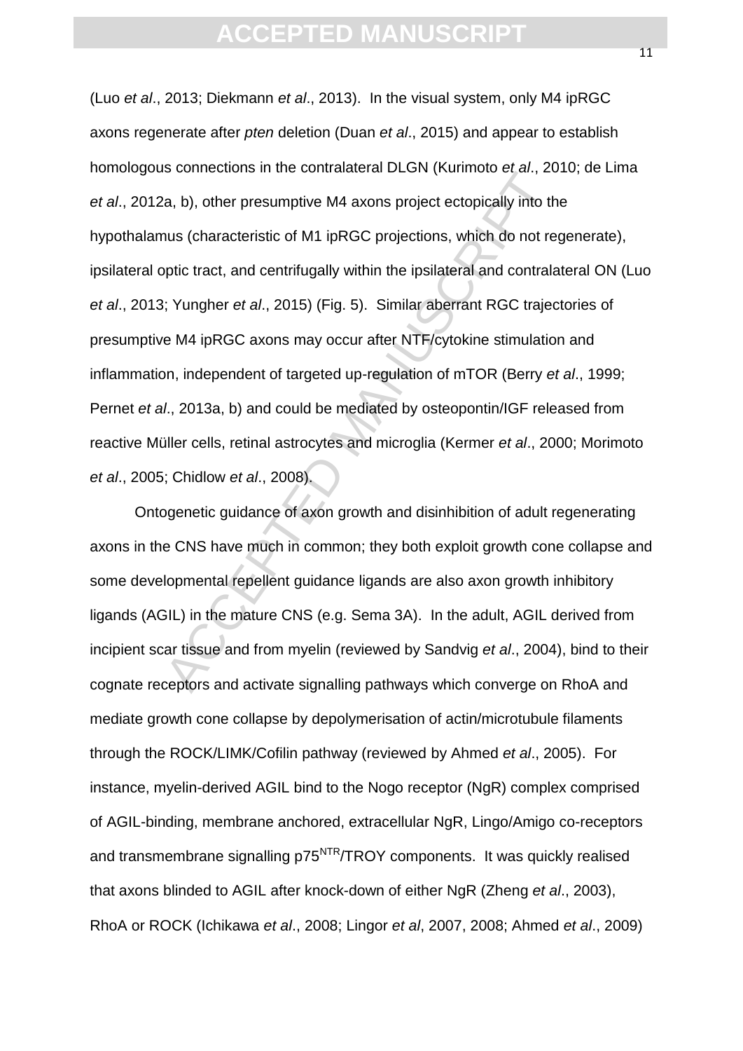(Luo *et al*., 2013; Diekmann *et al*., 2013). In the visual system, only M4 ipRGC axons regenerate after *pten* deletion (Duan *et al*., 2015) and appear to establish homologous connections in the contralateral DLGN (Kurimoto *et al*., 2010; de Lima *et al*., 2012a, b), other presumptive M4 axons project ectopically into the hypothalamus (characteristic of M1 ipRGC projections, which do not regenerate), ipsilateral optic tract, and centrifugally within the ipsilateral and contralateral ON (Luo *et al*., 2013; Yungher *et al*., 2015) (Fig. 5). Similar aberrant RGC trajectories of presumptive M4 ipRGC axons may occur after NTF/cytokine stimulation and inflammation, independent of targeted up-regulation of mTOR (Berry *et al*., 1999; Pernet *et al*., 2013a, b) and could be mediated by osteopontin/IGF released from reactive Müller cells, retinal astrocytes and microglia (Kermer *et al*., 2000; Morimoto *et al*., 2005; Chidlow *et al*., 2008).

Ontogenetic guidance of axon growth and disinhibition of adult regenerating axons in the CNS have much in common; they both exploit growth cone collapse and some developmental repellent guidance ligands are also axon growth inhibitory ligands (AGIL) in the mature CNS (e.g. Sema 3A). In the adult, AGIL derived from incipient scar tissue and from myelin (reviewed by Sandvig *et al*., 2004), bind to their cognate receptors and activate signalling pathways which converge on RhoA and mediate growth cone collapse by depolymerisation of actin/microtubule filaments through the ROCK/LIMK/Cofilin pathway (reviewed by Ahmed *et al*., 2005). For instance, myelin-derived AGIL bind to the Nogo receptor (NgR) complex comprised of AGIL-binding, membrane anchored, extracellular NgR, Lingo/Amigo co-receptors and transmembrane signalling p75$^{NTR}$/TROY components. It was quickly realised that axons blinded to AGIL after knock-down of either NgR (Zheng *et al*., 2003), RhoA or ROCK (Ichikawa *et al*., 2008; Lingor *et al*, 2007, 2008; Ahmed *et al*., 2009)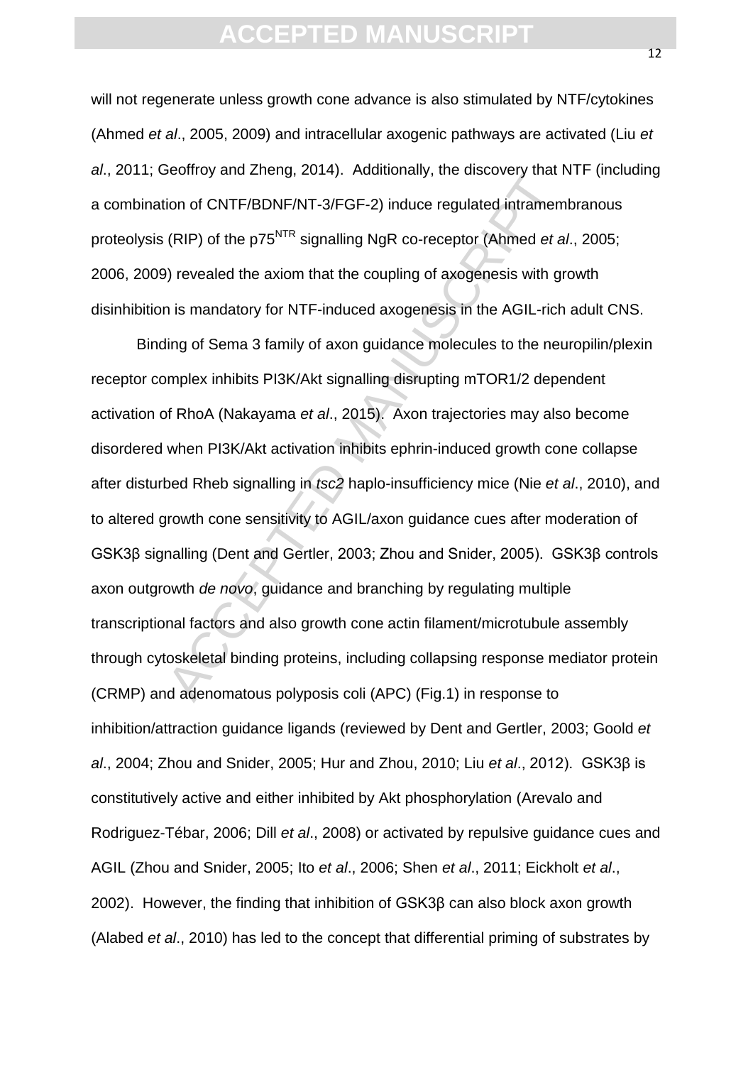will not regenerate unless growth cone advance is also stimulated by NTF/cytokines (Ahmed *et al*., 2005, 2009) and intracellular axogenic pathways are activated (Liu *et al*., 2011; Geoffroy and Zheng, 2014). Additionally, the discovery that NTF (including a combination of CNTF/BDNF/NT-3/FGF-2) induce regulated intramembranous proteolysis (RIP) of the p75$^{NTR}$ signalling NgR co-receptor (Ahmed *et al*., 2005; 2006, 2009) revealed the axiom that the coupling of axogenesis with growth disinhibition is mandatory for NTF-induced axogenesis in the AGIL-rich adult CNS.

Binding of Sema 3 family of axon guidance molecules to the neuropilin/plexin receptor complex inhibits PI3K/Akt signalling disrupting mTOR1/2 dependent activation of RhoA (Nakayama *et al*., 2015). Axon trajectories may also become disordered when PI3K/Akt activation inhibits ephrin-induced growth cone collapse after disturbed Rheb signalling in *tsc2* haplo-insufficiency mice (Nie *et al*., 2010), and to altered growth cone sensitivity to AGIL/axon guidance cues after moderation of GSK3β signalling (Dent and Gertler, 2003; Zhou and Snider, 2005). GSK3β controls axon outgrowth *de novo*, guidance and branching by regulating multiple transcriptional factors and also growth cone actin filament/microtubule assembly through cytoskeletal binding proteins, including collapsing response mediator protein (CRMP) and adenomatous polyposis coli (APC) (Fig.1) in response to inhibition/attraction guidance ligands (reviewed by Dent and Gertler, 2003; Goold *et al*., 2004; Zhou and Snider, 2005; Hur and Zhou, 2010; Liu *et al*., 2012). GSK3β is constitutively active and either inhibited by Akt phosphorylation (Arevalo and Rodriguez-Tébar, 2006; Dill *et al*., 2008) or activated by repulsive guidance cues and AGIL (Zhou and Snider, 2005; Ito *et al*., 2006; Shen *et al*., 2011; Eickholt *et al*., 2002). However, the finding that inhibition of GSK3β can also block axon growth (Alabed *et al*., 2010) has led to the concept that differential priming of substrates by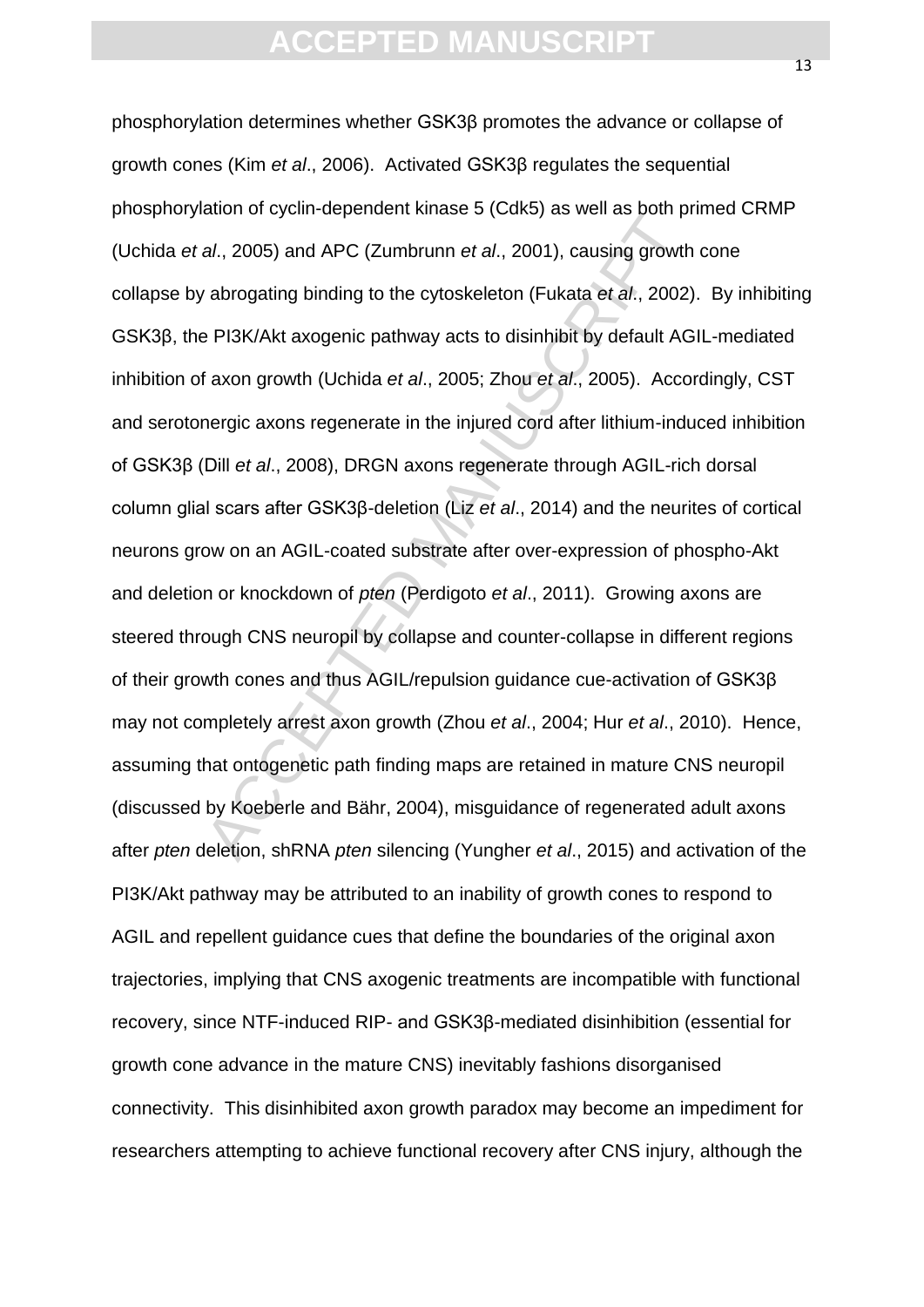phosphorylation determines whether GSK3β promotes the advance or collapse of growth cones (Kim *et al*., 2006). Activated GSK3β regulates the sequential phosphorylation of cyclin-dependent kinase 5 (Cdk5) as well as both primed CRMP (Uchida *et al*., 2005) and APC (Zumbrunn *et al*., 2001), causing growth cone collapse by abrogating binding to the cytoskeleton (Fukata *et al*., 2002). By inhibiting GSK3β, the PI3K/Akt axogenic pathway acts to disinhibit by default AGIL-mediated inhibition of axon growth (Uchida *et al*., 2005; Zhou *et al*., 2005). Accordingly, CST and serotonergic axons regenerate in the injured cord after lithium-induced inhibition of GSK3β (Dill *et al*., 2008), DRGN axons regenerate through AGIL-rich dorsal column glial scars after GSK3β-deletion (Liz *et al*., 2014) and the neurites of cortical neurons grow on an AGIL-coated substrate after over-expression of phospho-Akt and deletion or knockdown of *pten* (Perdigoto *et al*., 2011). Growing axons are steered through CNS neuropil by collapse and counter-collapse in different regions of their growth cones and thus AGIL/repulsion guidance cue-activation of GSK3β may not completely arrest axon growth (Zhou *et al*., 2004; Hur *et al*., 2010). Hence, assuming that ontogenetic path finding maps are retained in mature CNS neuropil (discussed by Koeberle and Bähr, 2004), misguidance of regenerated adult axons after *pten* deletion, shRNA *pten* silencing (Yungher *et al*., 2015) and activation of the PI3K/Akt pathway may be attributed to an inability of growth cones to respond to AGIL and repellent guidance cues that define the boundaries of the original axon trajectories, implying that CNS axogenic treatments are incompatible with functional recovery, since NTF-induced RIP- and GSK3β-mediated disinhibition (essential for growth cone advance in the mature CNS) inevitably fashions disorganised connectivity. This disinhibited axon growth paradox may become an impediment for researchers attempting to achieve functional recovery after CNS injury, although the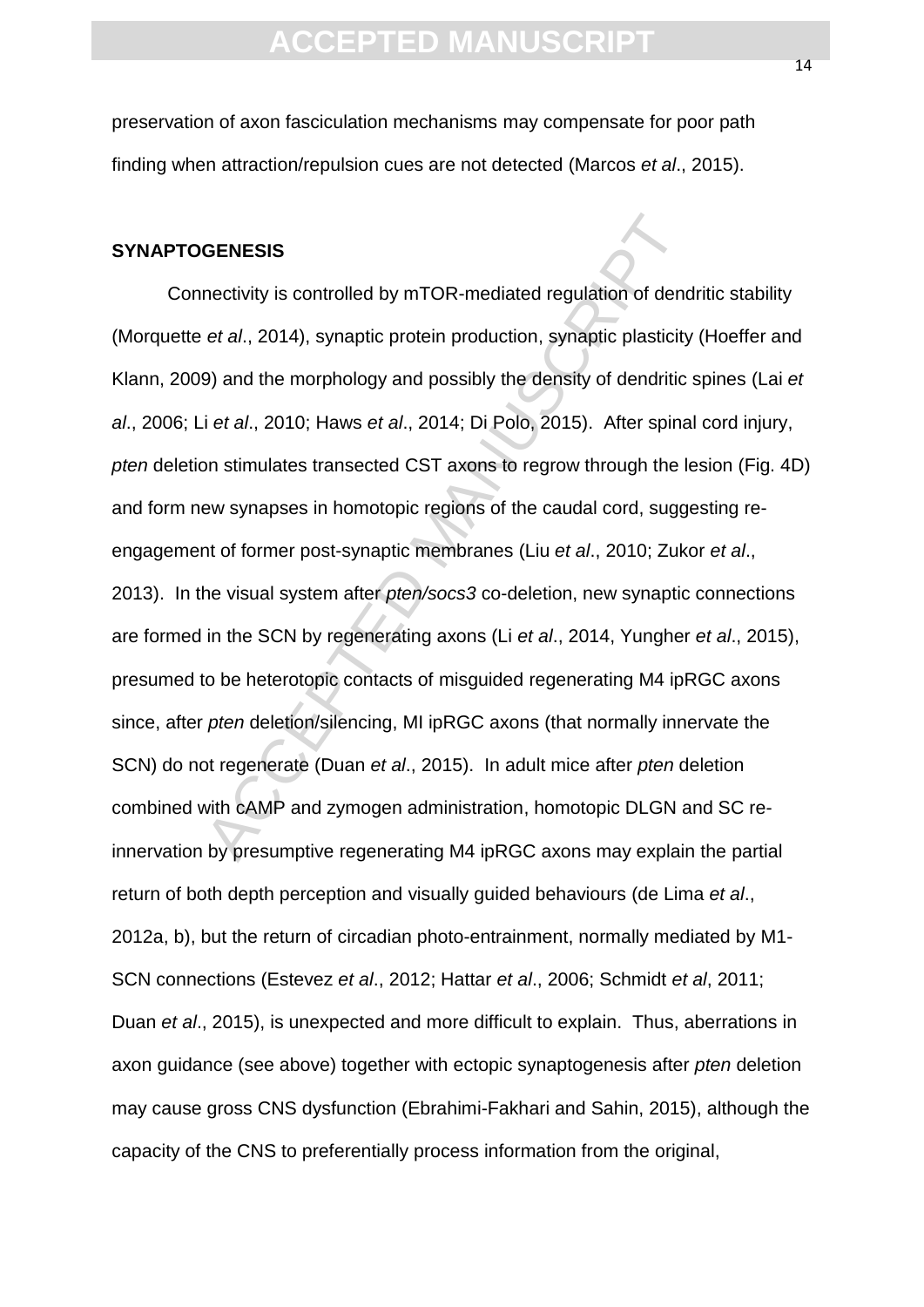preservation of axon fasciculation mechanisms may compensate for poor path finding when attraction/repulsion cues are not detected (Marcos *et al*., 2015).

## SYNAPTOGENESIS

Connectivity is controlled by mTOR-mediated regulation of dendritic stability (Morquette *et al*., 2014), synaptic protein production, synaptic plasticity (Hoeffer and Klann, 2009) and the morphology and possibly the density of dendritic spines (Lai *et al*., 2006; Li *et al*., 2010; Haws *et al*., 2014; Di Polo, 2015). After spinal cord injury, *pten* deletion stimulates transected CST axons to regrow through the lesion (Fig. 4D) and form new synapses in homotopic regions of the caudal cord, suggesting re-engagement of former post-synaptic membranes (Liu *et al*., 2010; Zukor *et al*., 2013). In the visual system after *pten/socs3* co-deletion, new synaptic connections are formed in the SCN by regenerating axons (Li *et al*., 2014, Yungher *et al*., 2015), presumed to be heterotopic contacts of misguided regenerating M4 ipRGC axons since, after *pten* deletion/silencing, MI ipRGC axons (that normally innervate the SCN) do not regenerate (Duan *et al*., 2015). In adult mice after *pten* deletion combined with cAMP and zymogen administration, homotopic DLGN and SC re-innervation by presumptive regenerating M4 ipRGC axons may explain the partial return of both depth perception and visually guided behaviours (de Lima *et al*., 2012a, b), but the return of circadian photo-entrainment, normally mediated by M1-SCN connections (Estevez *et al*., 2012; Hattar *et al*., 2006; Schmidt *et al*, 2011; Duan *et al*., 2015), is unexpected and more difficult to explain. Thus, aberrations in axon guidance (see above) together with ectopic synaptogenesis after *pten* deletion may cause gross CNS dysfunction (Ebrahimi-Fakhari and Sahin, 2015), although the capacity of the CNS to preferentially process information from the original,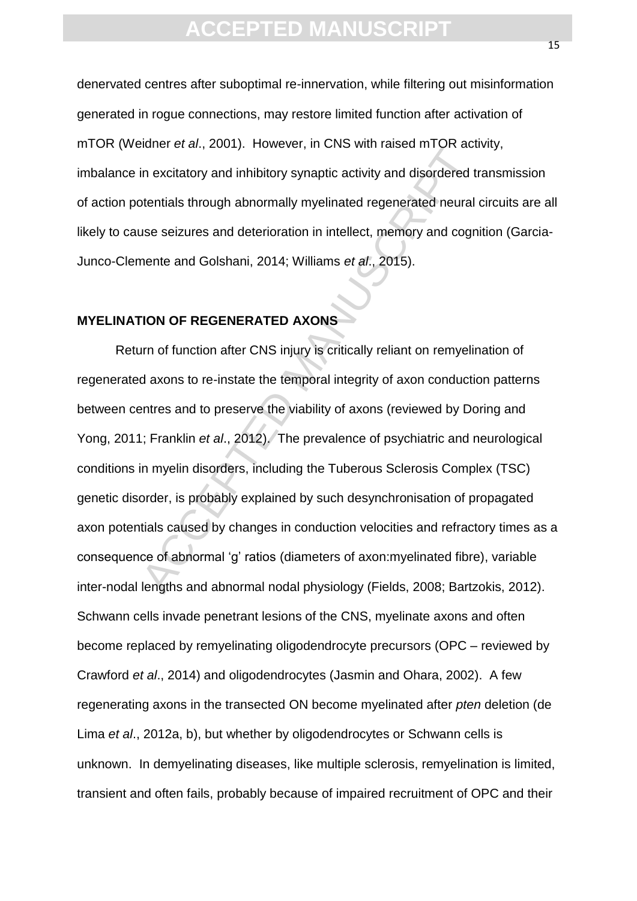denervated centres after suboptimal re-innervation, while filtering out misinformation generated in rogue connections, may restore limited function after activation of mTOR (Weidner *et al*., 2001). However, in CNS with raised mTOR activity, imbalance in excitatory and inhibitory synaptic activity and disordered transmission of action potentials through abnormally myelinated regenerated neural circuits are all likely to cause seizures and deterioration in intellect, memory and cognition (Garcia-Junco-Clemente and Golshani, 2014; Williams *et al*., 2015).

## MYELINATION OF REGENERATED AXONS

Return of function after CNS injury is critically reliant on remyelination of regenerated axons to re-instate the temporal integrity of axon conduction patterns between centres and to preserve the viability of axons (reviewed by Doring and Yong, 2011; Franklin *et al*., 2012). The prevalence of psychiatric and neurological conditions in myelin disorders, including the Tuberous Sclerosis Complex (TSC) genetic disorder, is probably explained by such desynchronisation of propagated axon potentials caused by changes in conduction velocities and refractory times as a consequence of abnormal 'g' ratios (diameters of axon:myelinated fibre), variable inter-nodal lengths and abnormal nodal physiology (Fields, 2008; Bartzokis, 2012). Schwann cells invade penetrant lesions of the CNS, myelinate axons and often become replaced by remyelinating oligodendrocyte precursors (OPC – reviewed by Crawford *et al*., 2014) and oligodendrocytes (Jasmin and Ohara, 2002). A few regenerating axons in the transected ON become myelinated after *pten* deletion (de Lima *et al*., 2012a, b), but whether by oligodendrocytes or Schwann cells is unknown. In demyelinating diseases, like multiple sclerosis, remyelination is limited, transient and often fails, probably because of impaired recruitment of OPC and their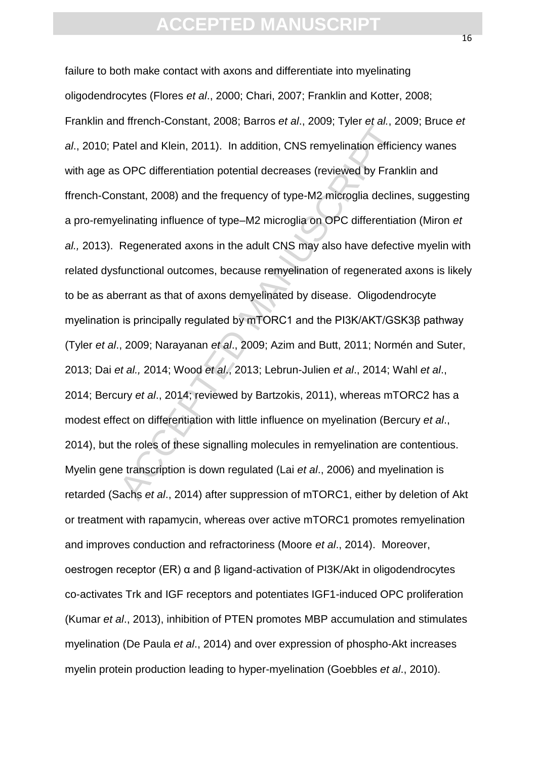failure to both make contact with axons and differentiate into myelinating oligodendrocytes (Flores *et al*., 2000; Chari, 2007; Franklin and Kotter, 2008; Franklin and ffrench-Constant, 2008; Barros *et al*., 2009; Tyler *et al.*, 2009; Bruce *et al*., 2010; Patel and Klein, 2011). In addition, CNS remyelination efficiency wanes with age as OPC differentiation potential decreases (reviewed by Franklin and ffrench-Constant, 2008) and the frequency of type-M2 microglia declines, suggesting a pro-remyelinating influence of type–M2 microglia on OPC differentiation (Miron *et al.,* 2013). Regenerated axons in the adult CNS may also have defective myelin with related dysfunctional outcomes, because remyelination of regenerated axons is likely to be as aberrant as that of axons demyelinated by disease. Oligodendrocyte myelination is principally regulated by mTORC1 and the PI3K/AKT/GSK3β pathway (Tyler *et al*., 2009; Narayanan *et al*., 2009; Azim and Butt, 2011; Normén and Suter, 2013; Dai *et al.,* 2014; Wood *et al*., 2013; Lebrun-Julien *et al*., 2014; Wahl *et al*., 2014; Bercury *et al*., 2014; reviewed by Bartzokis, 2011), whereas mTORC2 has a modest effect on differentiation with little influence on myelination (Bercury *et al*., 2014), but the roles of these signalling molecules in remyelination are contentious. Myelin gene transcription is down regulated (Lai *et al*., 2006) and myelination is retarded (Sachs *et al*., 2014) after suppression of mTORC1, either by deletion of Akt or treatment with rapamycin, whereas over active mTORC1 promotes remyelination and improves conduction and refractoriness (Moore *et al*., 2014). Moreover, oestrogen receptor (ER) α and β ligand-activation of PI3K/Akt in oligodendrocytes co-activates Trk and IGF receptors and potentiates IGF1-induced OPC proliferation (Kumar *et al*., 2013), inhibition of PTEN promotes MBP accumulation and stimulates myelination (De Paula *et al*., 2014) and over expression of phospho-Akt increases myelin protein production leading to hyper-myelination (Goebbles *et al*., 2010).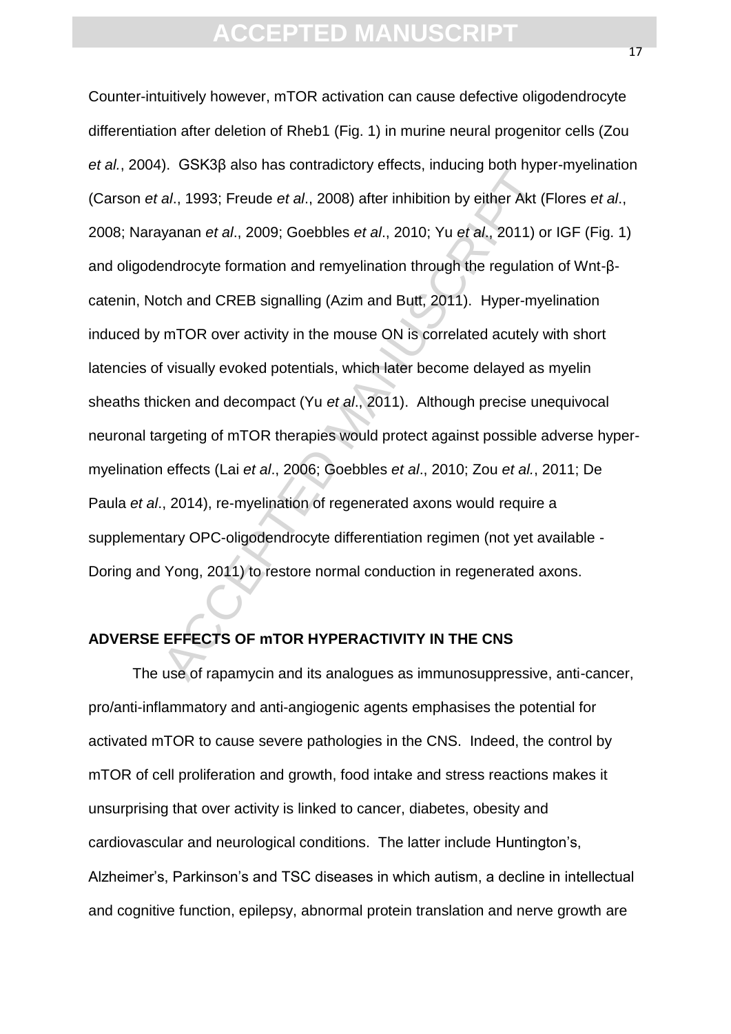Counter-intuitively however, mTOR activation can cause defective oligodendrocyte differentiation after deletion of Rheb1 (Fig. 1) in murine neural progenitor cells (Zou *et al.*, 2004). GSK3β also has contradictory effects, inducing both hyper-myelination (Carson *et al*., 1993; Freude *et al*., 2008) after inhibition by either Akt (Flores *et al*., 2008; Narayanan *et al*., 2009; Goebbles *et al*., 2010; Yu *et al*., 2011) or IGF (Fig. 1) and oligodendrocyte formation and remyelination through the regulation of Wnt-β-catenin, Notch and CREB signalling (Azim and Butt, 2011). Hyper-myelination induced by mTOR over activity in the mouse ON is correlated acutely with short latencies of visually evoked potentials, which later become delayed as myelin sheaths thicken and decompact (Yu *et al*., 2011). Although precise unequivocal neuronal targeting of mTOR therapies would protect against possible adverse hyper-myelination effects (Lai *et al*., 2006; Goebbles *et al*., 2010; Zou *et al.*, 2011; De Paula *et al*., 2014), re-myelination of regenerated axons would require a supplementary OPC-oligodendrocyte differentiation regimen (not yet available - Doring and Yong, 2011) to restore normal conduction in regenerated axons.

## ADVERSE EFFECTS OF mTOR HYPERACTIVITY IN THE CNS

The use of rapamycin and its analogues as immunosuppressive, anti-cancer, pro/anti-inflammatory and anti-angiogenic agents emphasises the potential for activated mTOR to cause severe pathologies in the CNS. Indeed, the control by mTOR of cell proliferation and growth, food intake and stress reactions makes it unsurprising that over activity is linked to cancer, diabetes, obesity and cardiovascular and neurological conditions. The latter include Huntington's, Alzheimer's, Parkinson's and TSC diseases in which autism, a decline in intellectual and cognitive function, epilepsy, abnormal protein translation and nerve growth are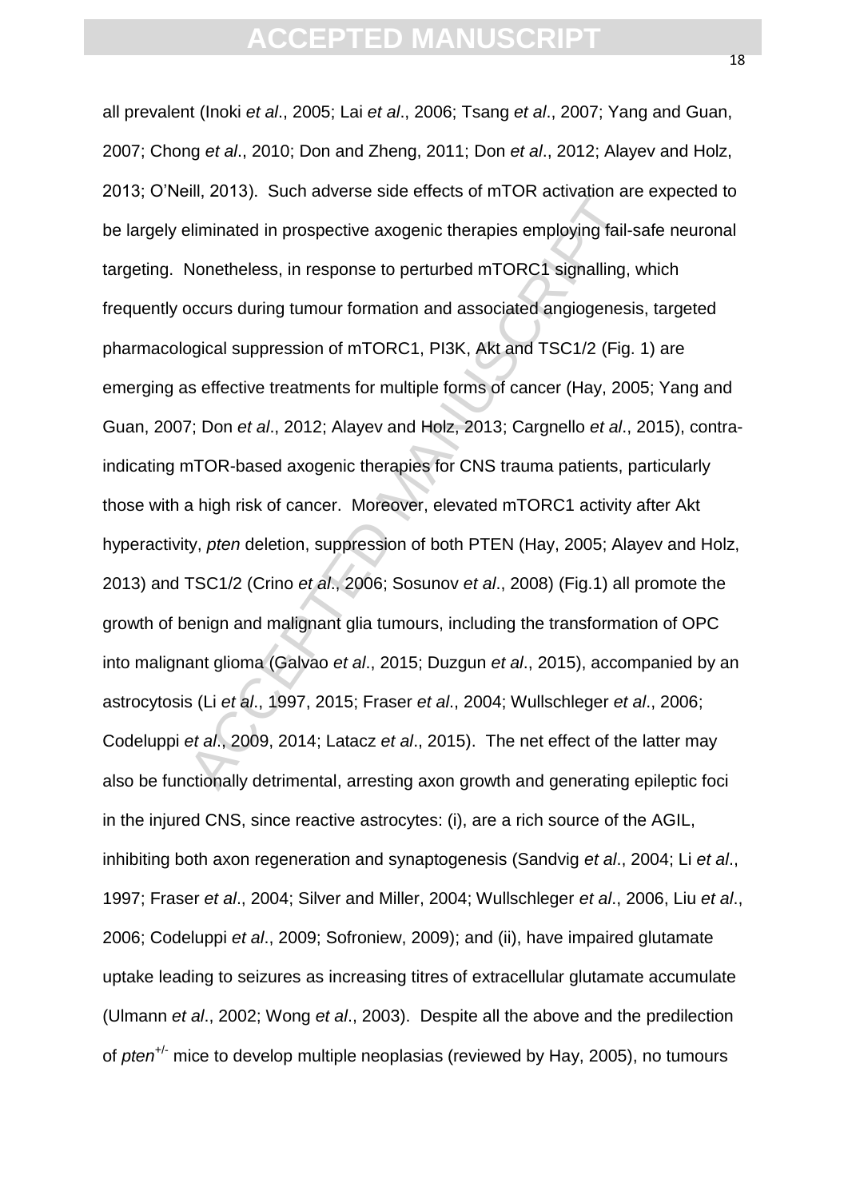all prevalent (Inoki *et al*., 2005; Lai *et al*., 2006; Tsang *et al*., 2007; Yang and Guan, 2007; Chong *et al*., 2010; Don and Zheng, 2011; Don *et al*., 2012; Alayev and Holz, 2013; O'Neill, 2013). Such adverse side effects of mTOR activation are expected to be largely eliminated in prospective axogenic therapies employing fail-safe neuronal targeting. Nonetheless, in response to perturbed mTORC1 signalling, which frequently occurs during tumour formation and associated angiogenesis, targeted pharmacological suppression of mTORC1, PI3K, Akt and TSC1/2 (Fig. 1) are emerging as effective treatments for multiple forms of cancer (Hay, 2005; Yang and Guan, 2007; Don *et al*., 2012; Alayev and Holz, 2013; Cargnello *et al*., 2015), contra-indicating mTOR-based axogenic therapies for CNS trauma patients, particularly those with a high risk of cancer. Moreover, elevated mTORC1 activity after Akt hyperactivity, *pten* deletion, suppression of both PTEN (Hay, 2005; Alayev and Holz, 2013) and TSC1/2 (Crino *et al*., 2006; Sosunov *et al*., 2008) (Fig.1) all promote the growth of benign and malignant glia tumours, including the transformation of OPC into malignant glioma (Galvao *et al*., 2015; Duzgun *et al*., 2015), accompanied by an astrocytosis (Li *et al*., 1997, 2015; Fraser *et al*., 2004; Wullschleger *et al*., 2006; Codeluppi *et al*., 2009, 2014; Latacz *et al*., 2015). The net effect of the latter may also be functionally detrimental, arresting axon growth and generating epileptic foci in the injured CNS, since reactive astrocytes: (i), are a rich source of the AGIL, inhibiting both axon regeneration and synaptogenesis (Sandvig *et al*., 2004; Li *et al*., 1997; Fraser *et al*., 2004; Silver and Miller, 2004; Wullschleger *et al*., 2006, Liu *et al*., 2006; Codeluppi *et al*., 2009; Sofroniew, 2009); and (ii), have impaired glutamate uptake leading to seizures as increasing titres of extracellular glutamate accumulate (Ulmann *et al*., 2002; Wong *et al*., 2003). Despite all the above and the predilection of *pten*$^{+/-}$ mice to develop multiple neoplasias (reviewed by Hay, 2005), no tumours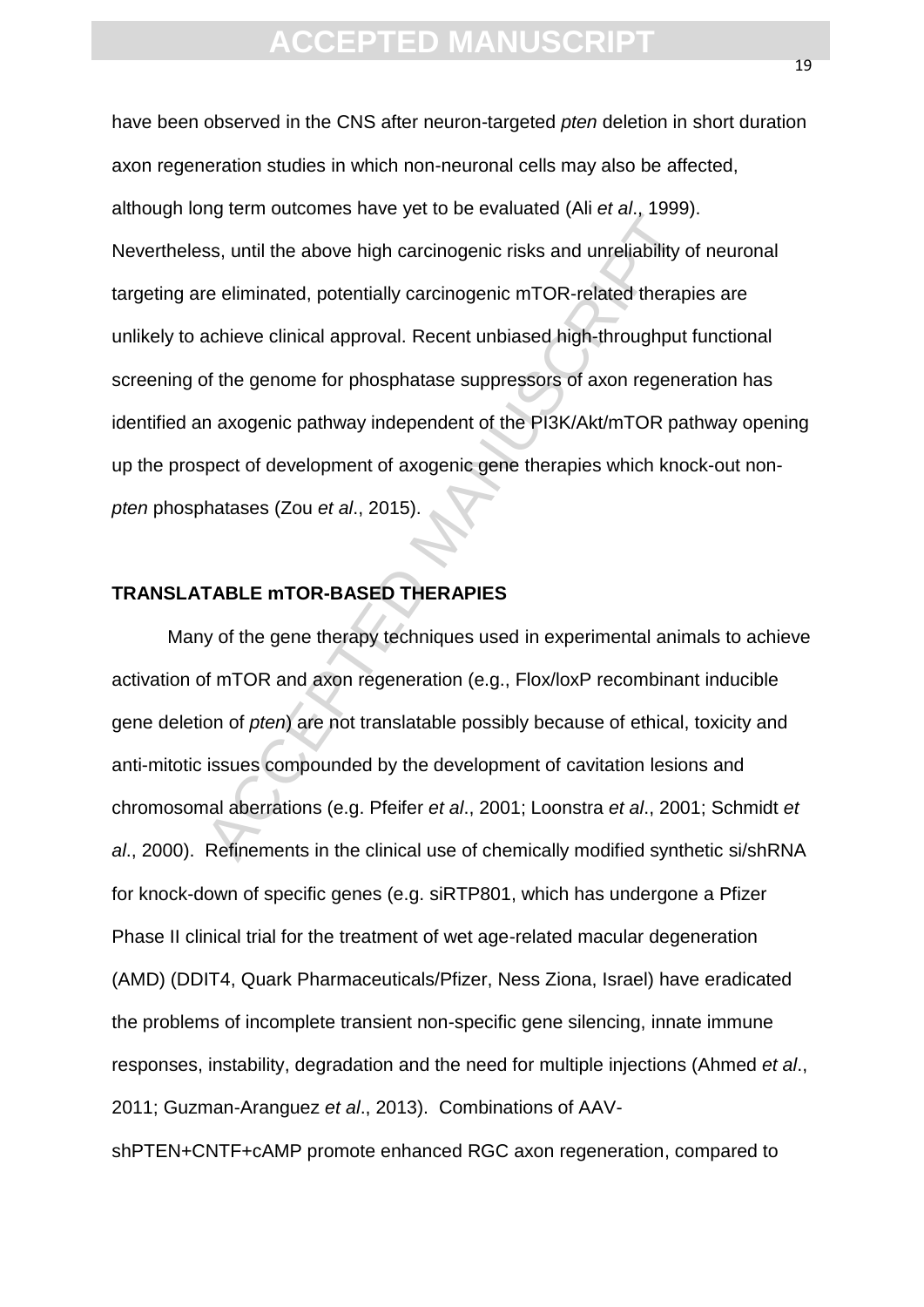have been observed in the CNS after neuron-targeted *pten* deletion in short duration axon regeneration studies in which non-neuronal cells may also be affected, although long term outcomes have yet to be evaluated (Ali *et al*., 1999). Nevertheless, until the above high carcinogenic risks and unreliability of neuronal targeting are eliminated, potentially carcinogenic mTOR-related therapies are unlikely to achieve clinical approval. Recent unbiased high-throughput functional screening of the genome for phosphatase suppressors of axon regeneration has identified an axogenic pathway independent of the PI3K/Akt/mTOR pathway opening up the prospect of development of axogenic gene therapies which knock-out non-*pten* phosphatases (Zou *et al*., 2015).

## TRANSLATABLE mTOR-BASED THERAPIES

Many of the gene therapy techniques used in experimental animals to achieve activation of mTOR and axon regeneration (e.g., Flox/loxP recombinant inducible gene deletion of *pten*) are not translatable possibly because of ethical, toxicity and anti-mitotic issues compounded by the development of cavitation lesions and chromosomal aberrations (e.g. Pfeifer *et al*., 2001; Loonstra *et al*., 2001; Schmidt *et al*., 2000). Refinements in the clinical use of chemically modified synthetic si/shRNA for knock-down of specific genes (e.g. siRTP801, which has undergone a Pfizer Phase II clinical trial for the treatment of wet age-related macular degeneration (AMD) (DDIT4, Quark Pharmaceuticals/Pfizer, Ness Ziona, Israel) have eradicated the problems of incomplete transient non-specific gene silencing, innate immune responses, instability, degradation and the need for multiple injections (Ahmed *et al*., 2011; Guzman-Aranguez *et al*., 2013). Combinations of AAV-shPTEN+CNTF+cAMP promote enhanced RGC axon regeneration, compared to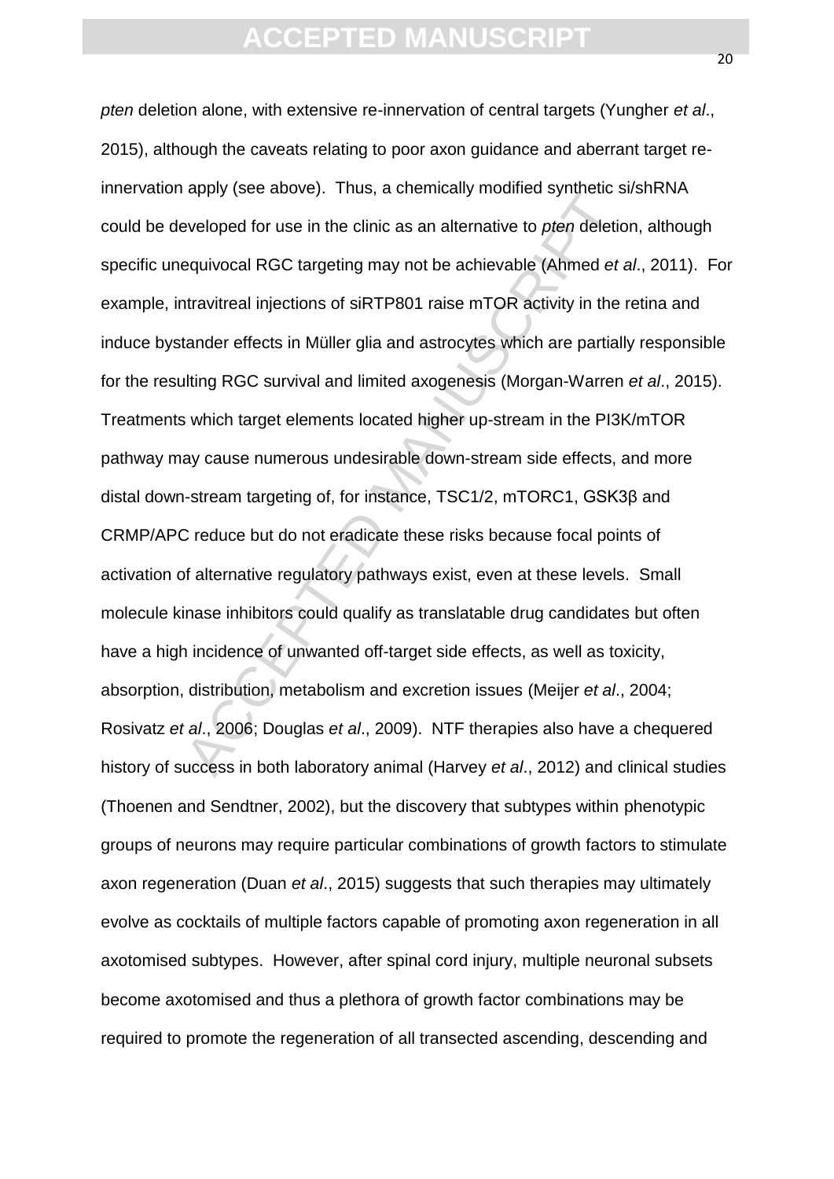*pten* deletion alone, with extensive re-innervation of central targets (Yungher *et al*., 2015), although the caveats relating to poor axon guidance and aberrant target re-innervation apply (see above). Thus, a chemically modified synthetic si/shRNA could be developed for use in the clinic as an alternative to *pten* deletion, although specific unequivocal RGC targeting may not be achievable (Ahmed *et al*., 2011). For example, intravitreal injections of siRTP801 raise mTOR activity in the retina and induce bystander effects in Müller glia and astrocytes which are partially responsible for the resulting RGC survival and limited axogenesis (Morgan-Warren *et al*., 2015). Treatments which target elements located higher up-stream in the PI3K/mTOR pathway may cause numerous undesirable down-stream side effects, and more distal down-stream targeting of, for instance, TSC1/2, mTORC1, GSK3β and CRMP/APC reduce but do not eradicate these risks because focal points of activation of alternative regulatory pathways exist, even at these levels. Small molecule kinase inhibitors could qualify as translatable drug candidates but often have a high incidence of unwanted off-target side effects, as well as toxicity, absorption, distribution, metabolism and excretion issues (Meijer *et al*., 2004; Rosivatz *et al*., 2006; Douglas *et al*., 2009). NTF therapies also have a chequered history of success in both laboratory animal (Harvey *et al*., 2012) and clinical studies (Thoenen and Sendtner, 2002), but the discovery that subtypes within phenotypic groups of neurons may require particular combinations of growth factors to stimulate axon regeneration (Duan *et al*., 2015) suggests that such therapies may ultimately evolve as cocktails of multiple factors capable of promoting axon regeneration in all axotomised subtypes. However, after spinal cord injury, multiple neuronal subsets become axotomised and thus a plethora of growth factor combinations may be required to promote the regeneration of all transected ascending, descending and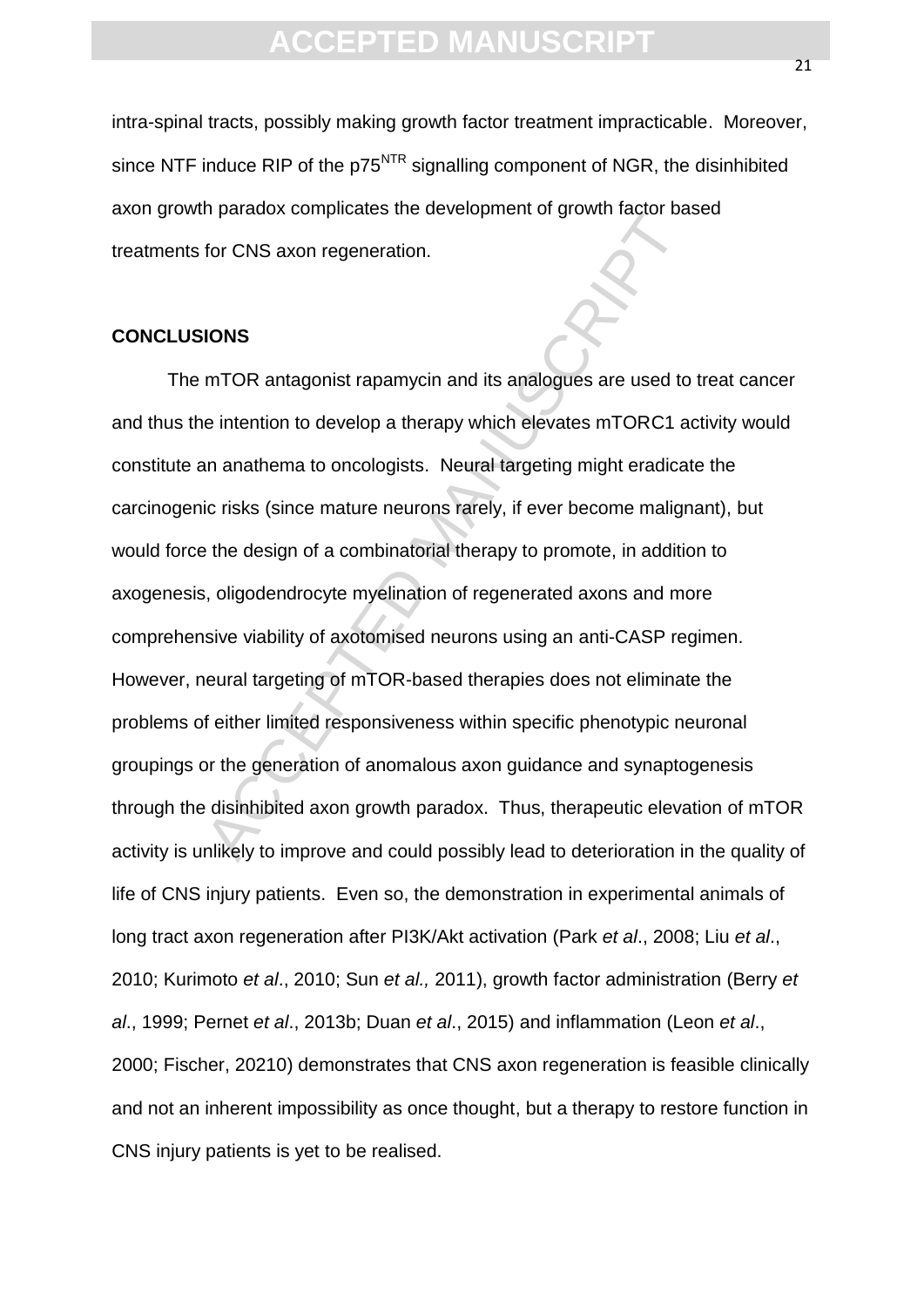intra-spinal tracts, possibly making growth factor treatment impracticable. Moreover, since NTF induce RIP of the p75$^{NTR}$ signalling component of NGR, the disinhibited axon growth paradox complicates the development of growth factor based treatments for CNS axon regeneration.

## CONCLUSIONS

The mTOR antagonist rapamycin and its analogues are used to treat cancer and thus the intention to develop a therapy which elevates mTORC1 activity would constitute an anathema to oncologists. Neural targeting might eradicate the carcinogenic risks (since mature neurons rarely, if ever become malignant), but would force the design of a combinatorial therapy to promote, in addition to axogenesis, oligodendrocyte myelination of regenerated axons and more comprehensive viability of axotomised neurons using an anti-CASP regimen. However, neural targeting of mTOR-based therapies does not eliminate the problems of either limited responsiveness within specific phenotypic neuronal groupings or the generation of anomalous axon guidance and synaptogenesis through the disinhibited axon growth paradox. Thus, therapeutic elevation of mTOR activity is unlikely to improve and could possibly lead to deterioration in the quality of life of CNS injury patients. Even so, the demonstration in experimental animals of long tract axon regeneration after PI3K/Akt activation (Park *et al*., 2008; Liu *et al*., 2010; Kurimoto *et al*., 2010; Sun *et al.,* 2011), growth factor administration (Berry *et al*., 1999; Pernet *et al*., 2013b; Duan *et al*., 2015) and inflammation (Leon *et al*., 2000; Fischer, 20210) demonstrates that CNS axon regeneration is feasible clinically and not an inherent impossibility as once thought, but a therapy to restore function in CNS injury patients is yet to be realised.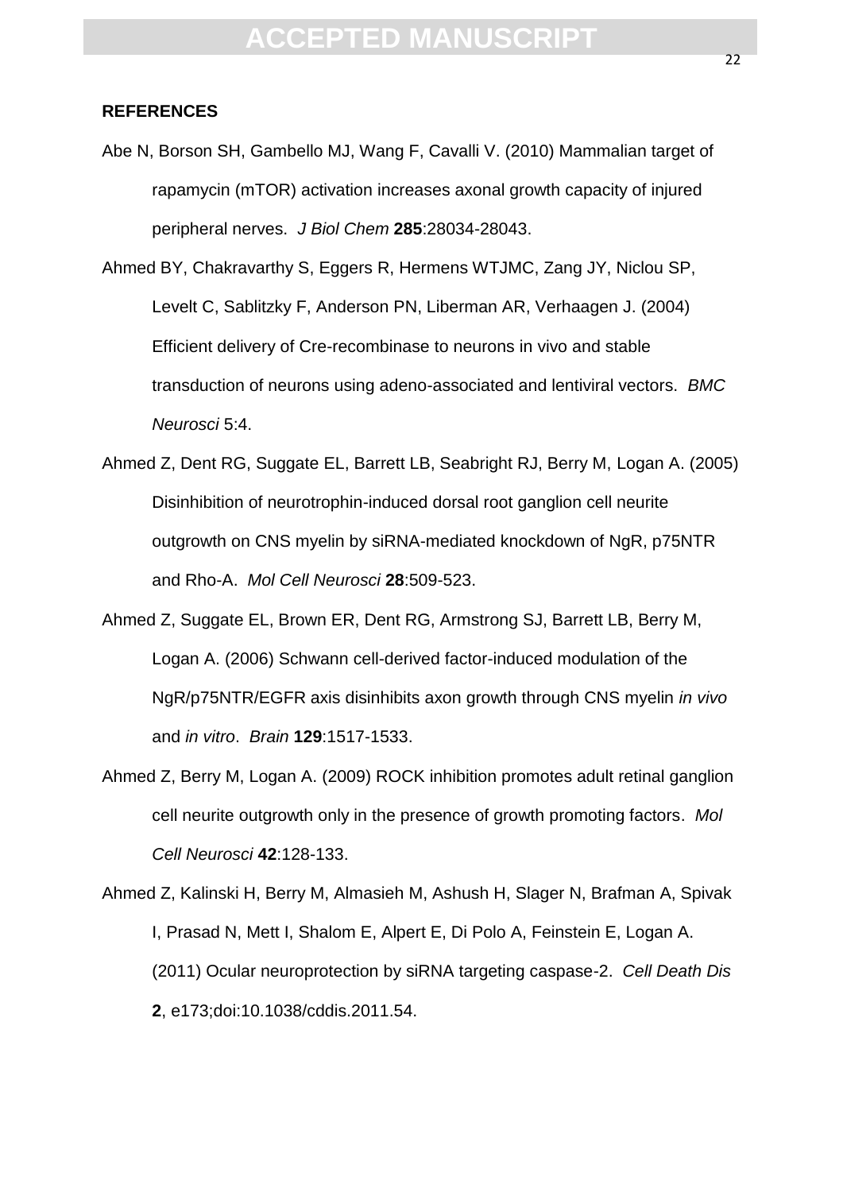**REFERENCES**

Abe N, Borson SH, Gambello MJ, Wang F, Cavalli V. (2010) Mammalian target of rapamycin (mTOR) activation increases axonal growth capacity of injured peripheral nerves. *J Biol Chem* **285**:28034-28043.

Ahmed BY, Chakravarthy S, Eggers R, Hermens WTJMC, Zang JY, Niclou SP, Levelt C, Sablitzky F, Anderson PN, Liberman AR, Verhaagen J. (2004) Efficient delivery of Cre-recombinase to neurons in vivo and stable transduction of neurons using adeno-associated and lentiviral vectors. *BMC Neurosci* 5:4.

Ahmed Z, Dent RG, Suggate EL, Barrett LB, Seabright RJ, Berry M, Logan A. (2005) Disinhibition of neurotrophin-induced dorsal root ganglion cell neurite outgrowth on CNS myelin by siRNA-mediated knockdown of NgR, p75NTR and Rho-A. *Mol Cell Neurosci* **28**:509-523.

Ahmed Z, Suggate EL, Brown ER, Dent RG, Armstrong SJ, Barrett LB, Berry M, Logan A. (2006) Schwann cell-derived factor-induced modulation of the NgR/p75NTR/EGFR axis disinhibits axon growth through CNS myelin *in vivo* and *in vitro*. *Brain* **129**:1517-1533.

Ahmed Z, Berry M, Logan A. (2009) ROCK inhibition promotes adult retinal ganglion cell neurite outgrowth only in the presence of growth promoting factors. *Mol Cell Neurosci* **42**:128-133.

Ahmed Z, Kalinski H, Berry M, Almasieh M, Ashush H, Slager N, Brafman A, Spivak I, Prasad N, Mett I, Shalom E, Alpert E, Di Polo A, Feinstein E, Logan A. (2011) Ocular neuroprotection by siRNA targeting caspase-2. *Cell Death Dis* **2**, e173;doi:10.1038/cddis.2011.54.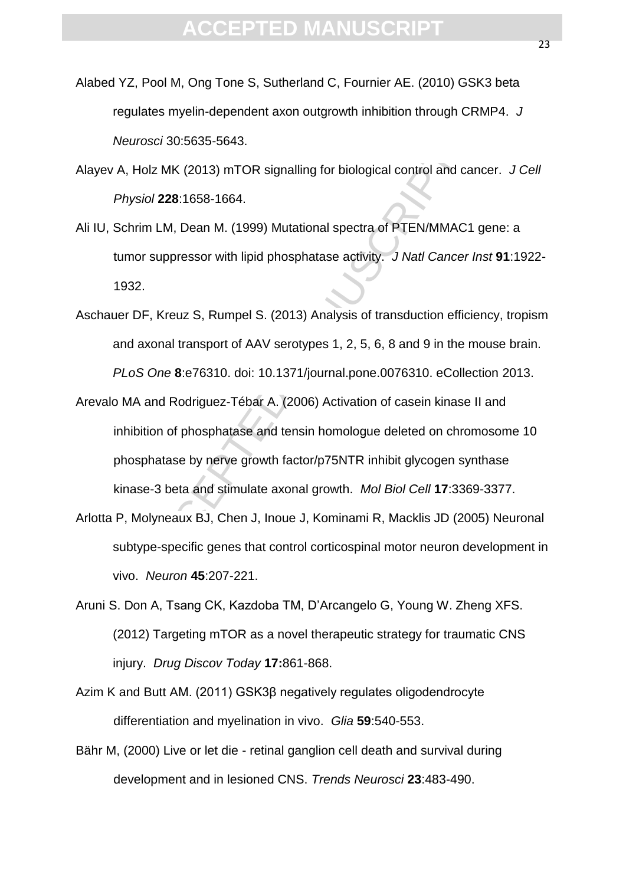Alabed YZ, Pool M, Ong Tone S, Sutherland C, Fournier AE. (2010) GSK3 beta regulates myelin-dependent axon outgrowth inhibition through CRMP4. *J Neurosci* 30:5635-5643.

Alayev A, Holz MK (2013) mTOR signalling for biological control and cancer. *J Cell Physiol* **228**:1658-1664.

Ali IU, Schrim LM, Dean M. (1999) Mutational spectra of PTEN/MMAC1 gene: a tumor suppressor with lipid phosphatase activity. *J Natl Cancer Inst* **91**:1922-1932.

Aschauer DF, Kreuz S, Rumpel S. (2013) Analysis of transduction efficiency, tropism and axonal transport of AAV serotypes 1, 2, 5, 6, 8 and 9 in the mouse brain. *PLoS One* **8**:e76310. doi: 10.1371/journal.pone.0076310. eCollection 2013.

Arevalo MA and Rodriguez-Tébar A. (2006) Activation of casein kinase II and inhibition of phosphatase and tensin homologue deleted on chromosome 10 phosphatase by nerve growth factor/p75NTR inhibit glycogen synthase kinase-3 beta and stimulate axonal growth. *Mol Biol Cell* **17**:3369-3377.

Arlotta P, Molyneaux BJ, Chen J, Inoue J, Kominami R, Macklis JD (2005) Neuronal subtype-specific genes that control corticospinal motor neuron development in vivo. *Neuron* **45**:207-221.

Aruni S. Don A, Tsang CK, Kazdoba TM, D'Arcangelo G, Young W. Zheng XFS. (2012) Targeting mTOR as a novel therapeutic strategy for traumatic CNS injury. *Drug Discov Today* **17:**861-868.

Azim K and Butt AM. (2011) GSK3β negatively regulates oligodendrocyte differentiation and myelination in vivo. *Glia* **59**:540-553.

Bähr M, (2000) Live or let die - retinal ganglion cell death and survival during development and in lesioned CNS. *Trends Neurosci* **23**:483-490.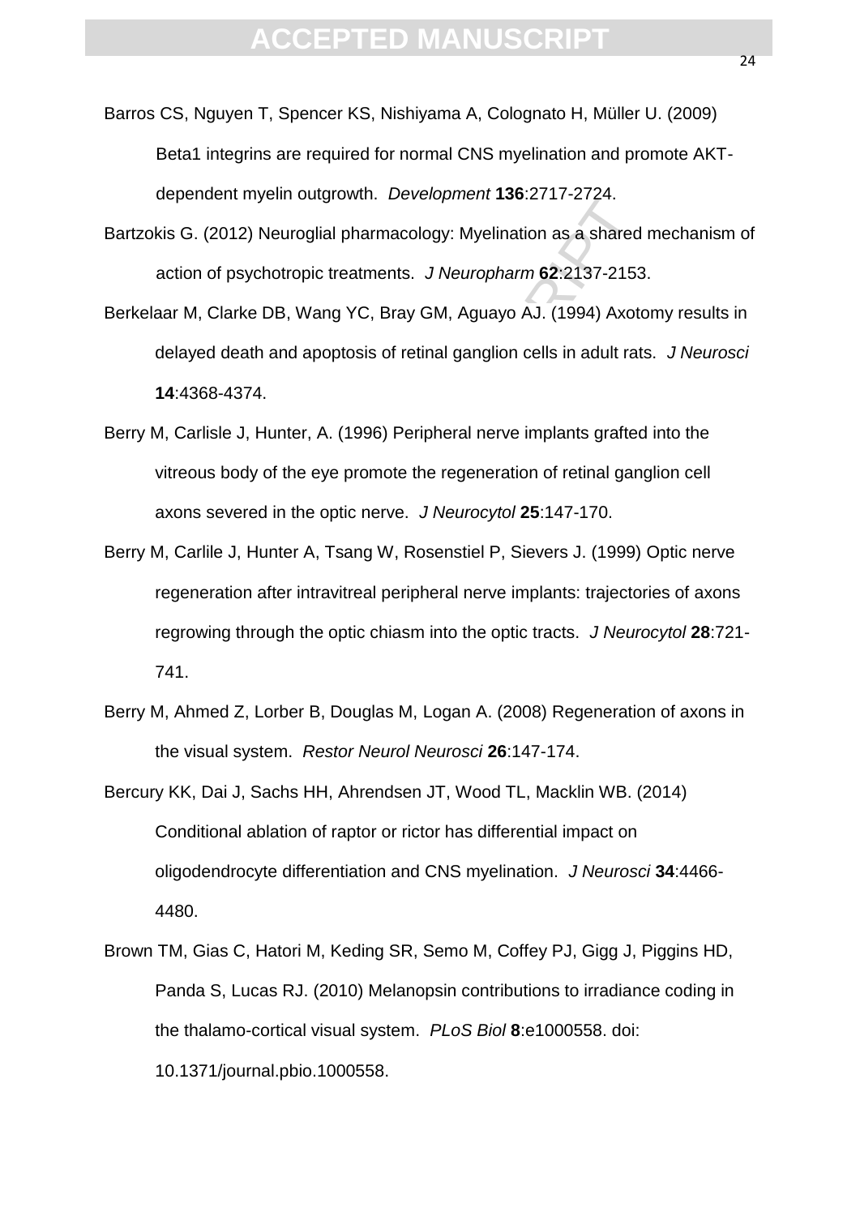Barros CS, Nguyen T, Spencer KS, Nishiyama A, Colognato H, Müller U. (2009) Beta1 integrins are required for normal CNS myelination and promote AKT-dependent myelin outgrowth. *Development* **136**:2717-2724.

Bartzokis G. (2012) Neuroglial pharmacology: Myelination as a shared mechanism of action of psychotropic treatments. *J Neuropharm* **62**:2137-2153.

Berkelaar M, Clarke DB, Wang YC, Bray GM, Aguayo AJ. (1994) Axotomy results in delayed death and apoptosis of retinal ganglion cells in adult rats. *J Neurosci* **14**:4368-4374.

Berry M, Carlisle J, Hunter, A. (1996) Peripheral nerve implants grafted into the vitreous body of the eye promote the regeneration of retinal ganglion cell axons severed in the optic nerve. *J Neurocytol* **25**:147-170.

Berry M, Carlile J, Hunter A, Tsang W, Rosenstiel P, Sievers J. (1999) Optic nerve regeneration after intravitreal peripheral nerve implants: trajectories of axons regrowing through the optic chiasm into the optic tracts. *J Neurocytol* **28**:721-741.

Berry M, Ahmed Z, Lorber B, Douglas M, Logan A. (2008) Regeneration of axons in the visual system. *Restor Neurol Neurosci* **26**:147-174.

Bercury KK, Dai J, Sachs HH, Ahrendsen JT, Wood TL, Macklin WB. (2014) Conditional ablation of raptor or rictor has differential impact on oligodendrocyte differentiation and CNS myelination. *J Neurosci* **34**:4466-4480.

Brown TM, Gias C, Hatori M, Keding SR, Semo M, Coffey PJ, Gigg J, Piggins HD, Panda S, Lucas RJ. (2010) Melanopsin contributions to irradiance coding in the thalamo-cortical visual system. *PLoS Biol* **8**:e1000558. doi: 10.1371/journal.pbio.1000558.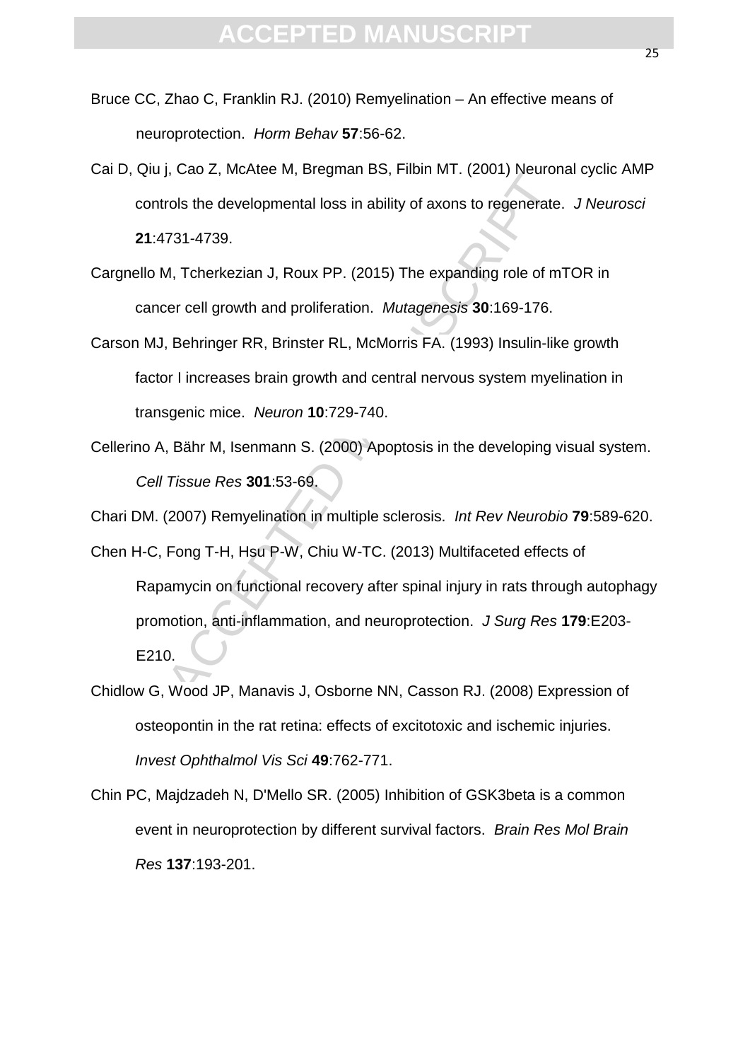Bruce CC, Zhao C, Franklin RJ. (2010) Remyelination – An effective means of neuroprotection. *Horm Behav* **57**:56-62.

Cai D, Qiu j, Cao Z, McAtee M, Bregman BS, Filbin MT. (2001) Neuronal cyclic AMP controls the developmental loss in ability of axons to regenerate. *J Neurosci* **21**:4731-4739.

Cargnello M, Tcherkezian J, Roux PP. (2015) The expanding role of mTOR in cancer cell growth and proliferation. *Mutagenesis* **30**:169-176.

Carson MJ, Behringer RR, Brinster RL, McMorris FA. (1993) Insulin-like growth factor I increases brain growth and central nervous system myelination in transgenic mice. *Neuron* **10**:729-740.

Cellerino A, Bähr M, Isenmann S. (2000) Apoptosis in the developing visual system. *Cell Tissue Res* **301**:53-69.

Chari DM. (2007) Remyelination in multiple sclerosis. *Int Rev Neurobio* **79**:589-620.

Chen H-C, Fong T-H, Hsu P-W, Chiu W-TC. (2013) Multifaceted effects of Rapamycin on functional recovery after spinal injury in rats through autophagy promotion, anti-inflammation, and neuroprotection. *J Surg Res* **179**:E203-E210.

Chidlow G, Wood JP, Manavis J, Osborne NN, Casson RJ. (2008) Expression of osteopontin in the rat retina: effects of excitotoxic and ischemic injuries. *Invest Ophthalmol Vis Sci* **49**:762-771.

Chin PC, Majdzadeh N, D'Mello SR. (2005) Inhibition of GSK3beta is a common event in neuroprotection by different survival factors. *Brain Res Mol Brain Res* **137**:193-201.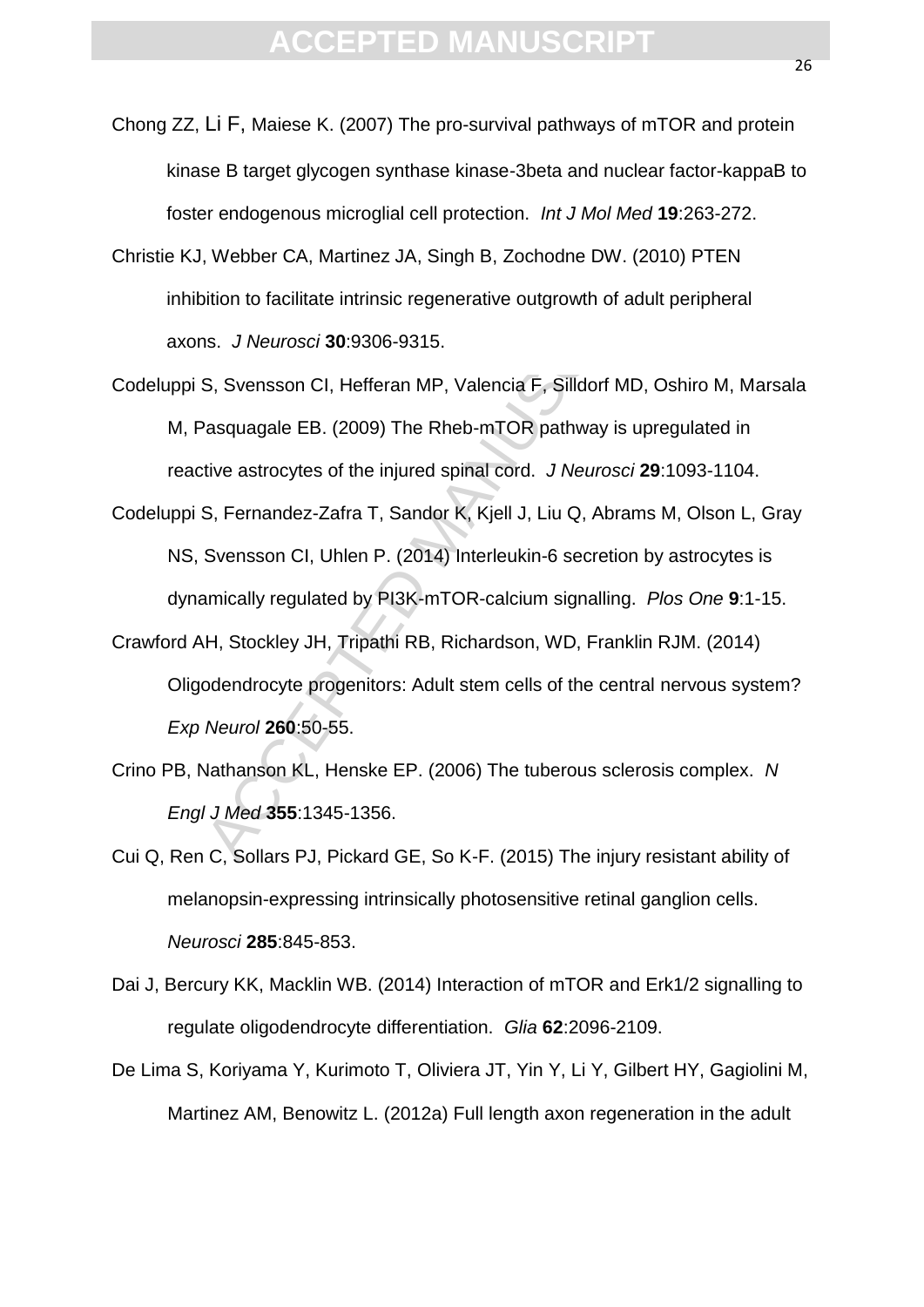Chong ZZ, Li F, Maiese K. (2007) The pro-survival pathways of mTOR and protein kinase B target glycogen synthase kinase-3beta and nuclear factor-kappaB to foster endogenous microglial cell protection. *Int J Mol Med* **19**:263-272.

Christie KJ, Webber CA, Martinez JA, Singh B, Zochodne DW. (2010) PTEN inhibition to facilitate intrinsic regenerative outgrowth of adult peripheral axons. *J Neurosci* **30**:9306-9315.

Codeluppi S, Svensson CI, Hefferan MP, Valencia F, Silldorf MD, Oshiro M, Marsala M, Pasquagale EB. (2009) The Rheb-mTOR pathway is upregulated in reactive astrocytes of the injured spinal cord. *J Neurosci* **29**:1093-1104.

Codeluppi S, Fernandez-Zafra T, Sandor K, Kjell J, Liu Q, Abrams M, Olson L, Gray NS, Svensson CI, Uhlen P. (2014) Interleukin-6 secretion by astrocytes is dynamically regulated by PI3K-mTOR-calcium signalling. *Plos One* **9**:1-15.

Crawford AH, Stockley JH, Tripathi RB, Richardson, WD, Franklin RJM. (2014) Oligodendrocyte progenitors: Adult stem cells of the central nervous system? *Exp Neurol* **260**:50-55.

Crino PB, Nathanson KL, Henske EP. (2006) The tuberous sclerosis complex. *N Engl J Med* **355**:1345-1356.

Cui Q, Ren C, Sollars PJ, Pickard GE, So K-F. (2015) The injury resistant ability of melanopsin-expressing intrinsically photosensitive retinal ganglion cells. *Neurosci* **285**:845-853.

Dai J, Bercury KK, Macklin WB. (2014) Interaction of mTOR and Erk1/2 signalling to regulate oligodendrocyte differentiation. *Glia* **62**:2096-2109.

De Lima S, Koriyama Y, Kurimoto T, Oliviera JT, Yin Y, Li Y, Gilbert HY, Gagiolini M, Martinez AM, Benowitz L. (2012a) Full length axon regeneration in the adult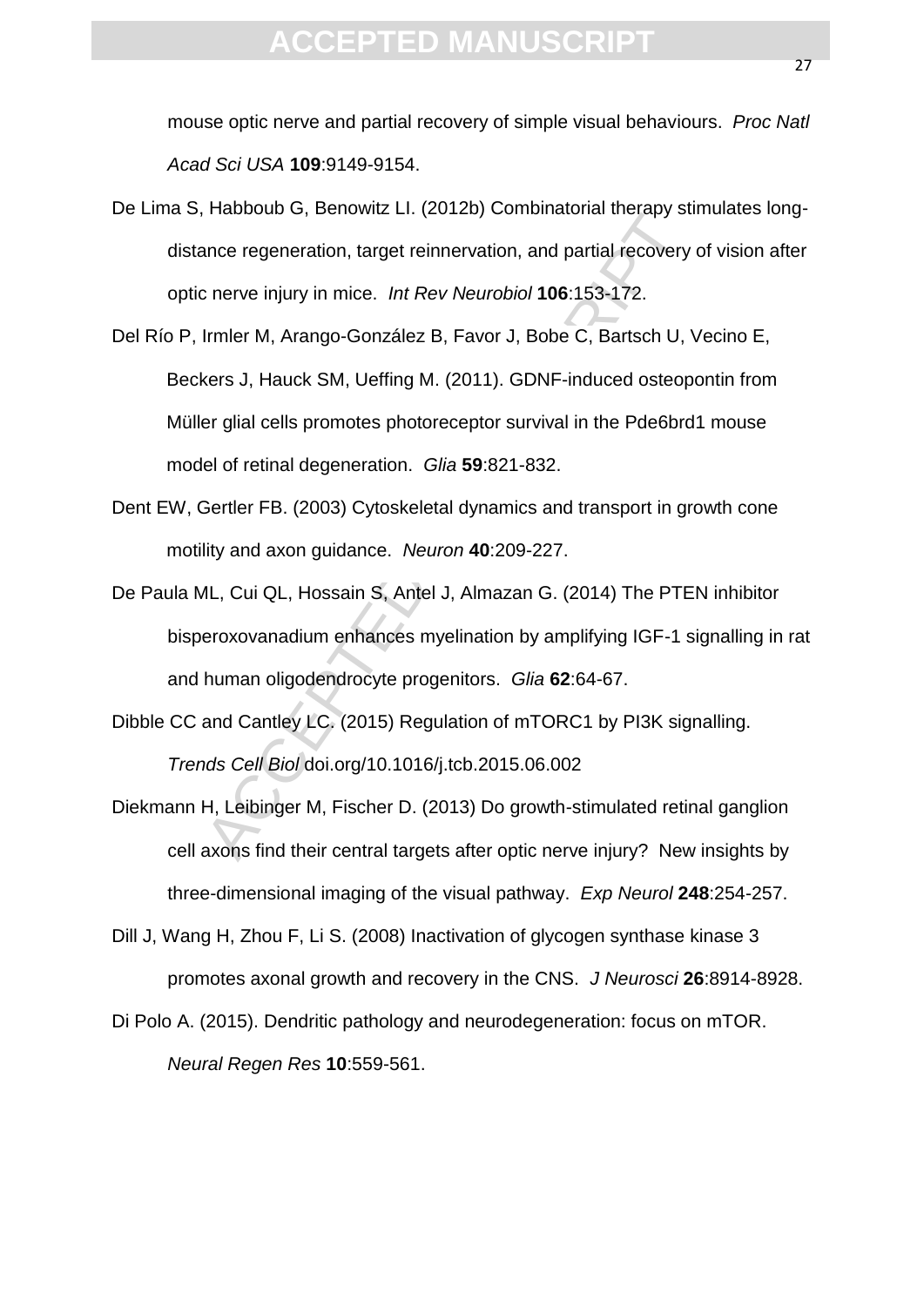mouse optic nerve and partial recovery of simple visual behaviours. *Proc Natl Acad Sci USA* **109**:9149-9154.

De Lima S, Habboub G, Benowitz LI. (2012b) Combinatorial therapy stimulates long-distance regeneration, target reinnervation, and partial recovery of vision after optic nerve injury in mice. *Int Rev Neurobiol* **106**:153-172.

Del Río P, Irmler M, Arango-González B, Favor J, Bobe C, Bartsch U, Vecino E, Beckers J, Hauck SM, Ueffing M. (2011). GDNF-induced osteopontin from Müller glial cells promotes photoreceptor survival in the Pde6brd1 mouse model of retinal degeneration. *Glia* **59**:821-832.

Dent EW, Gertler FB. (2003) Cytoskeletal dynamics and transport in growth cone motility and axon guidance. *Neuron* **40**:209-227.

De Paula ML, Cui QL, Hossain S, Antel J, Almazan G. (2014) The PTEN inhibitor bisperoxovanadium enhances myelination by amplifying IGF-1 signalling in rat and human oligodendrocyte progenitors. *Glia* **62**:64-67.

Dibble CC and Cantley LC. (2015) Regulation of mTORC1 by PI3K signalling. *Trends Cell Biol* doi.org/10.1016/j.tcb.2015.06.002

Diekmann H, Leibinger M, Fischer D. (2013) Do growth-stimulated retinal ganglion cell axons find their central targets after optic nerve injury? New insights by three-dimensional imaging of the visual pathway. *Exp Neurol* **248**:254-257.

Dill J, Wang H, Zhou F, Li S. (2008) Inactivation of glycogen synthase kinase 3 promotes axonal growth and recovery in the CNS. *J Neurosci* **26**:8914-8928.

Di Polo A. (2015). Dendritic pathology and neurodegeneration: focus on mTOR. *Neural Regen Res* **10**:559-561.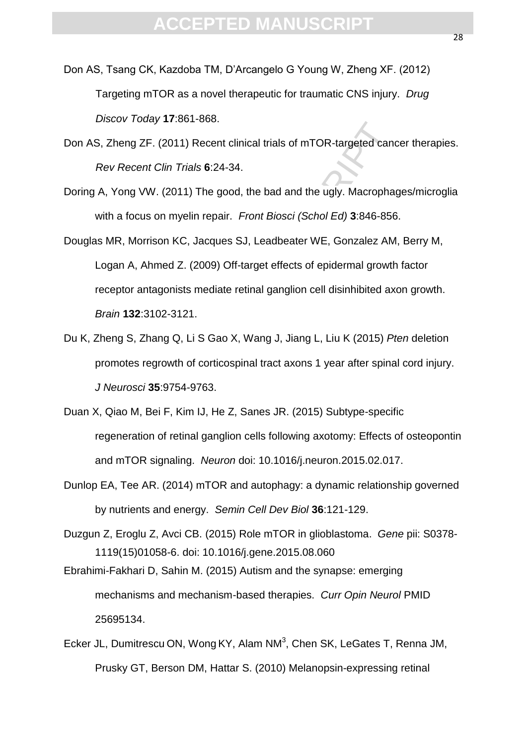Don AS, Tsang CK, Kazdoba TM, D'Arcangelo G Young W, Zheng XF. (2012) Targeting mTOR as a novel therapeutic for traumatic CNS injury. *Drug Discov Today* **17**:861-868.

Don AS, Zheng ZF. (2011) Recent clinical trials of mTOR-targeted cancer therapies. *Rev Recent Clin Trials* **6**:24-34.

Doring A, Yong VW. (2011) The good, the bad and the ugly. Macrophages/microglia with a focus on myelin repair. *Front Biosci (Schol Ed)* **3**:846-856.

Douglas MR, Morrison KC, Jacques SJ, Leadbeater WE, Gonzalez AM, Berry M, Logan A, Ahmed Z. (2009) Off-target effects of epidermal growth factor receptor antagonists mediate retinal ganglion cell disinhibited axon growth. *Brain* **132**:3102-3121.

Du K, Zheng S, Zhang Q, Li S Gao X, Wang J, Jiang L, Liu K (2015) *Pten* deletion promotes regrowth of corticospinal tract axons 1 year after spinal cord injury. *J Neurosci* **35**:9754-9763.

Duan X, Qiao M, Bei F, Kim IJ, He Z, Sanes JR. (2015) Subtype-specific regeneration of retinal ganglion cells following axotomy: Effects of osteopontin and mTOR signaling. *Neuron* doi: 10.1016/j.neuron.2015.02.017.

Dunlop EA, Tee AR. (2014) mTOR and autophagy: a dynamic relationship governed by nutrients and energy. *Semin Cell Dev Biol* **36**:121-129.

Duzgun Z, Eroglu Z, Avci CB. (2015) Role mTOR in glioblastoma. *Gene* pii: S0378-1119(15)01058-6. doi: 10.1016/j.gene.2015.08.060

Ebrahimi-Fakhari D, Sahin M. (2015) Autism and the synapse: emerging mechanisms and mechanism-based therapies. *Curr Opin Neurol* PMID 25695134.

Ecker JL, Dumitrescu ON, Wong KY, Alam NM[3], Chen SK, LeGates T, Renna JM, Prusky GT, Berson DM, Hattar S. (2010) Melanopsin-expressing retinal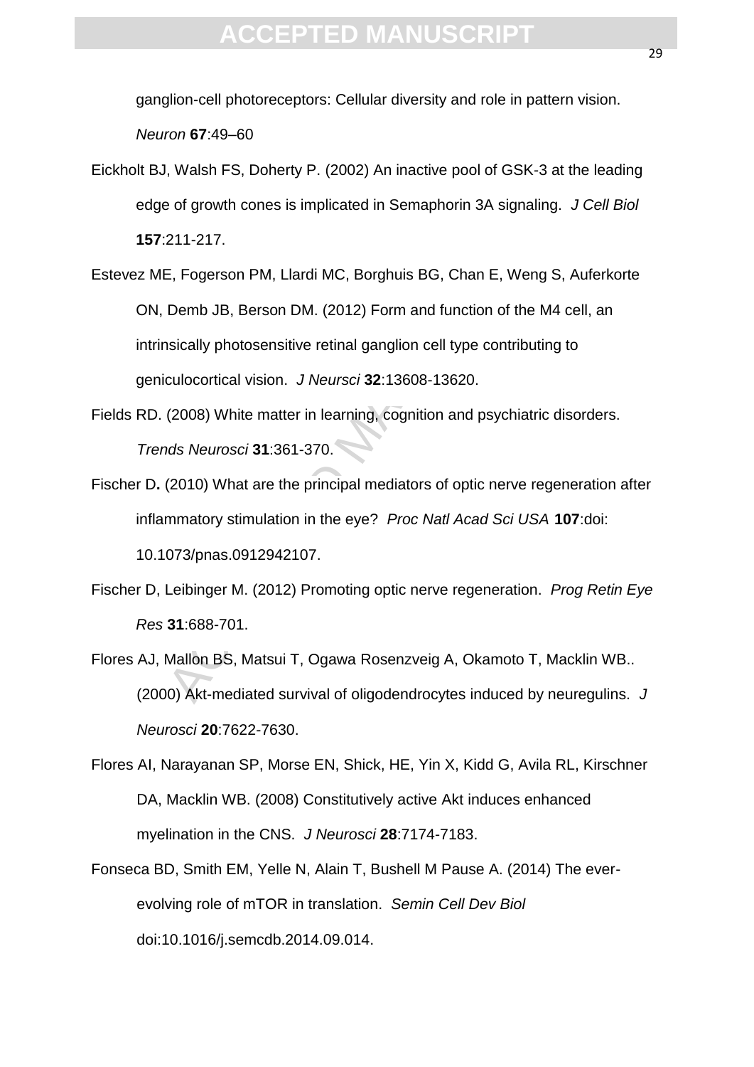ganglion-cell photoreceptors: Cellular diversity and role in pattern vision. *Neuron* **67**:49–60

Eickholt BJ, Walsh FS, Doherty P. (2002) An inactive pool of GSK-3 at the leading edge of growth cones is implicated in Semaphorin 3A signaling. *J Cell Biol* **157**:211-217.

Estevez ME, Fogerson PM, Llardi MC, Borghuis BG, Chan E, Weng S, Auferkorte ON, Demb JB, Berson DM. (2012) Form and function of the M4 cell, an intrinsically photosensitive retinal ganglion cell type contributing to geniculocortical vision. *J Neursci* **32**:13608-13620.

Fields RD. (2008) White matter in learning, cognition and psychiatric disorders. *Trends Neurosci* **31**:361-370.

Fischer D**.** (2010) What are the principal mediators of optic nerve regeneration after inflammatory stimulation in the eye? *Proc Natl Acad Sci USA* **107**:doi: 10.1073/pnas.0912942107.

Fischer D, Leibinger M. (2012) Promoting optic nerve regeneration. *Prog Retin Eye Res* **31**:688-701.

Flores AJ, Mallon BS, Matsui T, Ogawa Rosenzveig A, Okamoto T, Macklin WB.. (2000) Akt-mediated survival of oligodendrocytes induced by neuregulins. *J Neurosci* **20**:7622-7630.

Flores AI, Narayanan SP, Morse EN, Shick, HE, Yin X, Kidd G, Avila RL, Kirschner DA, Macklin WB. (2008) Constitutively active Akt induces enhanced myelination in the CNS. *J Neurosci* **28**:7174-7183.

Fonseca BD, Smith EM, Yelle N, Alain T, Bushell M Pause A. (2014) The ever-evolving role of mTOR in translation. *Semin Cell Dev Biol* doi:10.1016/j.semcdb.2014.09.014.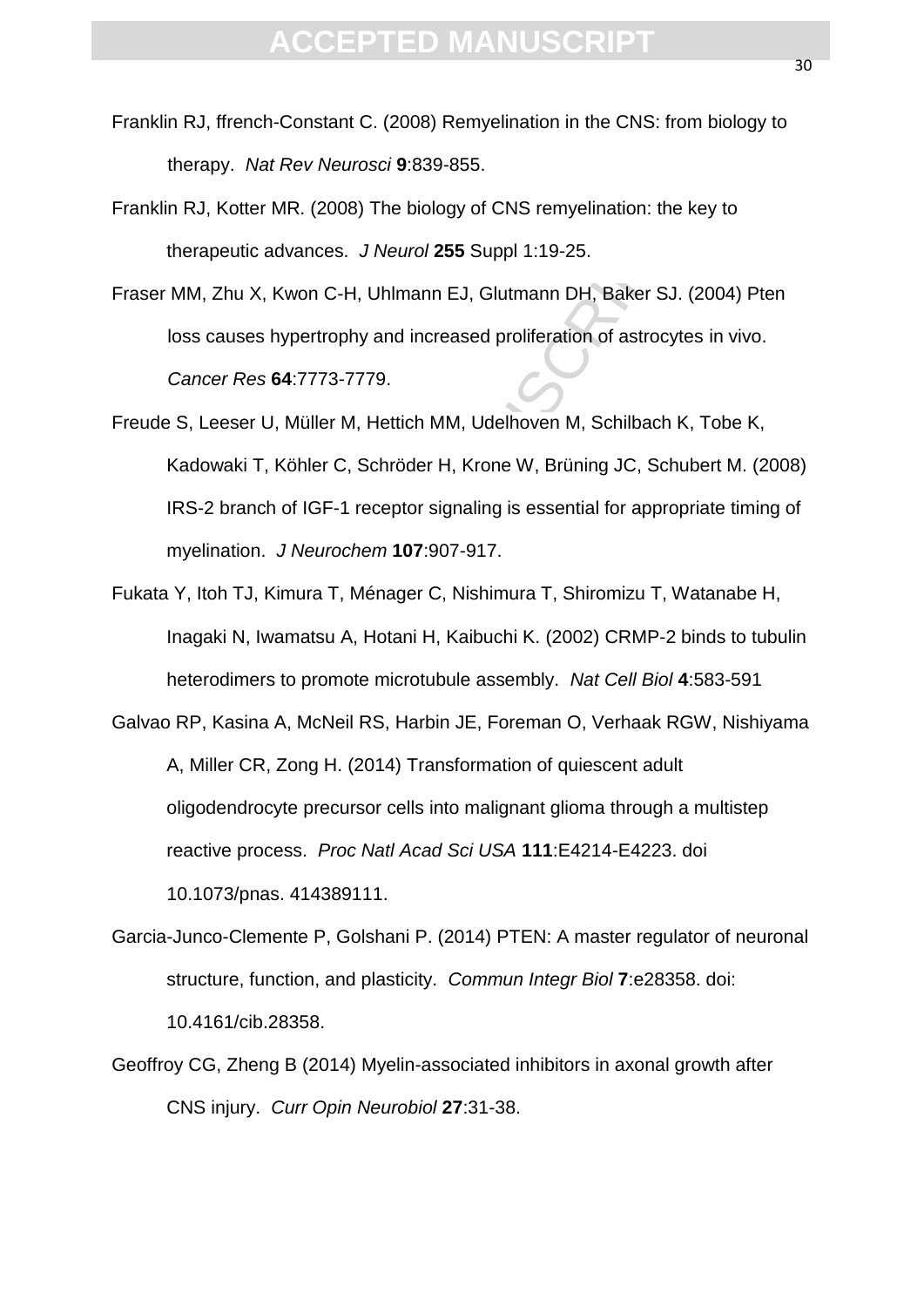Franklin RJ, ffrench-Constant C. (2008) Remyelination in the CNS: from biology to therapy. *Nat Rev Neurosci* **9**:839-855.

Franklin RJ, Kotter MR. (2008) The biology of CNS remyelination: the key to therapeutic advances. *J Neurol* **255** Suppl 1:19-25.

Fraser MM, Zhu X, Kwon C-H, Uhlmann EJ, Glutmann DH, Baker SJ. (2004) Pten loss causes hypertrophy and increased proliferation of astrocytes in vivo. *Cancer Res* **64**:7773-7779.

Freude S, Leeser U, Müller M, Hettich MM, Udelhoven M, Schilbach K, Tobe K, Kadowaki T, Köhler C, Schröder H, Krone W, Brüning JC, Schubert M. (2008) IRS-2 branch of IGF-1 receptor signaling is essential for appropriate timing of myelination. *J Neurochem* **107**:907-917.

Fukata Y, Itoh TJ, Kimura T, Ménager C, Nishimura T, Shiromizu T, Watanabe H, Inagaki N, Iwamatsu A, Hotani H, Kaibuchi K. (2002) CRMP-2 binds to tubulin heterodimers to promote microtubule assembly. *Nat Cell Biol* **4**:583-591

Galvao RP, Kasina A, McNeil RS, Harbin JE, Foreman O, Verhaak RGW, Nishiyama A, Miller CR, Zong H. (2014) Transformation of quiescent adult oligodendrocyte precursor cells into malignant glioma through a multistep reactive process. *Proc Natl Acad Sci USA* **111**:E4214-E4223. doi 10.1073/pnas. 414389111.

Garcia-Junco-Clemente P, Golshani P. (2014) PTEN: A master regulator of neuronal structure, function, and plasticity. *Commun Integr Biol* **7**:e28358. doi: 10.4161/cib.28358.

Geoffroy CG, Zheng B (2014) Myelin-associated inhibitors in axonal growth after CNS injury. *Curr Opin Neurobiol* **27**:31-38.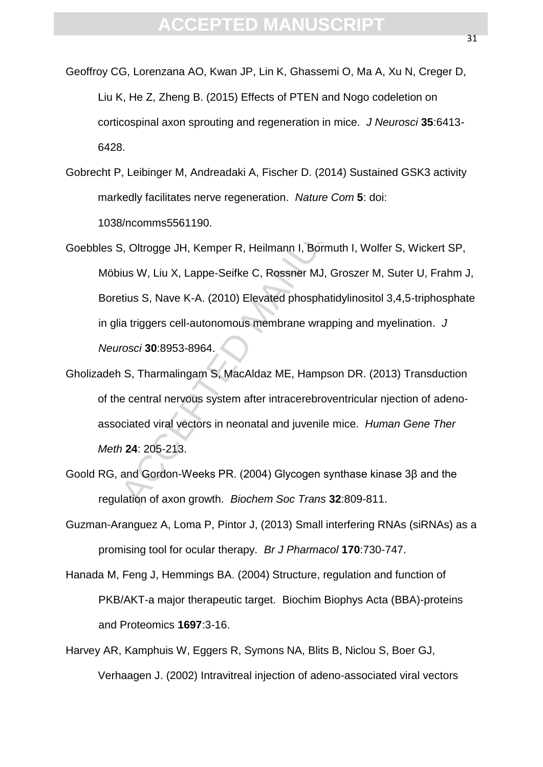Geoffroy CG, Lorenzana AO, Kwan JP, Lin K, Ghassemi O, Ma A, Xu N, Creger D, Liu K, He Z, Zheng B. (2015) Effects of PTEN and Nogo codeletion on corticospinal axon sprouting and regeneration in mice. *J Neurosci* **35**:6413-6428.

Gobrecht P, Leibinger M, Andreadaki A, Fischer D. (2014) Sustained GSK3 activity markedly facilitates nerve regeneration. *Nature Com* **5**: doi: 1038/ncomms5561190.

Goebbles S, Oltrogge JH, Kemper R, Heilmann I, Bormuth I, Wolfer S, Wickert SP, Möbius W, Liu X, Lappe-Seifke C, Rossner MJ, Groszer M, Suter U, Frahm J, Boretius S, Nave K-A. (2010) Elevated phosphatidylinositol 3,4,5-triphosphate in glia triggers cell-autonomous membrane wrapping and myelination. *J Neurosci* **30**:8953-8964.

Gholizadeh S, Tharmalingam S, MacAldaz ME, Hampson DR. (2013) Transduction of the central nervous system after intracerebroventricular njection of adeno-associated viral vectors in neonatal and juvenile mice. *Human Gene Ther Meth* **24**: 205-213.

Goold RG, and Gordon-Weeks PR. (2004) Glycogen synthase kinase 3β and the regulation of axon growth. *Biochem Soc Trans* **32**:809-811.

Guzman-Aranguez A, Loma P, Pintor J, (2013) Small interfering RNAs (siRNAs) as a promising tool for ocular therapy. *Br J Pharmacol* **170**:730-747.

Hanada M, Feng J, Hemmings BA. (2004) Structure, regulation and function of PKB/AKT-a major therapeutic target. Biochim Biophys Acta (BBA)-proteins and Proteomics **1697**:3-16.

Harvey AR, Kamphuis W, Eggers R, Symons NA, Blits B, Niclou S, Boer GJ, Verhaagen J. (2002) Intravitreal injection of adeno-associated viral vectors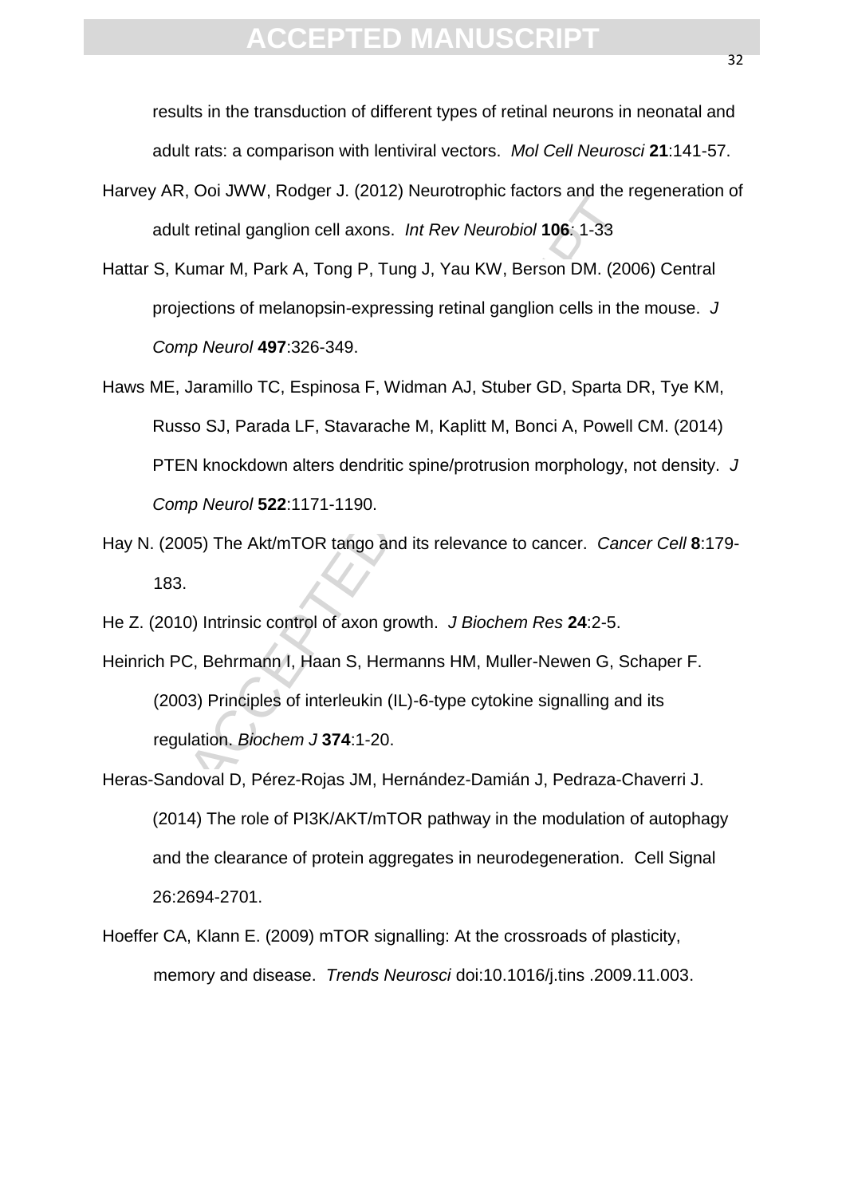results in the transduction of different types of retinal neurons in neonatal and adult rats: a comparison with lentiviral vectors. *Mol Cell Neurosci* **21**:141-57.

Harvey AR, Ooi JWW, Rodger J. (2012) Neurotrophic factors and the regeneration of adult retinal ganglion cell axons. *Int Rev Neurobiol* **106**: 1-33

Hattar S, Kumar M, Park A, Tong P, Tung J, Yau KW, Berson DM. (2006) Central projections of melanopsin-expressing retinal ganglion cells in the mouse. *J Comp Neurol* **497**:326-349.

Haws ME, Jaramillo TC, Espinosa F, Widman AJ, Stuber GD, Sparta DR, Tye KM, Russo SJ, Parada LF, Stavarache M, Kaplitt M, Bonci A, Powell CM. (2014) PTEN knockdown alters dendritic spine/protrusion morphology, not density. *J Comp Neurol* **522**:1171-1190.

Hay N. (2005) The Akt/mTOR tango and its relevance to cancer. *Cancer Cell* **8**:179-183.

He Z. (2010) Intrinsic control of axon growth. *J Biochem Res* **24**:2-5.

Heinrich PC, Behrmann I, Haan S, Hermanns HM, Muller-Newen G, Schaper F. (2003) Principles of interleukin (IL)-6-type cytokine signalling and its regulation. *Biochem J* **374**:1-20.

Heras-Sandoval D, Pérez-Rojas JM, Hernández-Damián J, Pedraza-Chaverri J. (2014) The role of PI3K/AKT/mTOR pathway in the modulation of autophagy and the clearance of protein aggregates in neurodegeneration. Cell Signal 26:2694-2701.

Hoeffer CA, Klann E. (2009) mTOR signalling: At the crossroads of plasticity, memory and disease. *Trends Neurosci* doi:10.1016/j.tins .2009.11.003.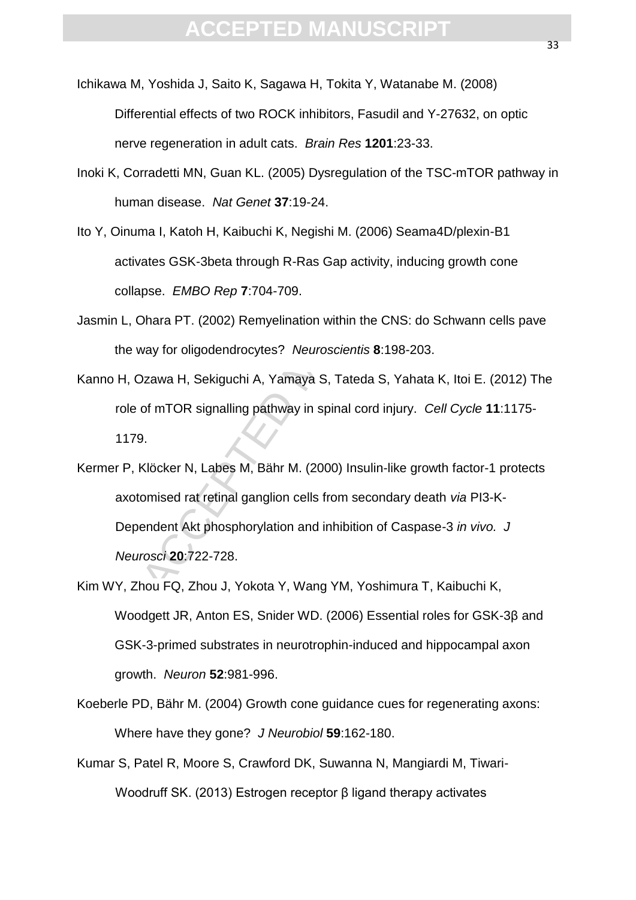Ichikawa M, Yoshida J, Saito K, Sagawa H, Tokita Y, Watanabe M. (2008) Differential effects of two ROCK inhibitors, Fasudil and Y-27632, on optic nerve regeneration in adult cats. *Brain Res* **1201**:23-33.

Inoki K, Corradetti MN, Guan KL. (2005) Dysregulation of the TSC-mTOR pathway in human disease. *Nat Genet* **37**:19-24.

Ito Y, Oinuma I, Katoh H, Kaibuchi K, Negishi M. (2006) Seama4D/plexin-B1 activates GSK-3beta through R-Ras Gap activity, inducing growth cone collapse. *EMBO Rep* **7**:704-709.

Jasmin L, Ohara PT. (2002) Remyelination within the CNS: do Schwann cells pave the way for oligodendrocytes? *Neuroscientis* **8**:198-203.

Kanno H, Ozawa H, Sekiguchi A, Yamaya S, Tateda S, Yahata K, Itoi E. (2012) The role of mTOR signalling pathway in spinal cord injury. *Cell Cycle* **11**:1175-1179.

Kermer P, Klöcker N, Labes M, Bähr M. (2000) Insulin-like growth factor-1 protects axotomised rat retinal ganglion cells from secondary death *via* PI3-K-Dependent Akt phosphorylation and inhibition of Caspase-3 *in vivo. J Neurosci* **20**:722-728.

Kim WY, Zhou FQ, Zhou J, Yokota Y, Wang YM, Yoshimura T, Kaibuchi K, Woodgett JR, Anton ES, Snider WD. (2006) Essential roles for GSK-3β and GSK-3-primed substrates in neurotrophin-induced and hippocampal axon growth. *Neuron* **52**:981-996.

Koeberle PD, Bähr M. (2004) Growth cone guidance cues for regenerating axons: Where have they gone? *J Neurobiol* **59**:162-180.

Kumar S, Patel R, Moore S, Crawford DK, Suwanna N, Mangiardi M, Tiwari-Woodruff SK. (2013) Estrogen receptor β ligand therapy activates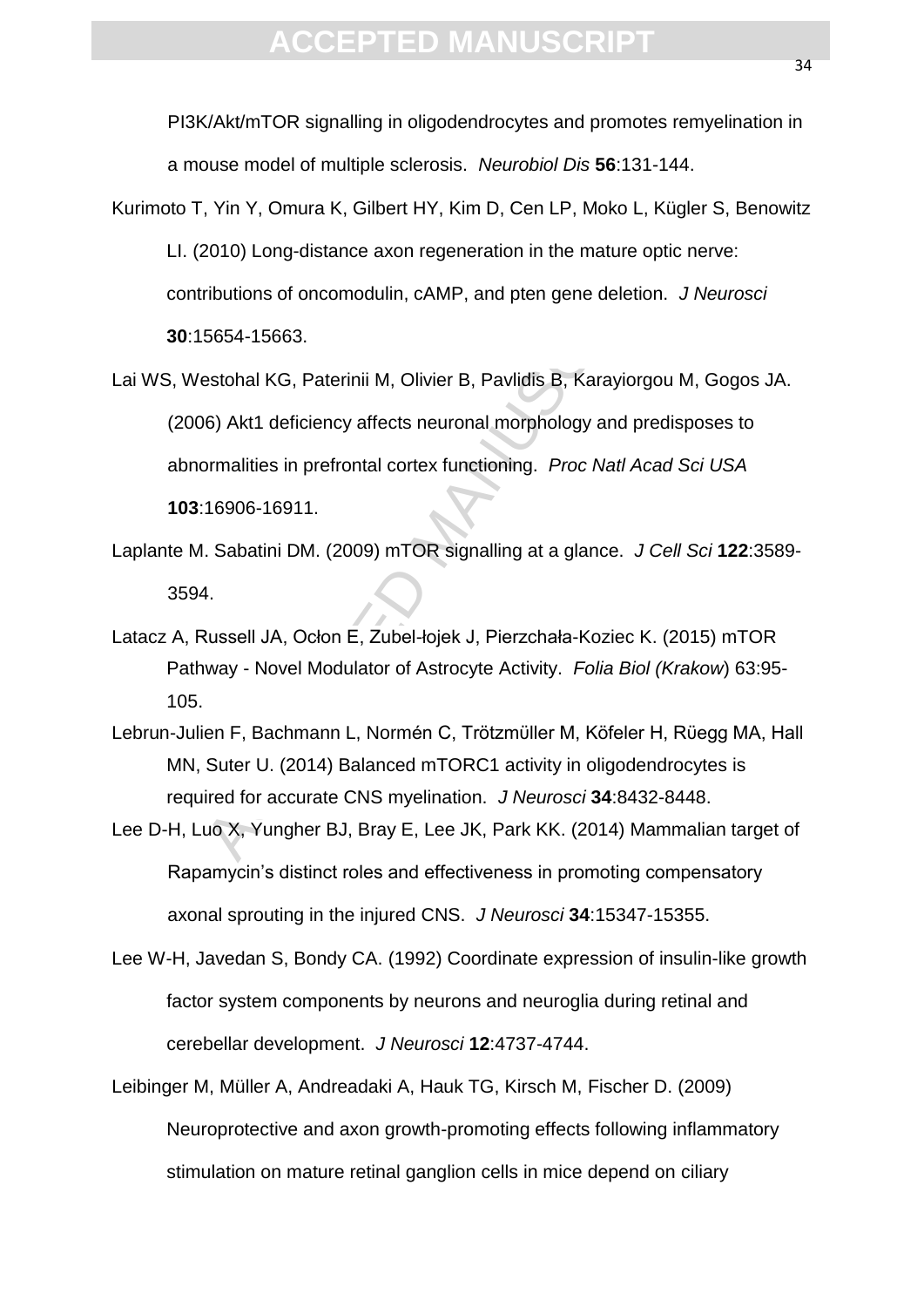PI3K/Akt/mTOR signalling in oligodendrocytes and promotes remyelination in a mouse model of multiple sclerosis. *Neurobiol Dis* **56**:131-144.

Kurimoto T, Yin Y, Omura K, Gilbert HY, Kim D, Cen LP, Moko L, Kügler S, Benowitz LI. (2010) Long-distance axon regeneration in the mature optic nerve: contributions of oncomodulin, cAMP, and pten gene deletion. *J Neurosci* **30**:15654-15663.

Lai WS, Westohal KG, Paterinii M, Olivier B, Pavlidis B, Karayiorgou M, Gogos JA. (2006) Akt1 deficiency affects neuronal morphology and predisposes to abnormalities in prefrontal cortex functioning. *Proc Natl Acad Sci USA* **103**:16906-16911.

Laplante M. Sabatini DM. (2009) mTOR signalling at a glance. *J Cell Sci* **122**:3589-3594.

Latacz A, Russell JA, Ocłon E, Zubel-łojek J, Pierzchała-Koziec K. (2015) mTOR Pathway - Novel Modulator of Astrocyte Activity. *Folia Biol (Krakow*) 63:95-105.

Lebrun-Julien F, Bachmann L, Normén C, Trötzmüller M, Köfeler H, Rüegg MA, Hall MN, Suter U. (2014) Balanced mTORC1 activity in oligodendrocytes is required for accurate CNS myelination. *J Neurosci* **34**:8432-8448.

Lee D-H, Luo X, Yungher BJ, Bray E, Lee JK, Park KK. (2014) Mammalian target of Rapamycin's distinct roles and effectiveness in promoting compensatory axonal sprouting in the injured CNS. *J Neurosci* **34**:15347-15355.

Lee W-H, Javedan S, Bondy CA. (1992) Coordinate expression of insulin-like growth factor system components by neurons and neuroglia during retinal and cerebellar development. *J Neurosci* **12**:4737-4744.

Leibinger M, Müller A, Andreadaki A, Hauk TG, Kirsch M, Fischer D. (2009) Neuroprotective and axon growth-promoting effects following inflammatory stimulation on mature retinal ganglion cells in mice depend on ciliary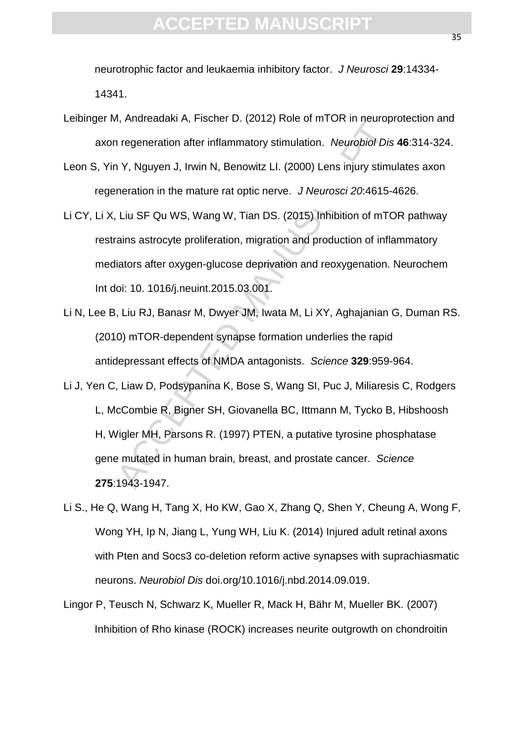neurotrophic factor and leukaemia inhibitory factor. *J Neurosci* **29**:14334-14341.

Leibinger M, Andreadaki A, Fischer D. (2012) Role of mTOR in neuroprotection and axon regeneration after inflammatory stimulation. *Neurobiol Dis* **46**:314-324.

Leon S, Yin Y, Nguyen J, Irwin N, Benowitz LI. (2000) Lens injury stimulates axon regeneration in the mature rat optic nerve. *J Neurosci 20*:4615-4626.

Li CY, Li X, Liu SF Qu WS, Wang W, Tian DS. (2015) Inhibition of mTOR pathway restrains astrocyte proliferation, migration and production of inflammatory mediators after oxygen-glucose deprivation and reoxygenation. Neurochem Int doi: 10. 1016/j.neuint.2015.03.001.

Li N, Lee B, Liu RJ, Banasr M, Dwyer JM, Iwata M, Li XY, Aghajanian G, Duman RS. (2010) mTOR-dependent synapse formation underlies the rapid antidepressant effects of NMDA antagonists. *Science* **329**:959-964.

Li J, Yen C, Liaw D, Podsypanina K, Bose S, Wang SI, Puc J, Miliaresis C, Rodgers L, McCombie R, Bigner SH, Giovanella BC, Ittmann M, Tycko B, Hibshoosh H, Wigler MH, Parsons R. (1997) PTEN, a putative tyrosine phosphatase gene mutated in human brain, breast, and prostate cancer. *Science* **275**:1943-1947.

Li S., He Q, Wang H, Tang X, Ho KW, Gao X, Zhang Q, Shen Y, Cheung A, Wong F, Wong YH, Ip N, Jiang L, Yung WH, Liu K. (2014) Injured adult retinal axons with Pten and Socs3 co-deletion reform active synapses with suprachiasmatic neurons. *Neurobiol Dis* doi.org/10.1016/j.nbd.2014.09.019.

Lingor P, Teusch N, Schwarz K, Mueller R, Mack H, Bähr M, Mueller BK. (2007) Inhibition of Rho kinase (ROCK) increases neurite outgrowth on chondroitin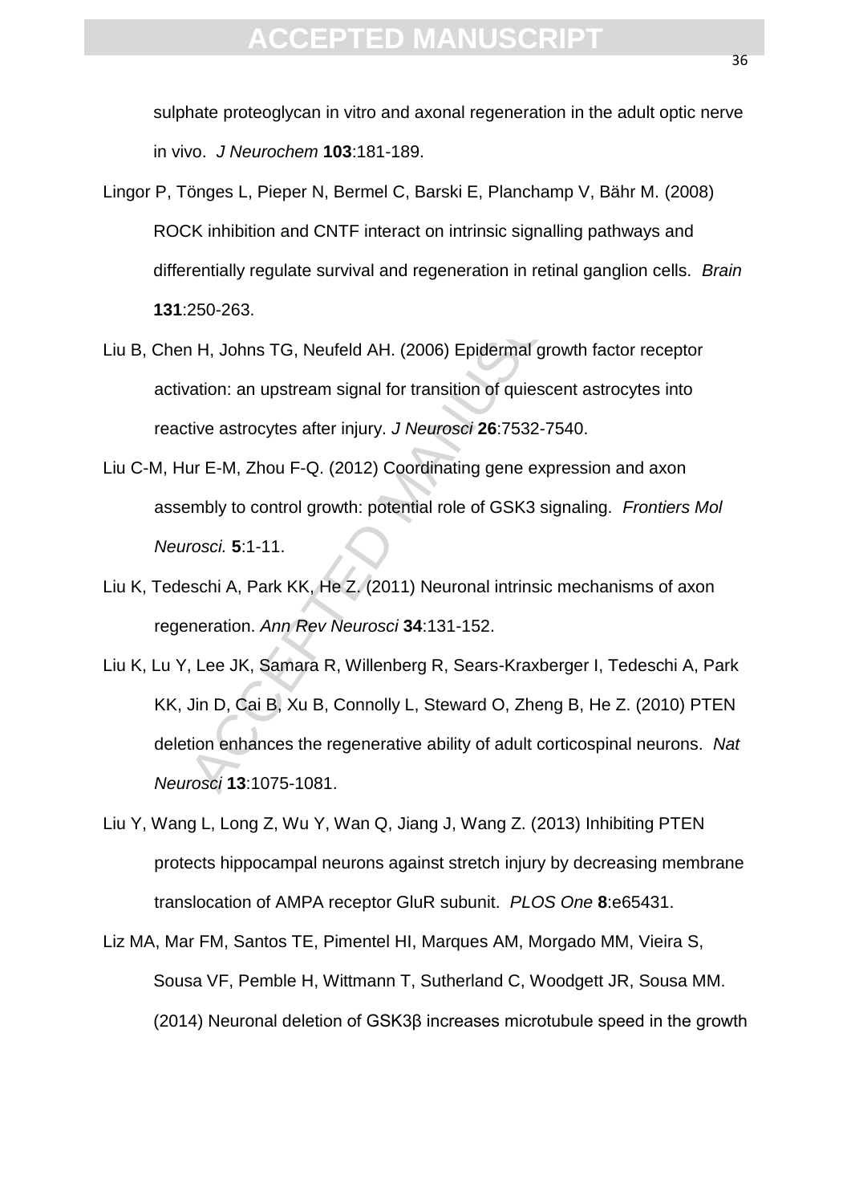sulphate proteoglycan in vitro and axonal regeneration in the adult optic nerve in vivo. *J Neurochem* **103**:181-189.

Lingor P, Tönges L, Pieper N, Bermel C, Barski E, Planchamp V, Bähr M. (2008) ROCK inhibition and CNTF interact on intrinsic signalling pathways and differentially regulate survival and regeneration in retinal ganglion cells. *Brain* **131**:250-263.

Liu B, Chen H, Johns TG, Neufeld AH. (2006) Epidermal growth factor receptor activation: an upstream signal for transition of quiescent astrocytes into reactive astrocytes after injury. *J Neurosci* **26**:7532-7540.

Liu C-M, Hur E-M, Zhou F-Q. (2012) Coordinating gene expression and axon assembly to control growth: potential role of GSK3 signaling. *Frontiers Mol Neurosci.* **5**:1-11.

Liu K, Tedeschi A, Park KK, He Z. (2011) Neuronal intrinsic mechanisms of axon regeneration. *Ann Rev Neurosci* **34**:131-152.

Liu K, Lu Y, Lee JK, Samara R, Willenberg R, Sears-Kraxberger I, Tedeschi A, Park KK, Jin D, Cai B, Xu B, Connolly L, Steward O, Zheng B, He Z. (2010) PTEN deletion enhances the regenerative ability of adult corticospinal neurons. *Nat Neurosci* **13**:1075-1081.

Liu Y, Wang L, Long Z, Wu Y, Wan Q, Jiang J, Wang Z. (2013) Inhibiting PTEN protects hippocampal neurons against stretch injury by decreasing membrane translocation of AMPA receptor GluR subunit. *PLOS One* **8**:e65431.

Liz MA, Mar FM, Santos TE, Pimentel HI, Marques AM, Morgado MM, Vieira S, Sousa VF, Pemble H, Wittmann T, Sutherland C, Woodgett JR, Sousa MM. (2014) Neuronal deletion of GSK3β increases microtubule speed in the growth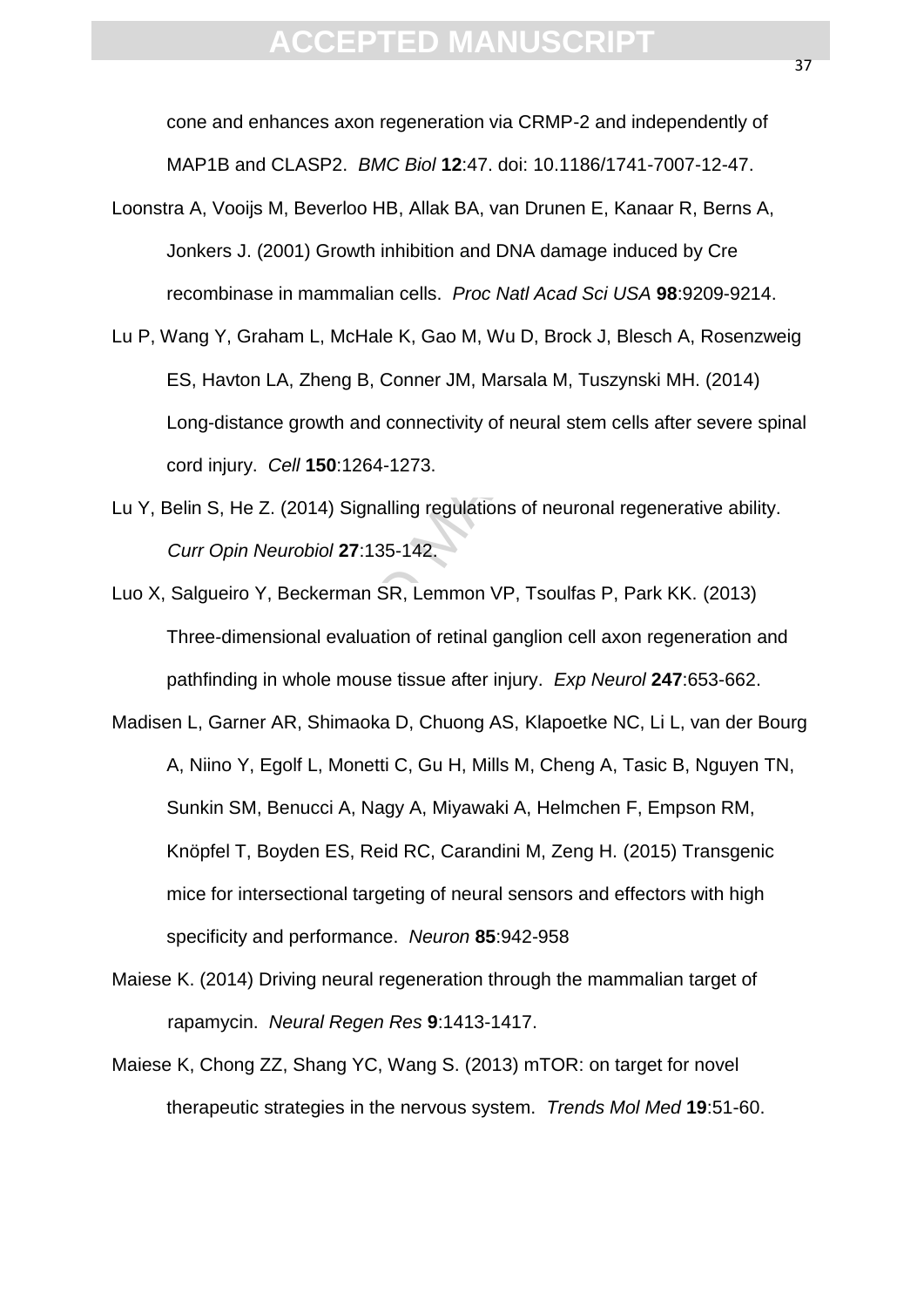cone and enhances axon regeneration via CRMP-2 and independently of MAP1B and CLASP2. *BMC Biol* **12**:47. doi: 10.1186/1741-7007-12-47.

Loonstra A, Vooijs M, Beverloo HB, Allak BA, van Drunen E, Kanaar R, Berns A, Jonkers J. (2001) Growth inhibition and DNA damage induced by Cre recombinase in mammalian cells. *Proc Natl Acad Sci USA* **98**:9209-9214.

Lu P, Wang Y, Graham L, McHale K, Gao M, Wu D, Brock J, Blesch A, Rosenzweig ES, Havton LA, Zheng B, Conner JM, Marsala M, Tuszynski MH. (2014) Long-distance growth and connectivity of neural stem cells after severe spinal cord injury. *Cell* **150**:1264-1273.

Lu Y, Belin S, He Z. (2014) Signalling regulations of neuronal regenerative ability. *Curr Opin Neurobiol* **27**:135-142.

Luo X, Salgueiro Y, Beckerman SR, Lemmon VP, Tsoulfas P, Park KK. (2013) Three-dimensional evaluation of retinal ganglion cell axon regeneration and pathfinding in whole mouse tissue after injury. *Exp Neurol* **247**:653-662.

Madisen L, Garner AR, Shimaoka D, Chuong AS, Klapoetke NC, Li L, van der Bourg A, Niino Y, Egolf L, Monetti C, Gu H, Mills M, Cheng A, Tasic B, Nguyen TN, Sunkin SM, Benucci A, Nagy A, Miyawaki A, Helmchen F, Empson RM, Knöpfel T, Boyden ES, Reid RC, Carandini M, Zeng H. (2015) Transgenic mice for intersectional targeting of neural sensors and effectors with high specificity and performance. *Neuron* **85**:942-958

Maiese K. (2014) Driving neural regeneration through the mammalian target of rapamycin. *Neural Regen Res* **9**:1413-1417.

Maiese K, Chong ZZ, Shang YC, Wang S. (2013) mTOR: on target for novel therapeutic strategies in the nervous system. *Trends Mol Med* **19**:51-60.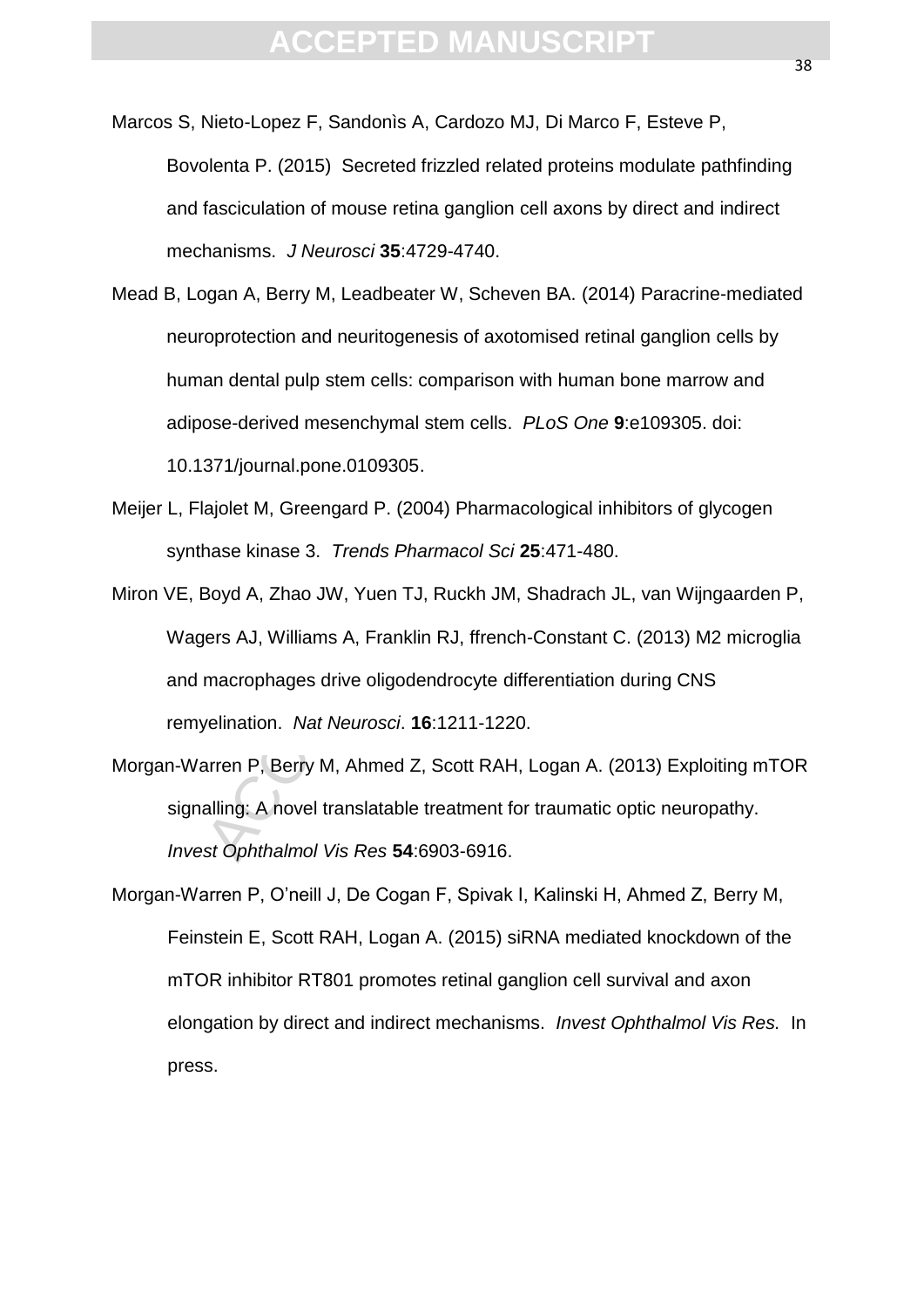Marcos S, Nieto-Lopez F, Sandonìs A, Cardozo MJ, Di Marco F, Esteve P, Bovolenta P. (2015) Secreted frizzled related proteins modulate pathfinding and fasciculation of mouse retina ganglion cell axons by direct and indirect mechanisms. *J Neurosci* **35**:4729-4740.

Mead B, Logan A, Berry M, Leadbeater W, Scheven BA. (2014) Paracrine-mediated neuroprotection and neuritogenesis of axotomised retinal ganglion cells by human dental pulp stem cells: comparison with human bone marrow and adipose-derived mesenchymal stem cells. *PLoS One* **9**:e109305. doi: 10.1371/journal.pone.0109305.

Meijer L, Flajolet M, Greengard P. (2004) Pharmacological inhibitors of glycogen synthase kinase 3. *Trends Pharmacol Sci* **25**:471-480.

Miron VE, Boyd A, Zhao JW, Yuen TJ, Ruckh JM, Shadrach JL, van Wijngaarden P, Wagers AJ, Williams A, Franklin RJ, ffrench-Constant C. (2013) M2 microglia and macrophages drive oligodendrocyte differentiation during CNS remyelination. *Nat Neurosci*. **16**:1211-1220.

Morgan-Warren P, Berry M, Ahmed Z, Scott RAH, Logan A. (2013) Exploiting mTOR signalling: A novel translatable treatment for traumatic optic neuropathy. *Invest Ophthalmol Vis Res* **54**:6903-6916.

Morgan-Warren P, O'neill J, De Cogan F, Spivak I, Kalinski H, Ahmed Z, Berry M, Feinstein E, Scott RAH, Logan A. (2015) siRNA mediated knockdown of the mTOR inhibitor RT801 promotes retinal ganglion cell survival and axon elongation by direct and indirect mechanisms. *Invest Ophthalmol Vis Res.* In press.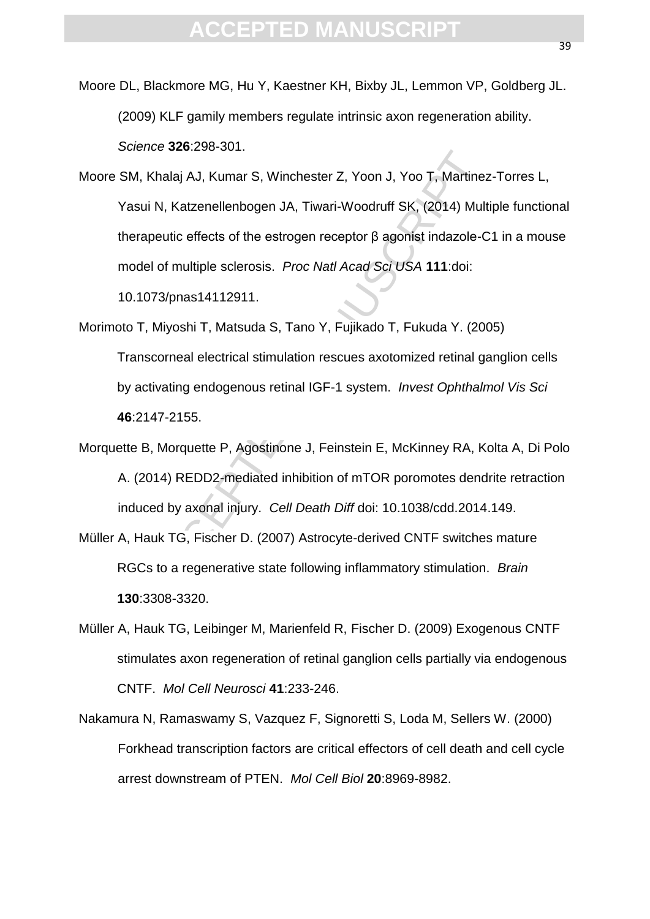Moore DL, Blackmore MG, Hu Y, Kaestner KH, Bixby JL, Lemmon VP, Goldberg JL. (2009) KLF gamily members regulate intrinsic axon regeneration ability. *Science* **326**:298-301.

Moore SM, Khalaj AJ, Kumar S, Winchester Z, Yoon J, Yoo T, Martinez-Torres L, Yasui N, Katzenellenbogen JA, Tiwari-Woodruff SK, (2014) Multiple functional therapeutic effects of the estrogen receptor β agonist indazole-C1 in a mouse model of multiple sclerosis. *Proc Natl Acad Sci USA* **111**:doi: 10.1073/pnas14112911.

Morimoto T, Miyoshi T, Matsuda S, Tano Y, Fujikado T, Fukuda Y. (2005) Transcorneal electrical stimulation rescues axotomized retinal ganglion cells by activating endogenous retinal IGF-1 system. *Invest Ophthalmol Vis Sci* **46**:2147-2155.

Morquette B, Morquette P, Agostinone J, Feinstein E, McKinney RA, Kolta A, Di Polo A. (2014) REDD2-mediated inhibition of mTOR poromotes dendrite retraction induced by axonal injury. *Cell Death Diff* doi: 10.1038/cdd.2014.149.

Müller A, Hauk TG, Fischer D. (2007) Astrocyte-derived CNTF switches mature RGCs to a regenerative state following inflammatory stimulation. *Brain* **130**:3308-3320.

Müller A, Hauk TG, Leibinger M, Marienfeld R, Fischer D. (2009) Exogenous CNTF stimulates axon regeneration of retinal ganglion cells partially via endogenous CNTF. *Mol Cell Neurosci* **41**:233-246.

Nakamura N, Ramaswamy S, Vazquez F, Signoretti S, Loda M, Sellers W. (2000) Forkhead transcription factors are critical effectors of cell death and cell cycle arrest downstream of PTEN. *Mol Cell Biol* **20**:8969-8982.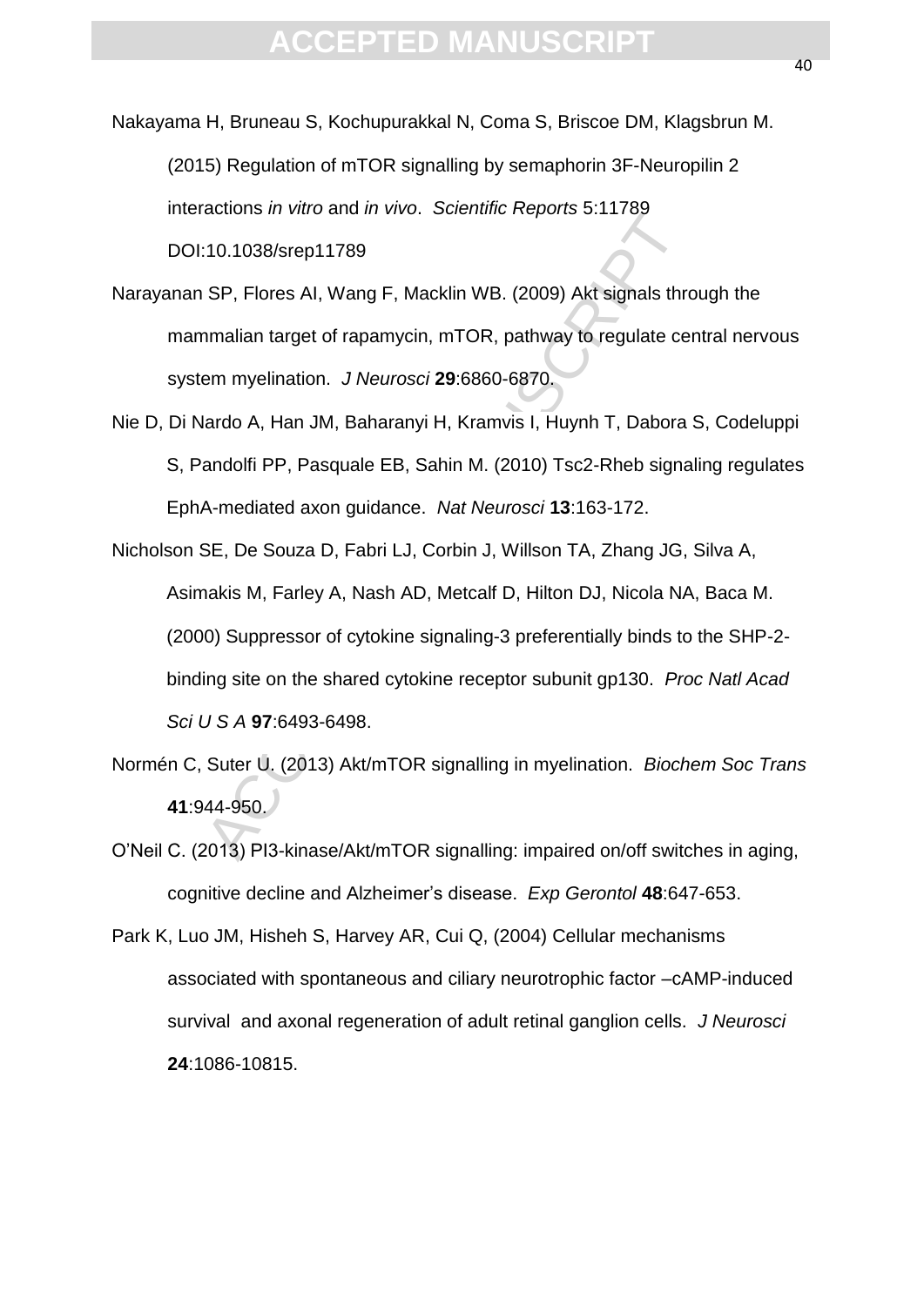Nakayama H, Bruneau S, Kochupurakkal N, Coma S, Briscoe DM, Klagsbrun M. (2015) Regulation of mTOR signalling by semaphorin 3F-Neuropilin 2 interactions *in vitro* and *in vivo*. *Scientific Reports* 5:11789 DOI:10.1038/srep11789

Narayanan SP, Flores AI, Wang F, Macklin WB. (2009) Akt signals through the mammalian target of rapamycin, mTOR, pathway to regulate central nervous system myelination. *J Neurosci* **29**:6860-6870.

Nie D, Di Nardo A, Han JM, Baharanyi H, Kramvis I, Huynh T, Dabora S, Codeluppi S, Pandolfi PP, Pasquale EB, Sahin M. (2010) Tsc2-Rheb signaling regulates EphA-mediated axon guidance. *Nat Neurosci* **13**:163-172.

Nicholson SE, De Souza D, Fabri LJ, Corbin J, Willson TA, Zhang JG, Silva A, Asimakis M, Farley A, Nash AD, Metcalf D, Hilton DJ, Nicola NA, Baca M. (2000) Suppressor of cytokine signaling-3 preferentially binds to the SHP-2-binding site on the shared cytokine receptor subunit gp130. *Proc Natl Acad Sci U S A* **97**:6493-6498.

Normén C, Suter U. (2013) Akt/mTOR signalling in myelination. *Biochem Soc Trans* **41**:944-950.

O'Neil C. (2013) PI3-kinase/Akt/mTOR signalling: impaired on/off switches in aging, cognitive decline and Alzheimer's disease. *Exp Gerontol* **48**:647-653.

Park K, Luo JM, Hisheh S, Harvey AR, Cui Q, (2004) Cellular mechanisms associated with spontaneous and ciliary neurotrophic factor –cAMP-induced survival and axonal regeneration of adult retinal ganglion cells. *J Neurosci* **24**:1086-10815.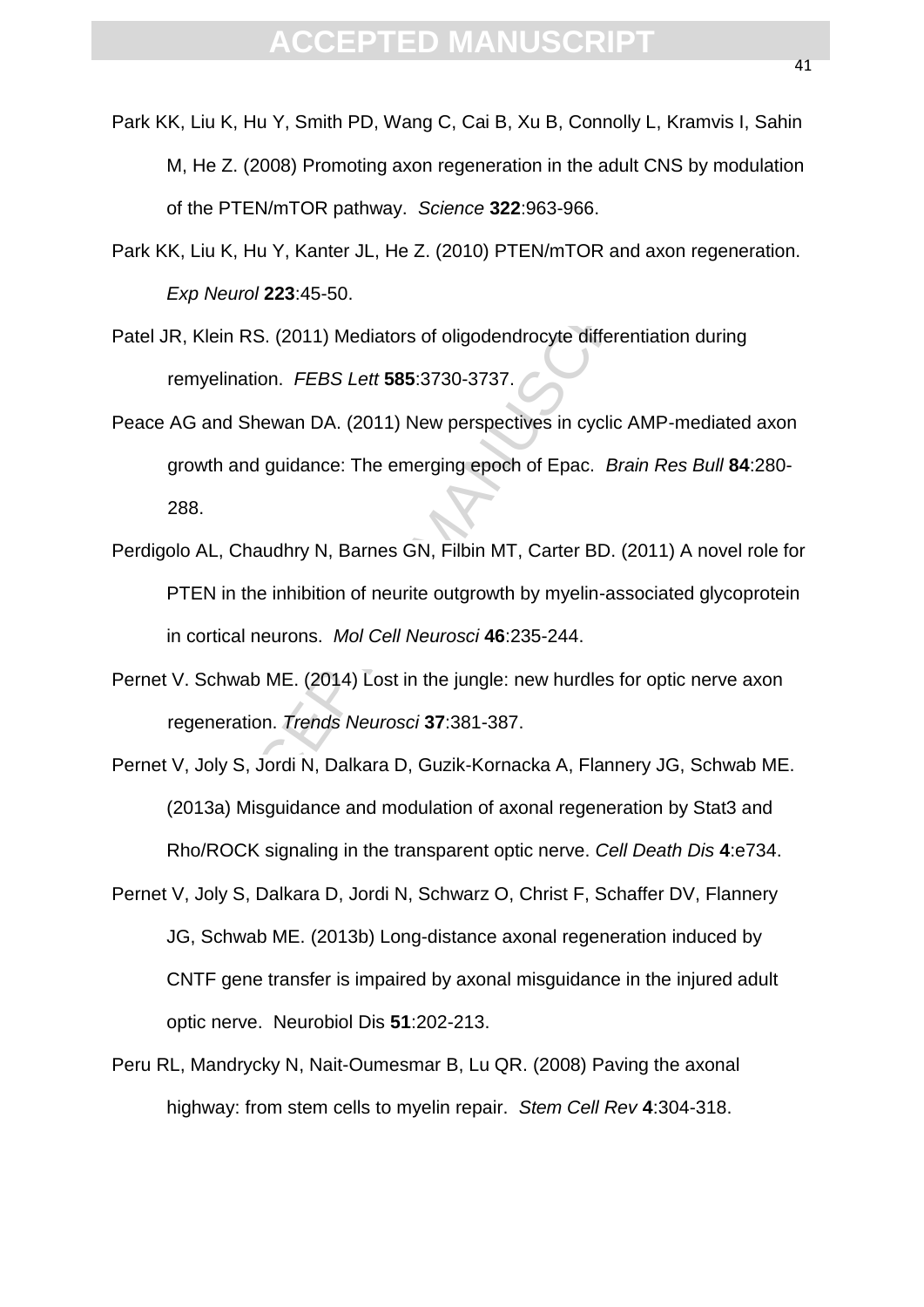Park KK, Liu K, Hu Y, Smith PD, Wang C, Cai B, Xu B, Connolly L, Kramvis I, Sahin M, He Z. (2008) Promoting axon regeneration in the adult CNS by modulation of the PTEN/mTOR pathway. *Science* **322**:963-966.

Park KK, Liu K, Hu Y, Kanter JL, He Z. (2010) PTEN/mTOR and axon regeneration. *Exp Neurol* **223**:45-50.

Patel JR, Klein RS. (2011) Mediators of oligodendrocyte differentiation during remyelination. *FEBS Lett* **585**:3730-3737.

Peace AG and Shewan DA. (2011) New perspectives in cyclic AMP-mediated axon growth and guidance: The emerging epoch of Epac. *Brain Res Bull* **84**:280-288.

Perdigolo AL, Chaudhry N, Barnes GN, Filbin MT, Carter BD. (2011) A novel role for PTEN in the inhibition of neurite outgrowth by myelin-associated glycoprotein in cortical neurons. *Mol Cell Neurosci* **46**:235-244.

Pernet V. Schwab ME. (2014) Lost in the jungle: new hurdles for optic nerve axon regeneration. *Trends Neurosci* **37**:381-387.

Pernet V, Joly S, Jordi N, Dalkara D, Guzik-Kornacka A, Flannery JG, Schwab ME. (2013a) Misguidance and modulation of axonal regeneration by Stat3 and Rho/ROCK signaling in the transparent optic nerve. *Cell Death Dis* **4**:e734.

Pernet V, Joly S, Dalkara D, Jordi N, Schwarz O, Christ F, Schaffer DV, Flannery JG, Schwab ME. (2013b) Long-distance axonal regeneration induced by CNTF gene transfer is impaired by axonal misguidance in the injured adult optic nerve. Neurobiol Dis **51**:202-213.

Peru RL, Mandrycky N, Nait-Oumesmar B, Lu QR. (2008) Paving the axonal highway: from stem cells to myelin repair. *Stem Cell Rev* **4**:304-318.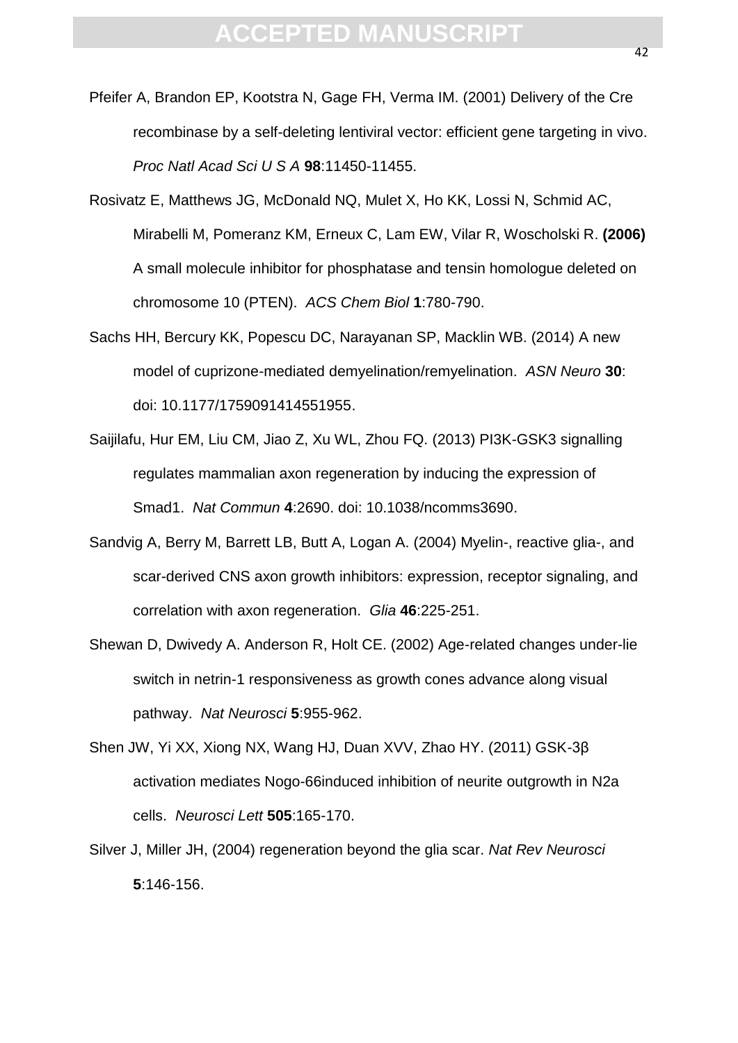Pfeifer A, Brandon EP, Kootstra N, Gage FH, Verma IM. (2001) Delivery of the Cre recombinase by a self-deleting lentiviral vector: efficient gene targeting in vivo. *Proc Natl Acad Sci U S A* **98**:11450-11455.

Rosivatz E, Matthews JG, McDonald NQ, Mulet X, Ho KK, Lossi N, Schmid AC, Mirabelli M, Pomeranz KM, Erneux C, Lam EW, Vilar R, Woscholski R. **(2006)** A small molecule inhibitor for phosphatase and tensin homologue deleted on chromosome 10 (PTEN). *ACS Chem Biol* **1**:780-790.

Sachs HH, Bercury KK, Popescu DC, Narayanan SP, Macklin WB. (2014) A new model of cuprizone-mediated demyelination/remyelination. *ASN Neuro* **30**: doi: 10.1177/1759091414551955.

Saijilafu, Hur EM, Liu CM, Jiao Z, Xu WL, Zhou FQ. (2013) PI3K-GSK3 signalling regulates mammalian axon regeneration by inducing the expression of Smad1. *Nat Commun* **4**:2690. doi: 10.1038/ncomms3690.

Sandvig A, Berry M, Barrett LB, Butt A, Logan A. (2004) Myelin-, reactive glia-, and scar-derived CNS axon growth inhibitors: expression, receptor signaling, and correlation with axon regeneration. *Glia* **46**:225-251.

Shewan D, Dwivedy A. Anderson R, Holt CE. (2002) Age-related changes under-lie switch in netrin-1 responsiveness as growth cones advance along visual pathway. *Nat Neurosci* **5**:955-962.

Shen JW, Yi XX, Xiong NX, Wang HJ, Duan XVV, Zhao HY. (2011) GSK-3β activation mediates Nogo-66induced inhibition of neurite outgrowth in N2a cells. *Neurosci Lett* **505**:165-170.

Silver J, Miller JH, (2004) regeneration beyond the glia scar. *Nat Rev Neurosci* **5**:146-156.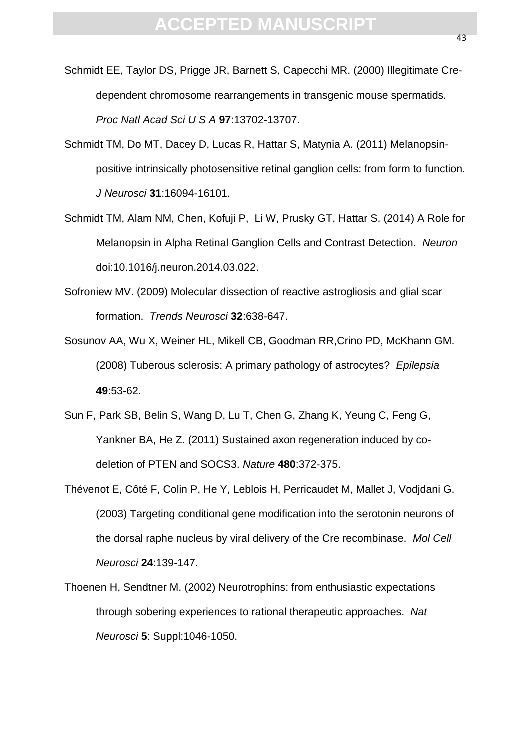Schmidt EE, Taylor DS, Prigge JR, Barnett S, Capecchi MR. (2000) Illegitimate Cre-dependent chromosome rearrangements in transgenic mouse spermatids. *Proc Natl Acad Sci U S A* **97**:13702-13707.

Schmidt TM, Do MT, Dacey D, Lucas R, Hattar S, Matynia A. (2011) Melanopsin-positive intrinsically photosensitive retinal ganglion cells: from form to function. *J Neurosci* **31**:16094-16101.

Schmidt TM, Alam NM, Chen, Kofuji P, Li W, Prusky GT, Hattar S. (2014) A Role for Melanopsin in Alpha Retinal Ganglion Cells and Contrast Detection. *Neuron* doi:10.1016/j.neuron.2014.03.022.

Sofroniew MV. (2009) Molecular dissection of reactive astrogliosis and glial scar formation. *Trends Neurosci* **32**:638-647.

Sosunov AA, Wu X, Weiner HL, Mikell CB, Goodman RR,Crino PD, McKhann GM. (2008) Tuberous sclerosis: A primary pathology of astrocytes? *Epilepsia* **49**:53-62.

Sun F, Park SB, Belin S, Wang D, Lu T, Chen G, Zhang K, Yeung C, Feng G, Yankner BA, He Z. (2011) Sustained axon regeneration induced by co-deletion of PTEN and SOCS3. *Nature* **480**:372-375.

Thévenot E, Côté F, Colin P, He Y, Leblois H, Perricaudet M, Mallet J, Vodjdani G. (2003) Targeting conditional gene modification into the serotonin neurons of the dorsal raphe nucleus by viral delivery of the Cre recombinase. *Mol Cell Neurosci* **24**:139-147.

Thoenen H, Sendtner M. (2002) Neurotrophins: from enthusiastic expectations through sobering experiences to rational therapeutic approaches. *Nat Neurosci* **5**: Suppl:1046-1050.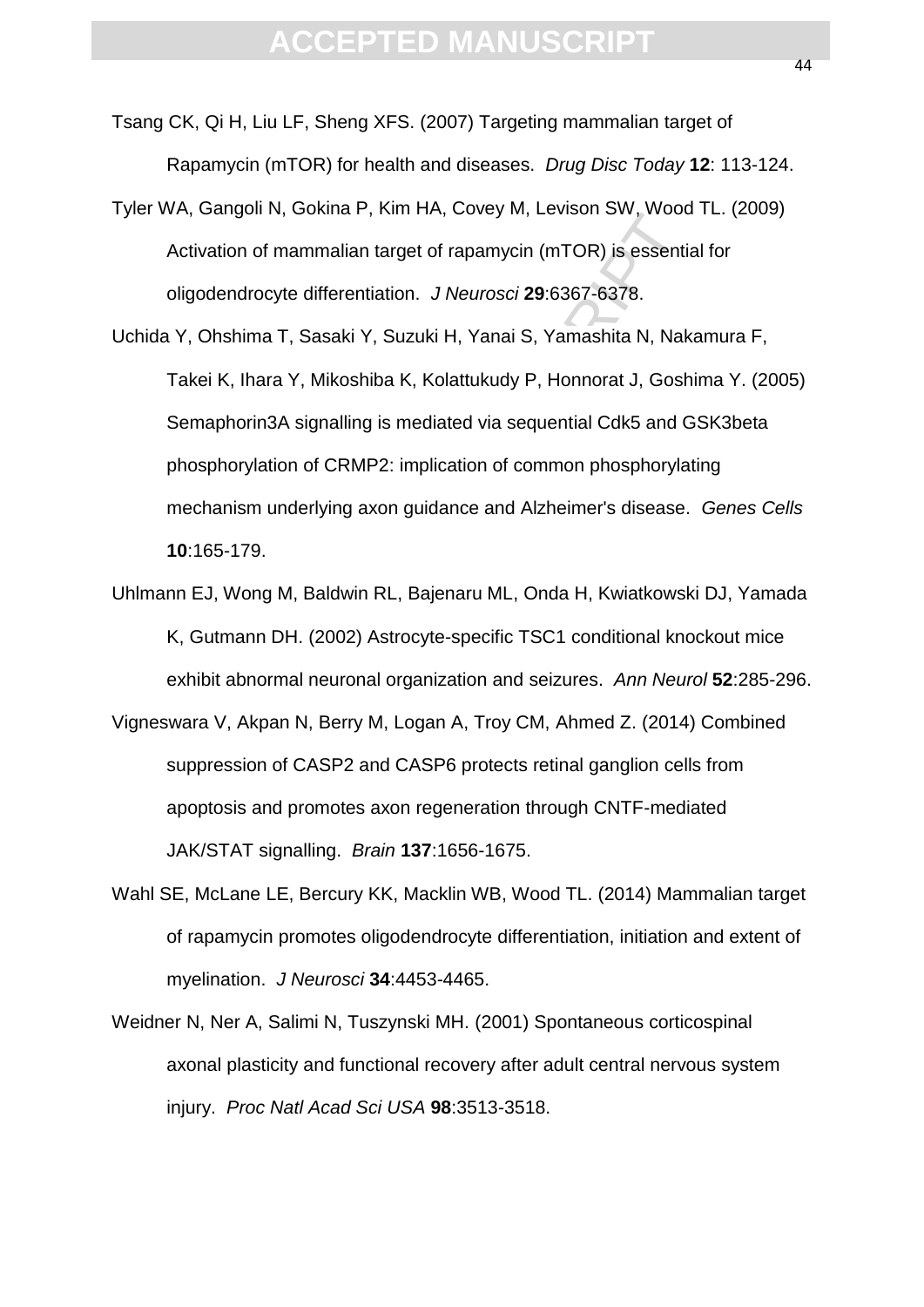Tsang CK, Qi H, Liu LF, Sheng XFS. (2007) Targeting mammalian target of Rapamycin (mTOR) for health and diseases. *Drug Disc Today* **12**: 113-124.

Tyler WA, Gangoli N, Gokina P, Kim HA, Covey M, Levison SW, Wood TL. (2009) Activation of mammalian target of rapamycin (mTOR) is essential for oligodendrocyte differentiation. *J Neurosci* **29**:6367-6378.

Uchida Y, Ohshima T, Sasaki Y, Suzuki H, Yanai S, Yamashita N, Nakamura F, Takei K, Ihara Y, Mikoshiba K, Kolattukudy P, Honnorat J, Goshima Y. (2005) Semaphorin3A signalling is mediated via sequential Cdk5 and GSK3beta phosphorylation of CRMP2: implication of common phosphorylating mechanism underlying axon guidance and Alzheimer's disease. *Genes Cells* **10**:165-179.

Uhlmann EJ, Wong M, Baldwin RL, Bajenaru ML, Onda H, Kwiatkowski DJ, Yamada K, Gutmann DH. (2002) Astrocyte-specific TSC1 conditional knockout mice exhibit abnormal neuronal organization and seizures. *Ann Neurol* **52**:285-296.

Vigneswara V, Akpan N, Berry M, Logan A, Troy CM, Ahmed Z. (2014) Combined suppression of CASP2 and CASP6 protects retinal ganglion cells from apoptosis and promotes axon regeneration through CNTF-mediated JAK/STAT signalling. *Brain* **137**:1656-1675.

Wahl SE, McLane LE, Bercury KK, Macklin WB, Wood TL. (2014) Mammalian target of rapamycin promotes oligodendrocyte differentiation, initiation and extent of myelination. *J Neurosci* **34**:4453-4465.

Weidner N, Ner A, Salimi N, Tuszynski MH. (2001) Spontaneous corticospinal axonal plasticity and functional recovery after adult central nervous system injury. *Proc Natl Acad Sci USA* **98**:3513-3518.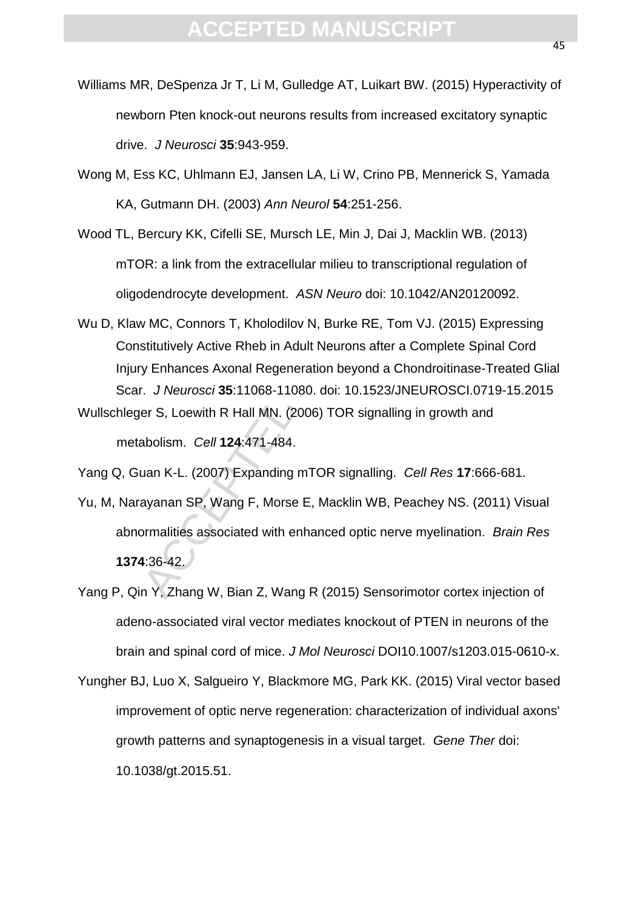Williams MR, DeSpenza Jr T, Li M, Gulledge AT, Luikart BW. (2015) Hyperactivity of newborn Pten knock-out neurons results from increased excitatory synaptic drive. *J Neurosci* **35**:943-959.

Wong M, Ess KC, Uhlmann EJ, Jansen LA, Li W, Crino PB, Mennerick S, Yamada KA, Gutmann DH. (2003) *Ann Neurol* **54**:251-256.

Wood TL, Bercury KK, Cifelli SE, Mursch LE, Min J, Dai J, Macklin WB. (2013) mTOR: a link from the extracellular milieu to transcriptional regulation of oligodendrocyte development. *ASN Neuro* doi: 10.1042/AN20120092.

Wu D, Klaw MC, Connors T, Kholodilov N, Burke RE, Tom VJ. (2015) Expressing Constitutively Active Rheb in Adult Neurons after a Complete Spinal Cord Injury Enhances Axonal Regeneration beyond a Chondroitinase-Treated Glial Scar. *J Neurosci* **35**:11068-11080. doi: 10.1523/JNEUROSCI.0719-15.2015

Wullschleger S, Loewith R Hall MN. (2006) TOR signalling in growth and metabolism. *Cell* **124**:471-484.

Yang Q, Guan K-L. (2007) Expanding mTOR signalling. *Cell Res* **17**:666-681.

Yu, M, Narayanan SP, Wang F, Morse E, Macklin WB, Peachey NS. (2011) Visual abnormalities associated with enhanced optic nerve myelination. *Brain Res* **1374**:36-42.

Yang P, Qin Y, Zhang W, Bian Z, Wang R (2015) Sensorimotor cortex injection of adeno-associated viral vector mediates knockout of PTEN in neurons of the brain and spinal cord of mice. *J Mol Neurosci* DOI10.1007/s1203.015-0610-x.

Yungher BJ, Luo X, Salgueiro Y, Blackmore MG, Park KK. (2015) Viral vector based improvement of optic nerve regeneration: characterization of individual axons' growth patterns and synaptogenesis in a visual target. *Gene Ther* doi: 10.1038/gt.2015.51.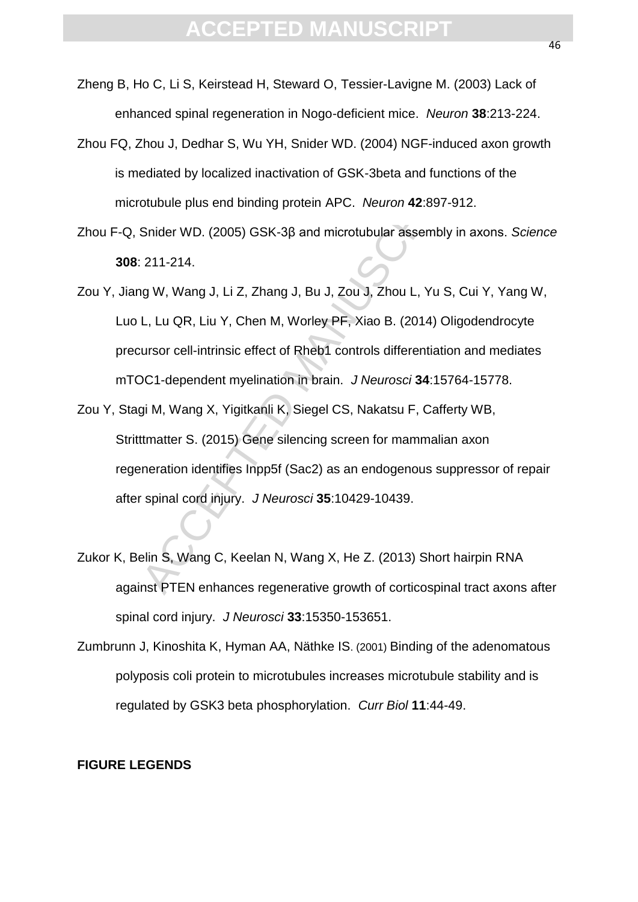Zheng B, Ho C, Li S, Keirstead H, Steward O, Tessier-Lavigne M. (2003) Lack of enhanced spinal regeneration in Nogo-deficient mice. *Neuron* **38**:213-224.

Zhou FQ, Zhou J, Dedhar S, Wu YH, Snider WD. (2004) NGF-induced axon growth is mediated by localized inactivation of GSK-3beta and functions of the microtubule plus end binding protein APC. *Neuron* **42**:897-912.

Zhou F-Q, Snider WD. (2005) GSK-3β and microtubular assembly in axons. *Science* **308**: 211-214.

Zou Y, Jiang W, Wang J, Li Z, Zhang J, Bu J, Zou J, Zhou L, Yu S, Cui Y, Yang W, Luo L, Lu QR, Liu Y, Chen M, Worley PF, Xiao B. (2014) Oligodendrocyte precursor cell-intrinsic effect of Rheb1 controls differentiation and mediates mTOC1-dependent myelination in brain. *J Neurosci* **34**:15764-15778.

Zou Y, Stagi M, Wang X, Yigitkanli K, Siegel CS, Nakatsu F, Cafferty WB, Strittmatter S. (2015) Gene silencing screen for mammalian axon regeneration identifies Inpp5f (Sac2) as an endogenous suppressor of repair after spinal cord injury. *J Neurosci* **35**:10429-10439.

Zukor K, Belin S, Wang C, Keelan N, Wang X, He Z. (2013) Short hairpin RNA against PTEN enhances regenerative growth of corticospinal tract axons after spinal cord injury. *J Neurosci* **33**:15350-153651.

Zumbrunn J, Kinoshita K, Hyman AA, Näthke IS. (2001) Binding of the adenomatous polyposis coli protein to microtubules increases microtubule stability and is regulated by GSK3 beta phosphorylation. *Curr Biol* **11**:44-49.

**FIGURE LEGENDS**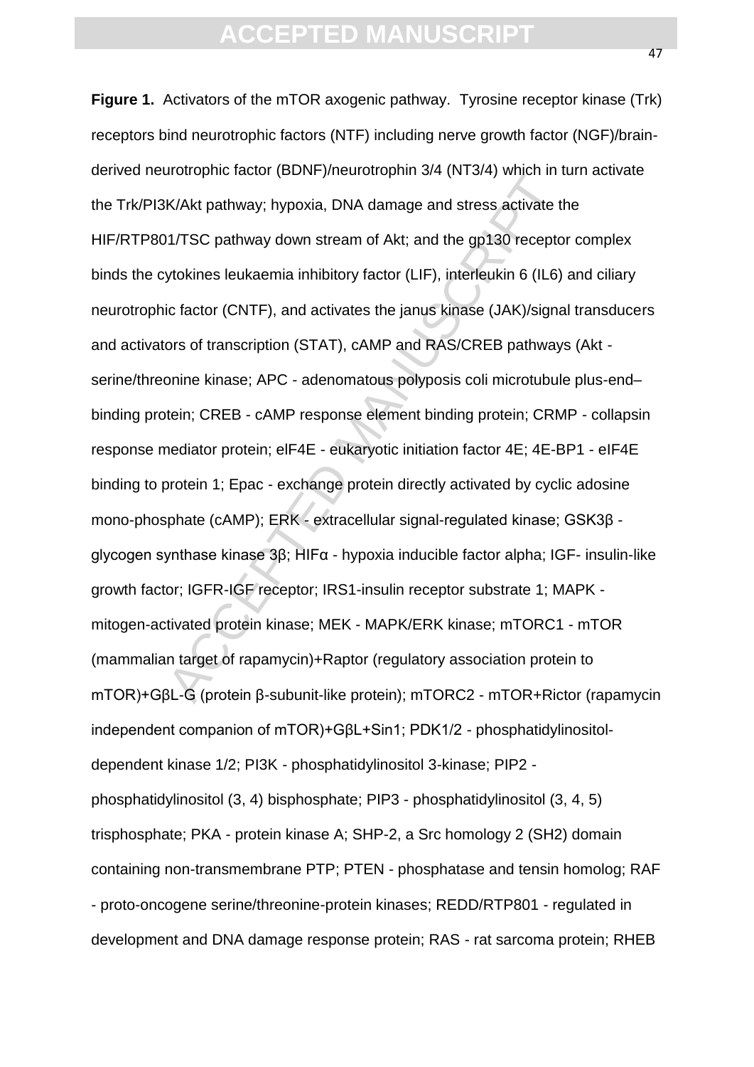**Figure 1.** Activators of the mTOR axogenic pathway. Tyrosine receptor kinase (Trk) receptors bind neurotrophic factors (NTF) including nerve growth factor (NGF)/brain-derived neurotrophic factor (BDNF)/neurotrophin 3/4 (NT3/4) which in turn activate the Trk/PI3K/Akt pathway; hypoxia, DNA damage and stress activate the HIF/RTP801/TSC pathway down stream of Akt; and the gp130 receptor complex binds the cytokines leukaemia inhibitory factor (LIF), interleukin 6 (IL6) and ciliary neurotrophic factor (CNTF), and activates the janus kinase (JAK)/signal transducers and activators of transcription (STAT), cAMP and RAS/CREB pathways (Akt - serine/threonine kinase; APC - adenomatous polyposis coli microtubule plus-end–binding protein; CREB - cAMP response element binding protein; CRMP - collapsin response mediator protein; eIF4E - eukaryotic initiation factor 4E; 4E-BP1 - eIF4E binding to protein 1; Epac - exchange protein directly activated by cyclic adosine mono-phosphate (cAMP); ERK - extracellular signal-regulated kinase; GSK3β - glycogen synthase kinase 3β; HIFα - hypoxia inducible factor alpha; IGF- insulin-like growth factor; IGFR-IGF receptor; IRS1-insulin receptor substrate 1; MAPK - mitogen-activated protein kinase; MEK - MAPK/ERK kinase; mTORC1 - mTOR (mammalian target of rapamycin)+Raptor (regulatory association protein to mTOR)+GβL-G (protein β-subunit-like protein); mTORC2 - mTOR+Rictor (rapamycin independent companion of mTOR)+GβL+Sin1; PDK1/2 - phosphatidylinositol-dependent kinase 1/2; PI3K - phosphatidylinositol 3-kinase; PIP2 - phosphatidylinositol (3, 4) bisphosphate; PIP3 - phosphatidylinositol (3, 4, 5) trisphosphate; PKA - protein kinase A; SHP-2, a Src homology 2 (SH2) domain containing non-transmembrane PTP; PTEN - phosphatase and tensin homolog; RAF - proto-oncogene serine/threonine-protein kinases; REDD/RTP801 - regulated in development and DNA damage response protein; RAS - rat sarcoma protein; RHEB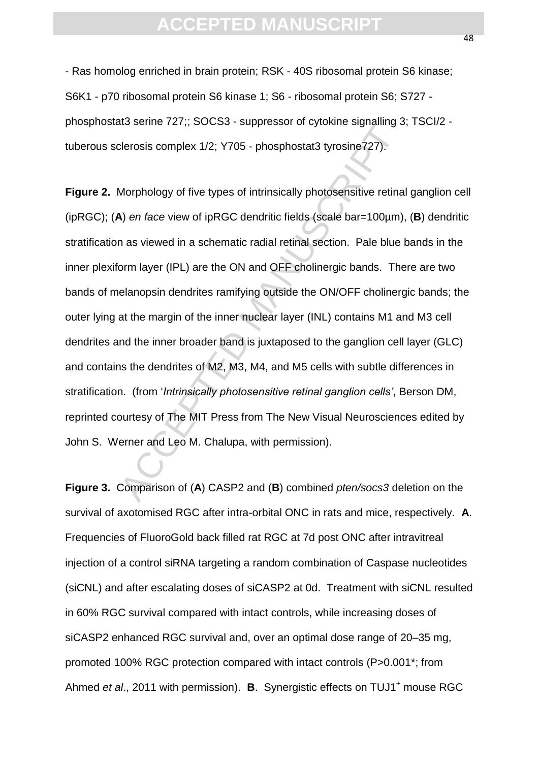- Ras homolog enriched in brain protein; RSK - 40S ribosomal protein S6 kinase; S6K1 - p70 ribosomal protein S6 kinase 1; S6 - ribosomal protein S6; S727 - phosphostat3 serine 727;; SOCS3 - suppressor of cytokine signalling 3; TSCI/2 - tuberous sclerosis complex 1/2; Y705 - phosphostat3 tyrosine727).

**Figure 2.** Morphology of five types of intrinsically photosensitive retinal ganglion cell (ipRGC); (**A**) *en face* view of ipRGC dendritic fields (scale bar=100µm), (**B**) dendritic stratification as viewed in a schematic radial retinal section. Pale blue bands in the inner plexiform layer (IPL) are the ON and OFF cholinergic bands. There are two bands of melanopsin dendrites ramifying outside the ON/OFF cholinergic bands; the outer lying at the margin of the inner nuclear layer (INL) contains M1 and M3 cell dendrites and the inner broader band is juxtaposed to the ganglion cell layer (GLC) and contains the dendrites of M2, M3, M4, and M5 cells with subtle differences in stratification. (from '*Intrinsically photosensitive retinal ganglion cells'*, Berson DM, reprinted courtesy of The MIT Press from The New Visual Neurosciences edited by John S. Werner and Leo M. Chalupa, with permission).

**Figure 3.** Comparison of (**A**) CASP2 and (**B**) combined *pten/socs3* deletion on the survival of axotomised RGC after intra-orbital ONC in rats and mice, respectively. **A**. Frequencies of FluoroGold back filled rat RGC at 7d post ONC after intravitreal injection of a control siRNA targeting a random combination of Caspase nucleotides (siCNL) and after escalating doses of siCASP2 at 0d. Treatment with siCNL resulted in 60% RGC survival compared with intact controls, while increasing doses of siCASP2 enhanced RGC survival and, over an optimal dose range of 20–35 mg, promoted 100% RGC protection compared with intact controls (P>0.001*; from Ahmed *et al*., 2011 with permission). **B**. Synergistic effects on TUJ1$^{+}$ mouse RGC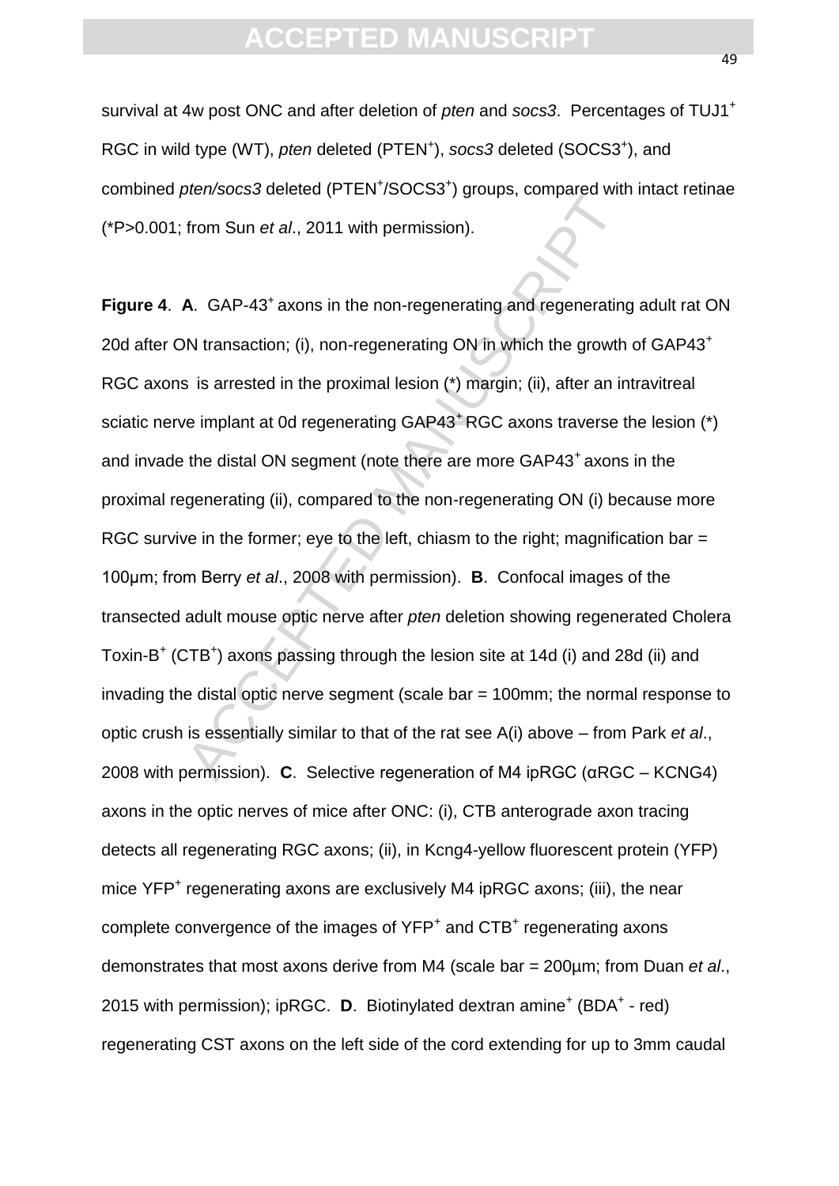survival at 4w post ONC and after deletion of *pten* and *socs3*. Percentages of TUJ1$^+$ RGC in wild type (WT), *pten* deleted (PTEN$^+$), *socs3* deleted (SOCS3$^+$), and combined *pten/socs3* deleted (PTEN$^+$/SOCS3$^+$) groups, compared with intact retinae (*P>0.001; from Sun *et al*., 2011 with permission).

**Figure 4**. **A**. GAP-43$^+$ axons in the non-regenerating and regenerating adult rat ON 20d after ON transaction; (i), non-regenerating ON in which the growth of GAP43$^+$ RGC axons is arrested in the proximal lesion (*) margin; (ii), after an intravitreal sciatic nerve implant at 0d regenerating GAP43$^+$ RGC axons traverse the lesion (*) and invade the distal ON segment (note there are more GAP43$^+$ axons in the proximal regenerating (ii), compared to the non-regenerating ON (i) because more RGC survive in the former; eye to the left, chiasm to the right; magnification bar = 100μm; from Berry *et al*., 2008 with permission). **B**. Confocal images of the transected adult mouse optic nerve after *pten* deletion showing regenerated Cholera Toxin-B$^+$ (CTB$^+$) axons passing through the lesion site at 14d (i) and 28d (ii) and invading the distal optic nerve segment (scale bar = 100mm; the normal response to optic crush is essentially similar to that of the rat see A(i) above – from Park *et al*., 2008 with permission). **C**. Selective regeneration of M4 ipRGC (αRGC – KCNG4) axons in the optic nerves of mice after ONC: (i), CTB anterograde axon tracing detects all regenerating RGC axons; (ii), in Kcng4-yellow fluorescent protein (YFP) mice YFP$^+$ regenerating axons are exclusively M4 ipRGC axons; (iii), the near complete convergence of the images of YFP$^+$ and CTB$^+$ regenerating axons demonstrates that most axons derive from M4 (scale bar = 200μm; from Duan *et al*., 2015 with permission); ipRGC. **D**. Biotinylated dextran amine$^+$ (BDA$^+$ - red) regenerating CST axons on the left side of the cord extending for up to 3mm caudal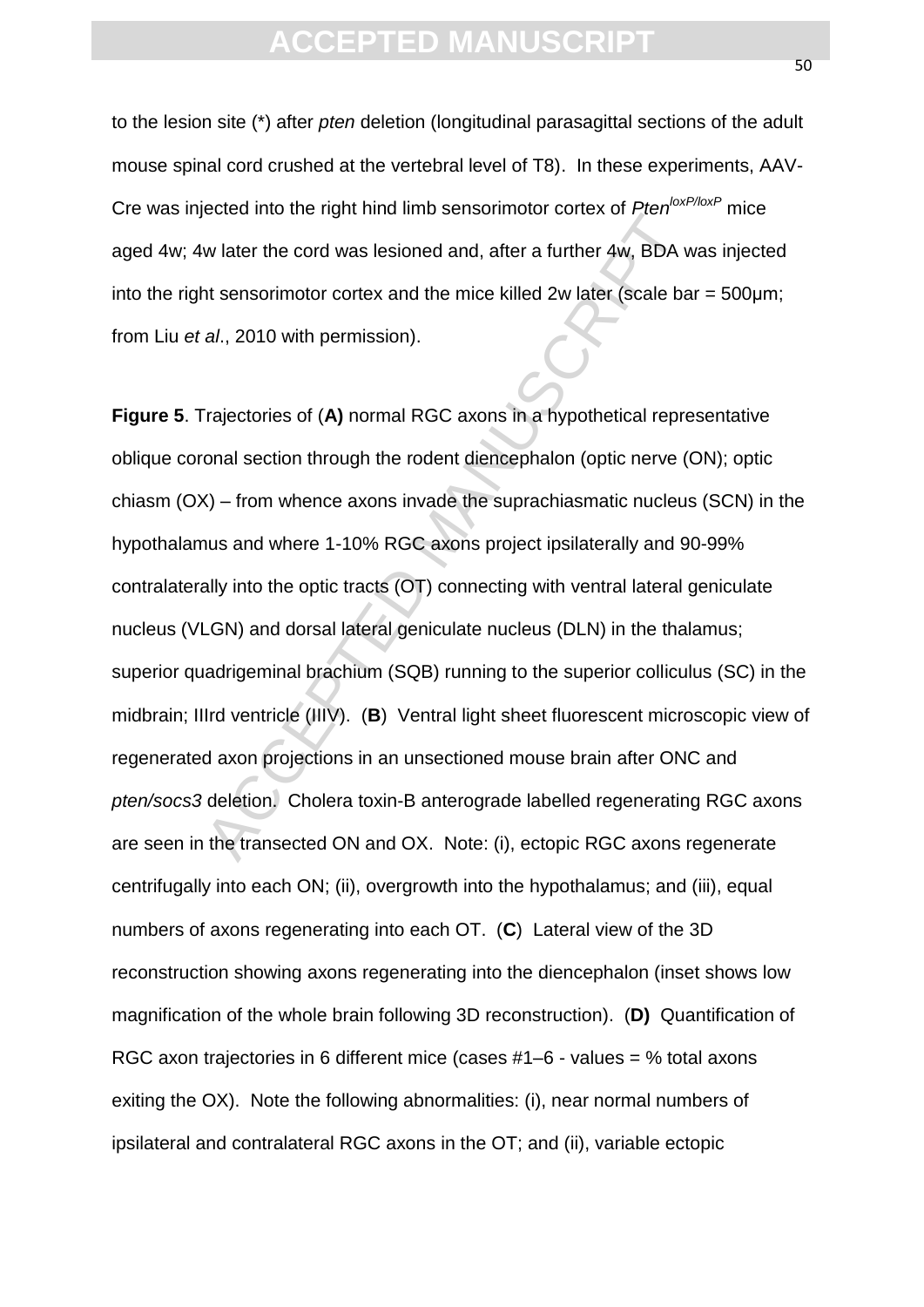to the lesion site (*) after *pten* deletion (longitudinal parasagittal sections of the adult mouse spinal cord crushed at the vertebral level of T8). In these experiments, AAV-Cre was injected into the right hind limb sensorimotor cortex of *Pten*$^{loxP/loxP}$ mice aged 4w; 4w later the cord was lesioned and, after a further 4w, BDA was injected into the right sensorimotor cortex and the mice killed 2w later (scale bar = 500µm; from Liu *et al*., 2010 with permission).

**Figure 5**. Trajectories of (**A)** normal RGC axons in a hypothetical representative oblique coronal section through the rodent diencephalon (optic nerve (ON); optic chiasm (OX) – from whence axons invade the suprachiasmatic nucleus (SCN) in the hypothalamus and where 1-10% RGC axons project ipsilaterally and 90-99% contralaterally into the optic tracts (OT) connecting with ventral lateral geniculate nucleus (VLGN) and dorsal lateral geniculate nucleus (DLN) in the thalamus; superior quadrigeminal brachium (SQB) running to the superior colliculus (SC) in the midbrain; IIIrd ventricle (IIIV). (**B**) Ventral light sheet fluorescent microscopic view of regenerated axon projections in an unsectioned mouse brain after ONC and *pten/socs3* deletion. Cholera toxin-B anterograde labelled regenerating RGC axons are seen in the transected ON and OX. Note: (i), ectopic RGC axons regenerate centrifugally into each ON; (ii), overgrowth into the hypothalamus; and (iii), equal numbers of axons regenerating into each OT. (**C**) Lateral view of the 3D reconstruction showing axons regenerating into the diencephalon (inset shows low magnification of the whole brain following 3D reconstruction). (**D)** Quantification of RGC axon trajectories in 6 different mice (cases #1–6 - values = % total axons exiting the OX). Note the following abnormalities: (i), near normal numbers of ipsilateral and contralateral RGC axons in the OT; and (ii), variable ectopic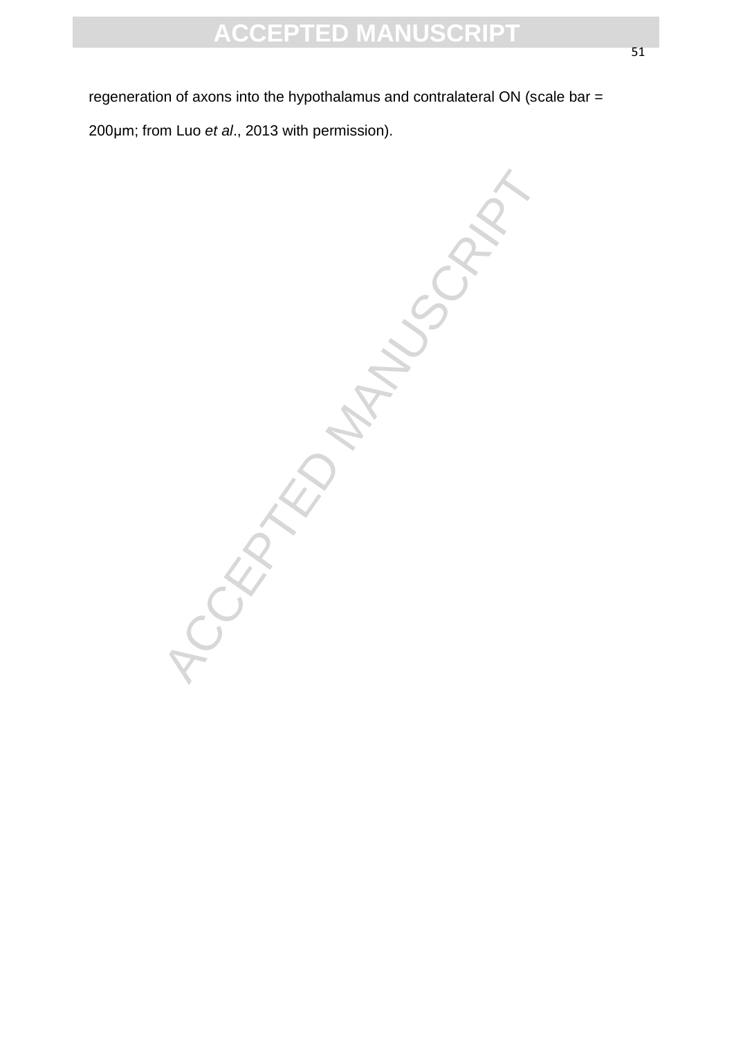regeneration of axons into the hypothalamus and contralateral ON (scale bar = 200μm; from Luo *et al*., 2013 with permission).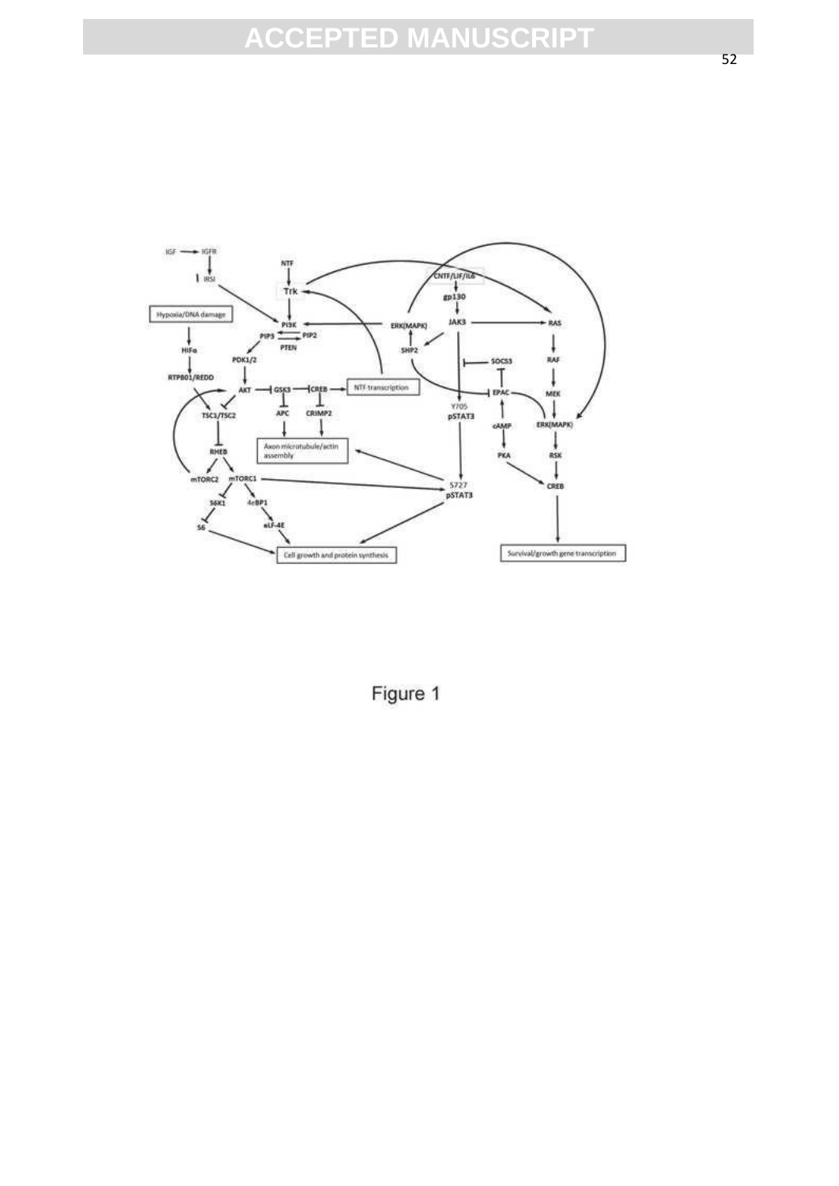Figure 1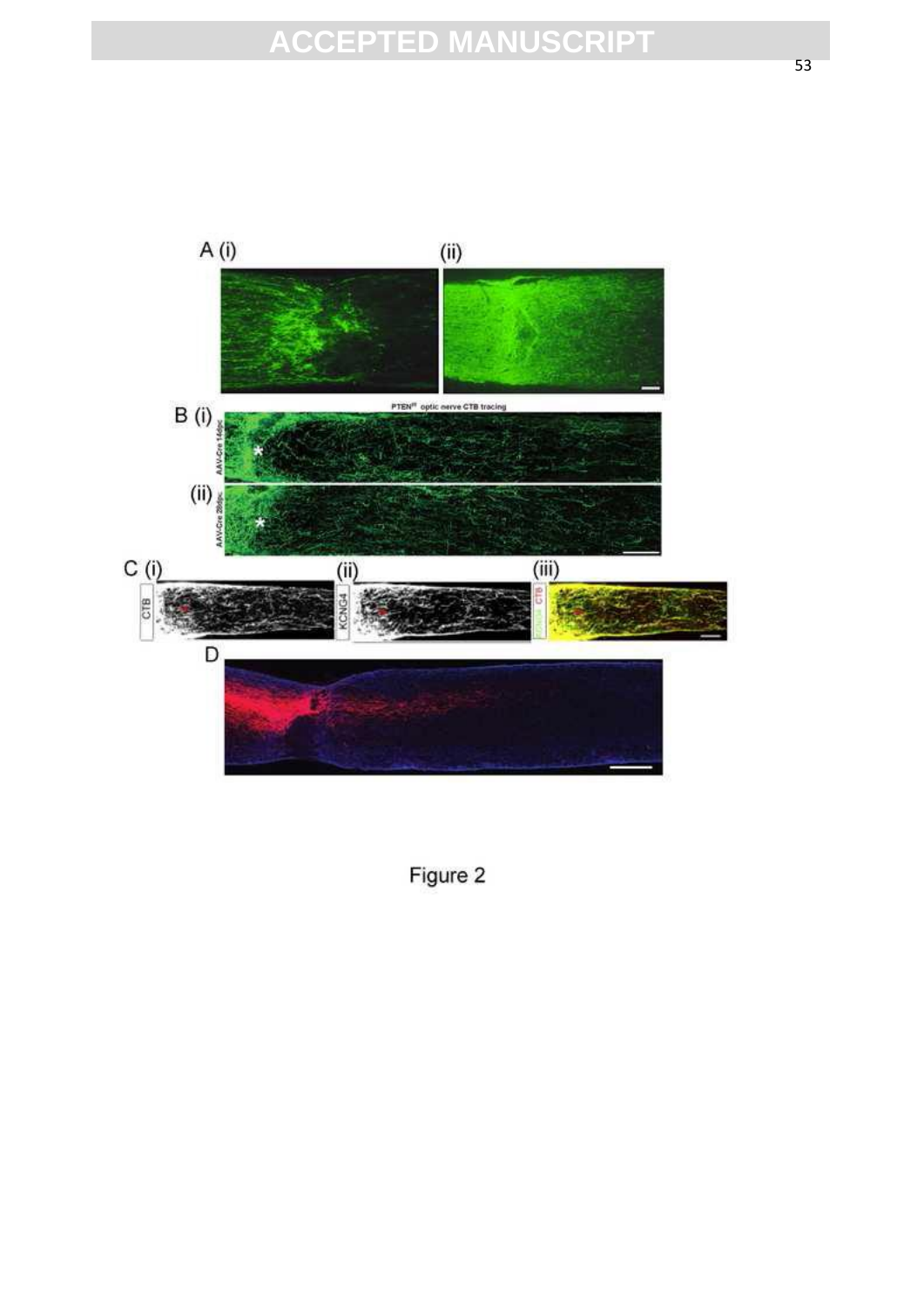Figure 2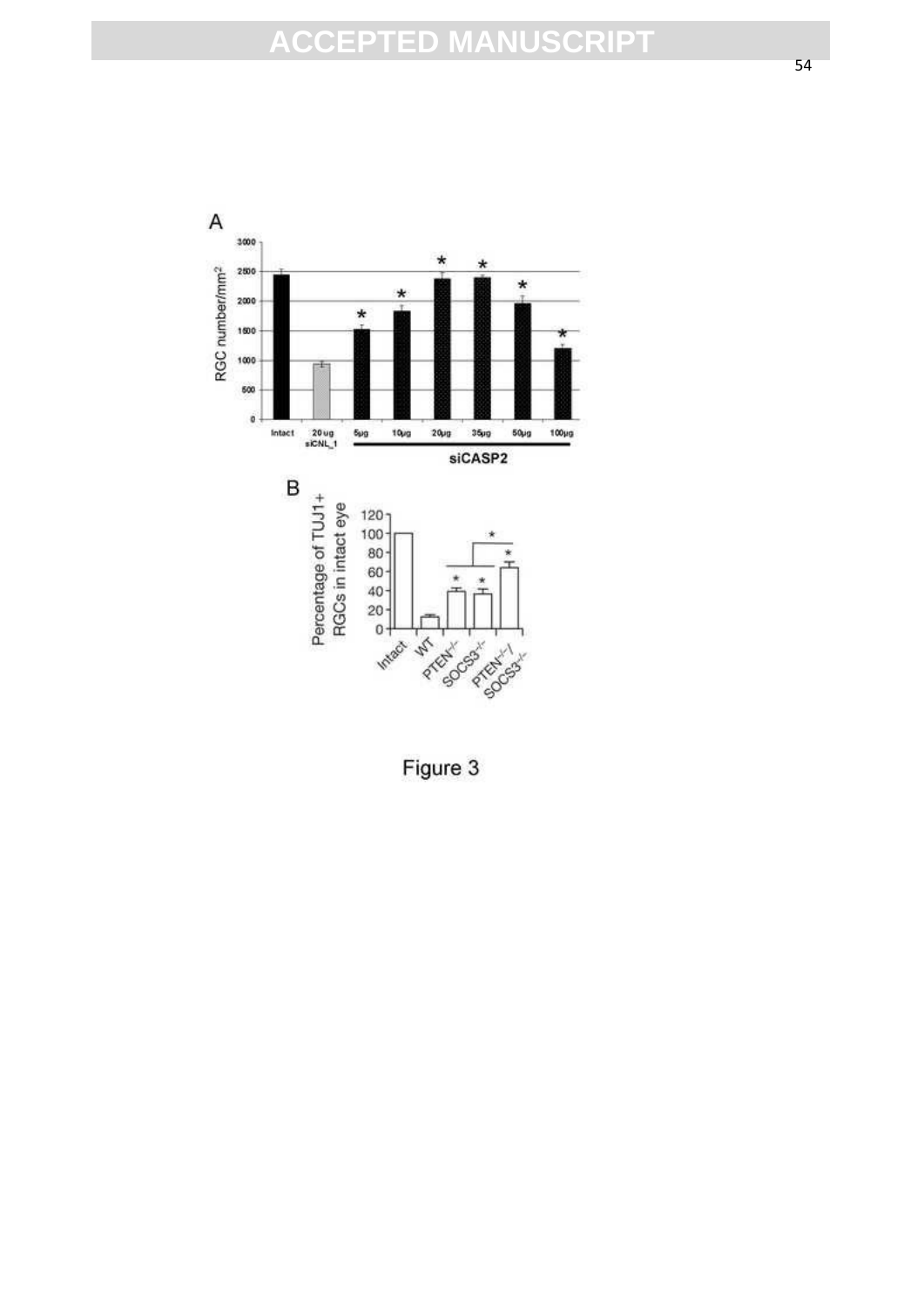Figure 3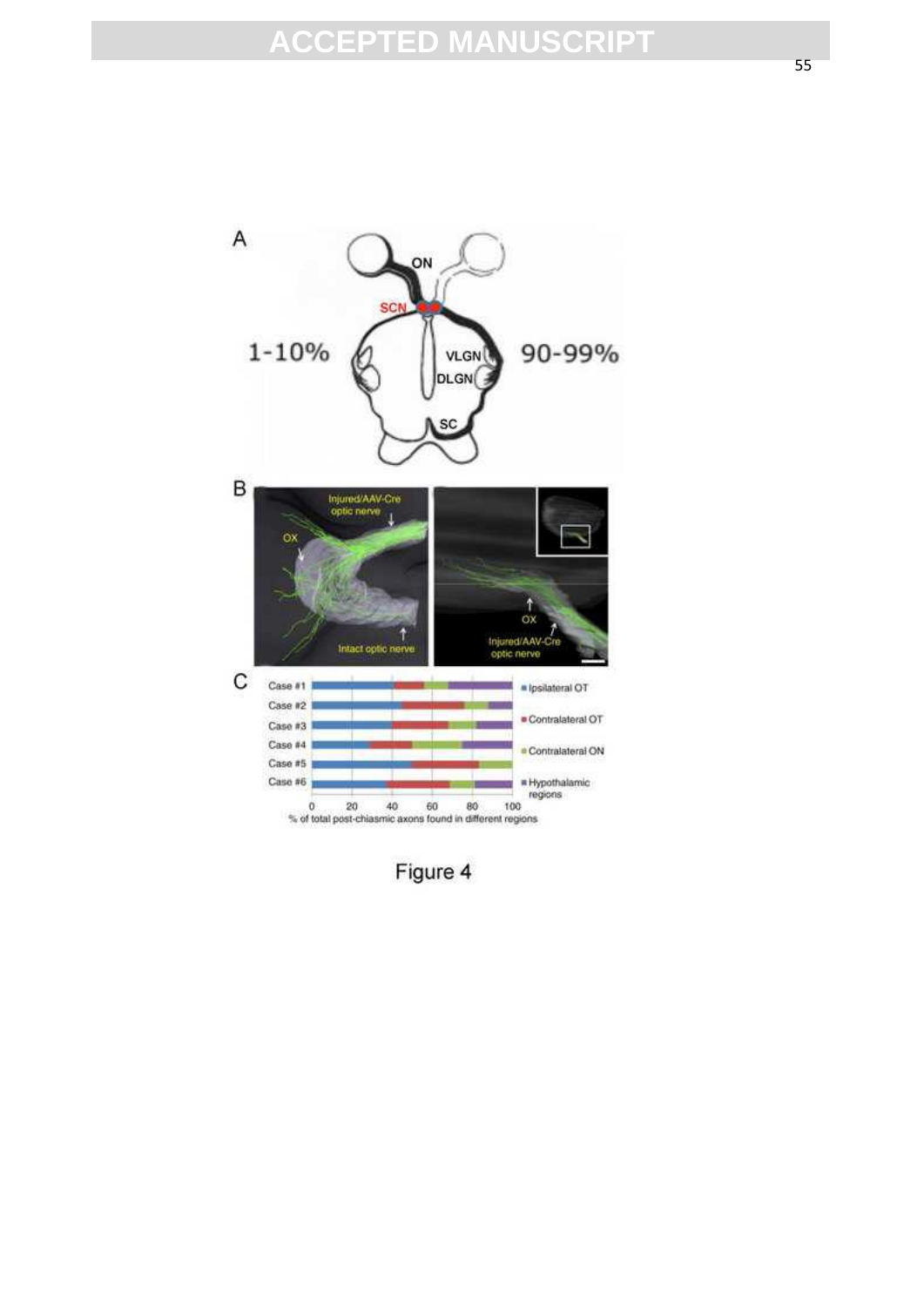Figure 4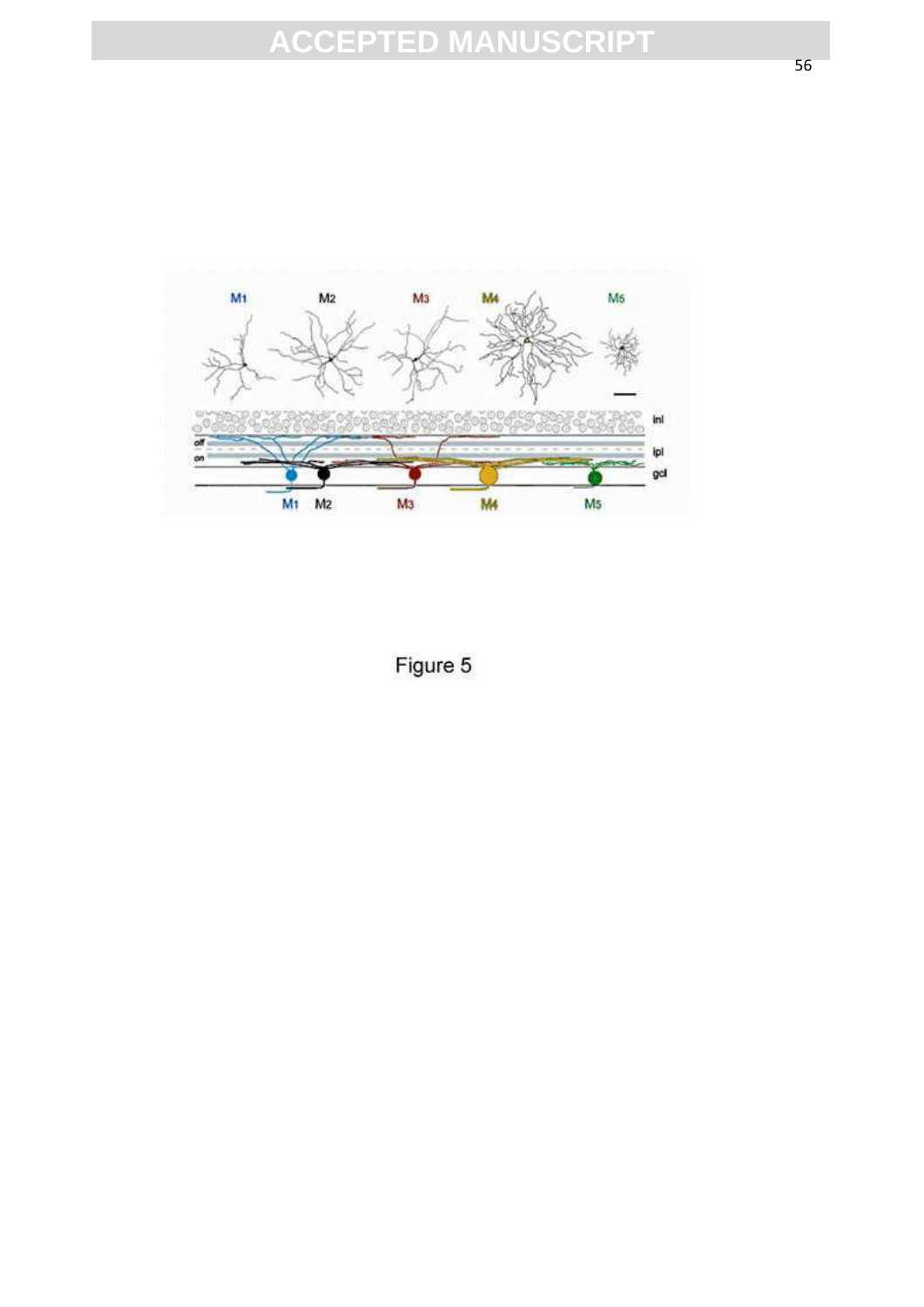M1 M2 M3 M4 M5

inl

off

on

ipl

gcl

M1 M2 M3 M4 M5

Figure 5